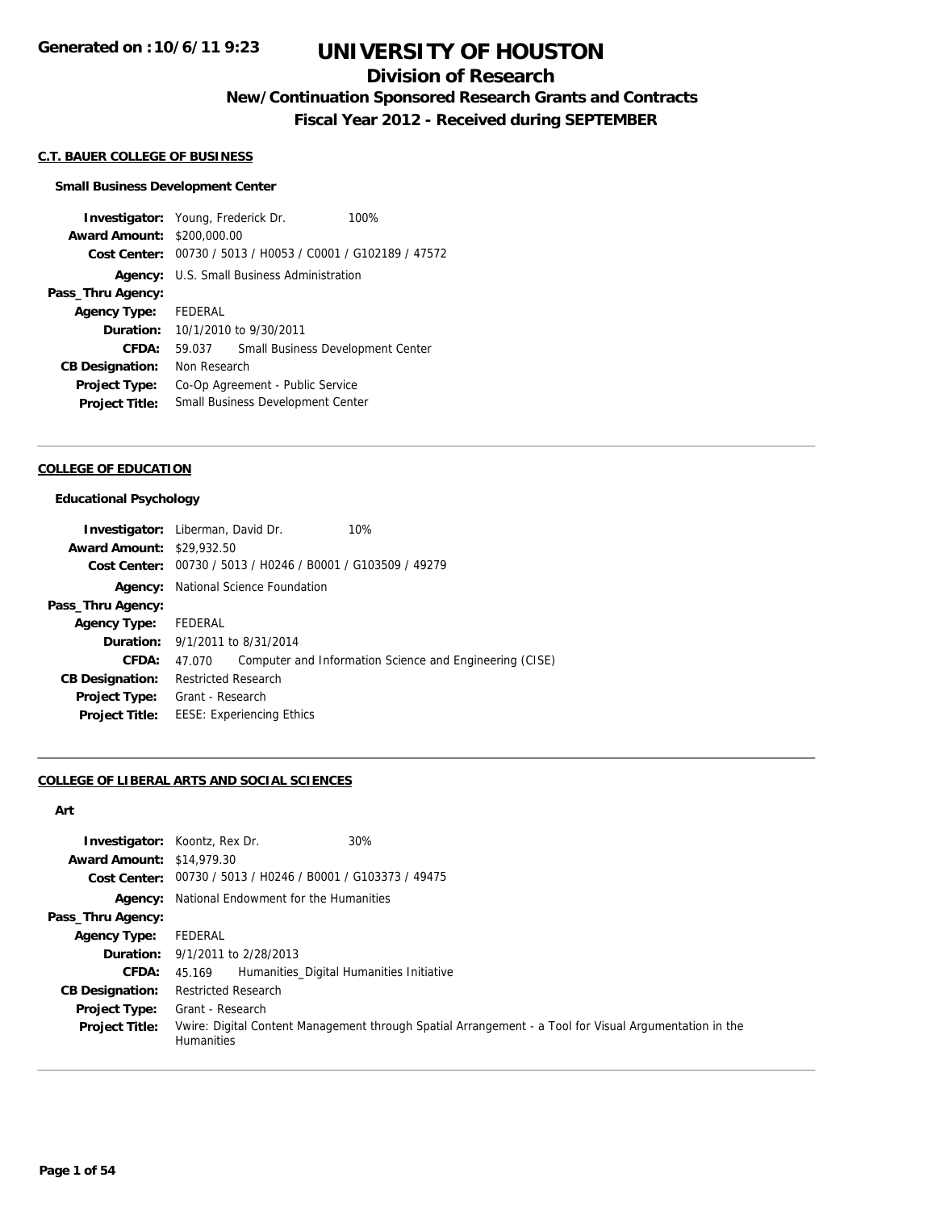Generated on :10/6/11 9:23

# UNIVERSITY OF HOUSTON

## Division of Research

### New/Continuation Sponsored Research Grants and Contracts

### Fiscal Year 2012 - Received during SEPTEMBER

#### C.T. BAUER COLLEGE OF BUSINESS

**Small Business Development Center**

**Investigator:** Young, Frederick Dr. 100%
**Award Amount:** $200,000.00
**Cost Center:** 00730 / 5013 / H0053 / C0001 / G102189 / 47572
**Agency:** U.S. Small Business Administration
**Pass_Thru Agency:**
**Agency Type:** FEDERAL
**Duration:** 10/1/2010 to 9/30/2011
**CFDA:** 59.037 Small Business Development Center
**CB Designation:** Non Research
**Project Type:** Co-Op Agreement - Public Service
**Project Title:** Small Business Development Center

---

#### COLLEGE OF EDUCATION

**Educational Psychology**

**Investigator:** Liberman, David Dr. 10%
**Award Amount:** $29,932.50
**Cost Center:** 00730 / 5013 / H0246 / B0001 / G103509 / 49279
**Agency:** National Science Foundation
**Pass_Thru Agency:**
**Agency Type:** FEDERAL
**Duration:** 9/1/2011 to 8/31/2014
**CFDA:** 47.070 Computer and Information Science and Engineering (CISE)
**CB Designation:** Restricted Research
**Project Type:** Grant - Research
**Project Title:** EESE: Experiencing Ethics

---

#### COLLEGE OF LIBERAL ARTS AND SOCIAL SCIENCES

**Art**

**Investigator:** Koontz, Rex Dr. 30%
**Award Amount:** $14,979.30
**Cost Center:** 00730 / 5013 / H0246 / B0001 / G103373 / 49475
**Agency:** National Endowment for the Humanities
**Pass_Thru Agency:**
**Agency Type:** FEDERAL
**Duration:** 9/1/2011 to 2/28/2013
**CFDA:** 45.169 Humanities_Digital Humanities Initiative
**CB Designation:** Restricted Research
**Project Type:** Grant - Research
**Project Title:** Vwire: Digital Content Management through Spatial Arrangement - a Tool for Visual Argumentation in the Humanities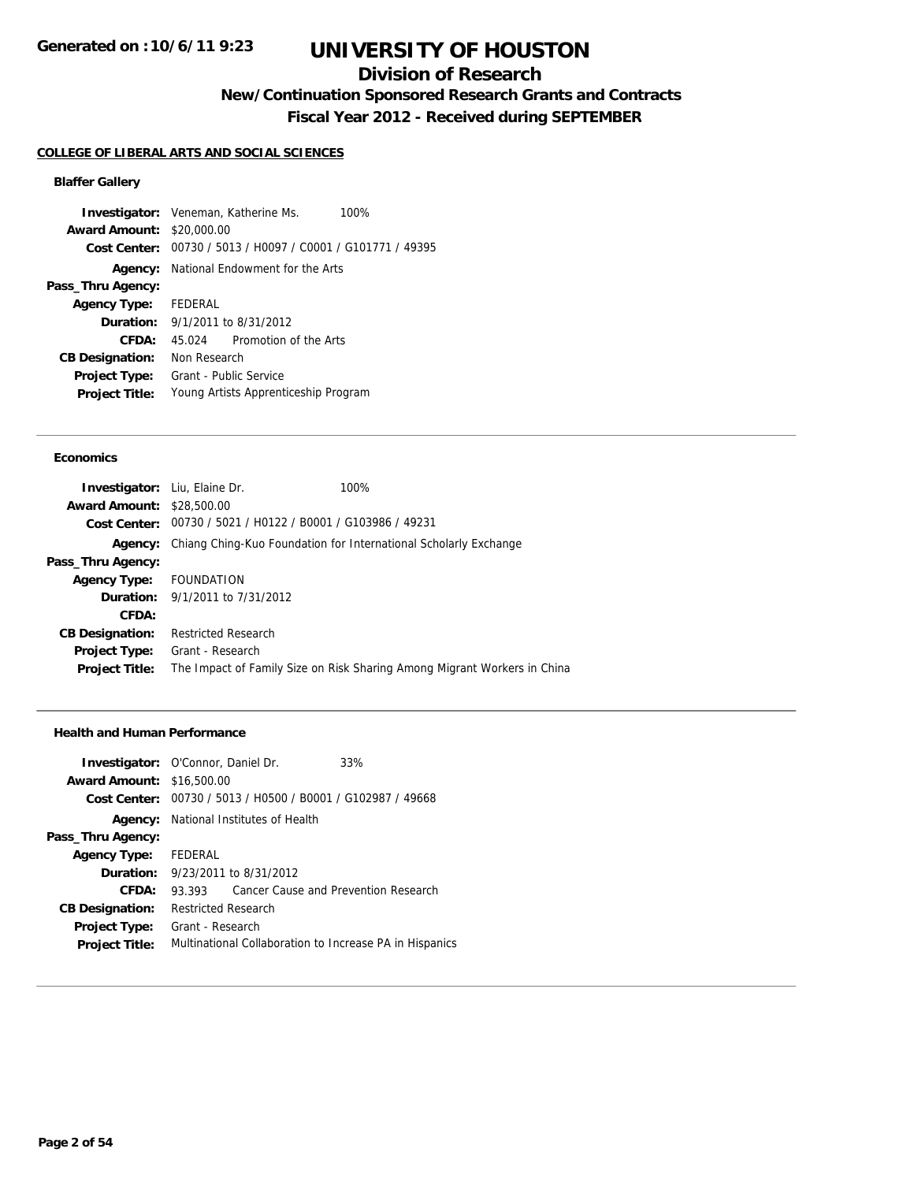# UNIVERSITY OF HOUSTON

## Division of Research

### New/Continuation Sponsored Research Grants and Contracts

### Fiscal Year 2012 - Received during SEPTEMBER

**COLLEGE OF LIBERAL ARTS AND SOCIAL SCIENCES**

**Blaffer Gallery**

**Investigator:** Veneman, Katherine Ms. 100%
**Award Amount:** $20,000.00
**Cost Center:** 00730 / 5013 / H0097 / C0001 / G101771 / 49395
**Agency:** National Endowment for the Arts
**Pass_Thru Agency:**
**Agency Type:** FEDERAL
**Duration:** 9/1/2011 to 8/31/2012
**CFDA:** 45.024 Promotion of the Arts
**CB Designation:** Non Research
**Project Type:** Grant - Public Service
**Project Title:** Young Artists Apprenticeship Program

---

**Economics**

**Investigator:** Liu, Elaine Dr. 100%
**Award Amount:** $28,500.00
**Cost Center:** 00730 / 5021 / H0122 / B0001 / G103986 / 49231
**Agency:** Chiang Ching-Kuo Foundation for International Scholarly Exchange
**Pass_Thru Agency:**
**Agency Type:** FOUNDATION
**Duration:** 9/1/2011 to 7/31/2012
**CFDA:**
**CB Designation:** Restricted Research
**Project Type:** Grant - Research
**Project Title:** The Impact of Family Size on Risk Sharing Among Migrant Workers in China

---

**Health and Human Performance**

**Investigator:** O'Connor, Daniel Dr. 33%
**Award Amount:** $16,500.00
**Cost Center:** 00730 / 5013 / H0500 / B0001 / G102987 / 49668
**Agency:** National Institutes of Health
**Pass_Thru Agency:**
**Agency Type:** FEDERAL
**Duration:** 9/23/2011 to 8/31/2012
**CFDA:** 93.393 Cancer Cause and Prevention Research
**CB Designation:** Restricted Research
**Project Type:** Grant - Research
**Project Title:** Multinational Collaboration to Increase PA in Hispanics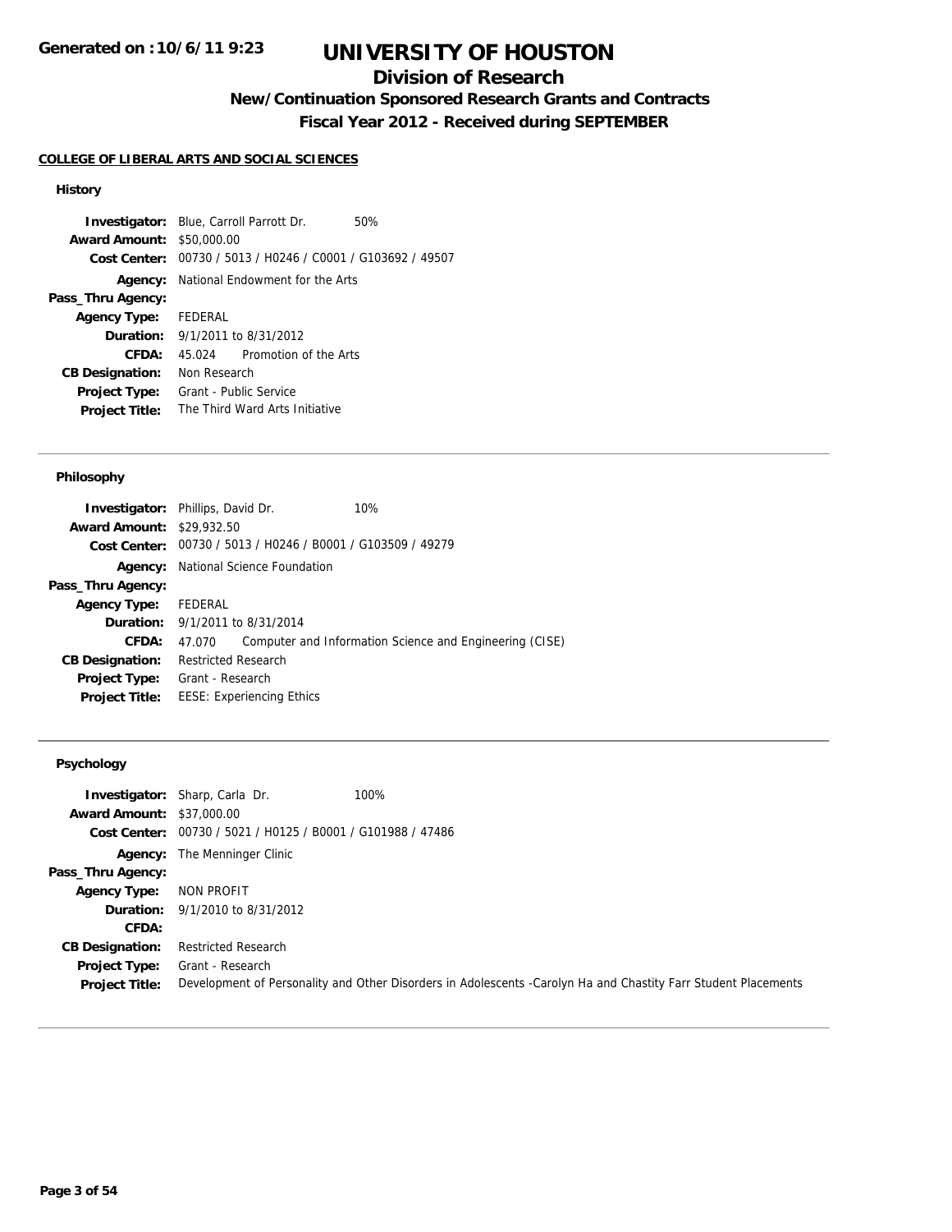# UNIVERSITY OF HOUSTON

## Division of Research

### New/Continuation Sponsored Research Grants and Contracts

### Fiscal Year 2012 - Received during SEPTEMBER

**Generated on :10/6/11 9:23**

#### COLLEGE OF LIBERAL ARTS AND SOCIAL SCIENCES

##### History

**Investigator:** Blue, Carroll Parrott Dr. 50%
**Award Amount:** $50,000.00
**Cost Center:** 00730 / 5013 / H0246 / C0001 / G103692 / 49507
**Agency:** National Endowment for the Arts
**Pass_Thru Agency:**
**Agency Type:** FEDERAL
**Duration:** 9/1/2011 to 8/31/2012
**CFDA:** 45.024 Promotion of the Arts
**CB Designation:** Non Research
**Project Type:** Grant - Public Service
**Project Title:** The Third Ward Arts Initiative

---

##### Philosophy

**Investigator:** Phillips, David Dr. 10%
**Award Amount:** $29,932.50
**Cost Center:** 00730 / 5013 / H0246 / B0001 / G103509 / 49279
**Agency:** National Science Foundation
**Pass_Thru Agency:**
**Agency Type:** FEDERAL
**Duration:** 9/1/2011 to 8/31/2014
**CFDA:** 47.070 Computer and Information Science and Engineering (CISE)
**CB Designation:** Restricted Research
**Project Type:** Grant - Research
**Project Title:** EESE: Experiencing Ethics

---

##### Psychology

**Investigator:** Sharp, Carla Dr. 100%
**Award Amount:** $37,000.00
**Cost Center:** 00730 / 5021 / H0125 / B0001 / G101988 / 47486
**Agency:** The Menninger Clinic
**Pass_Thru Agency:**
**Agency Type:** NON PROFIT
**Duration:** 9/1/2010 to 8/31/2012
**CFDA:**
**CB Designation:** Restricted Research
**Project Type:** Grant - Research
**Project Title:** Development of Personality and Other Disorders in Adolescents -Carolyn Ha and Chastity Farr Student Placements

---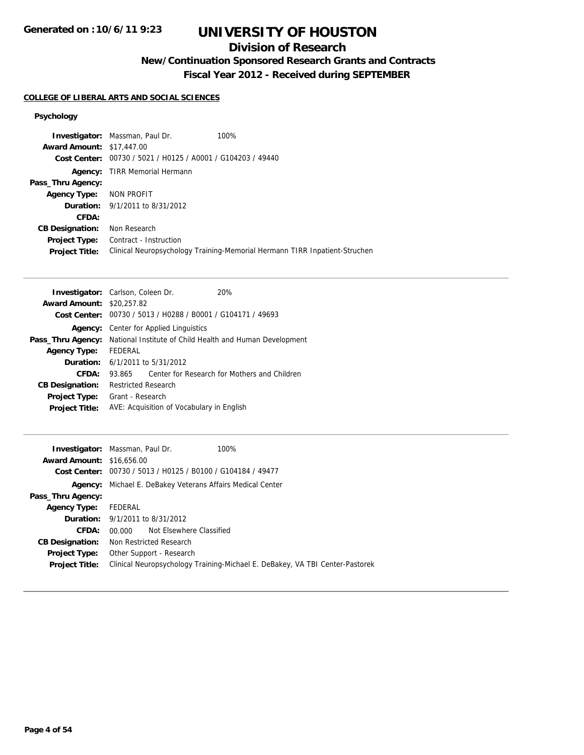# UNIVERSITY OF HOUSTON

## Division of Research

### New/Continuation Sponsored Research Grants and Contracts

### Fiscal Year 2012 - Received during SEPTEMBER

**Generated on :10/6/11 9:23**

**COLLEGE OF LIBERAL ARTS AND SOCIAL SCIENCES**

**Psychology**

**Investigator:** Massman, Paul Dr. 100%
**Award Amount:** $17,447.00
**Cost Center:** 00730 / 5021 / H0125 / A0001 / G104203 / 49440
**Agency:** TIRR Memorial Hermann
**Pass_Thru Agency:**
**Agency Type:** NON PROFIT
**Duration:** 9/1/2011 to 8/31/2012
**CFDA:**
**CB Designation:** Non Research
**Project Type:** Contract - Instruction
**Project Title:** Clinical Neuropsychology Training-Memorial Hermann TIRR Inpatient-Struchen

---

**Investigator:** Carlson, Coleen Dr. 20%
**Award Amount:** $20,257.82
**Cost Center:** 00730 / 5013 / H0288 / B0001 / G104171 / 49693
**Agency:** Center for Applied Linguistics
**Pass_Thru Agency:** National Institute of Child Health and Human Development
**Agency Type:** FEDERAL
**Duration:** 6/1/2011 to 5/31/2012
**CFDA:** 93.865 Center for Research for Mothers and Children
**CB Designation:** Restricted Research
**Project Type:** Grant - Research
**Project Title:** AVE: Acquisition of Vocabulary in English

---

**Investigator:** Massman, Paul Dr. 100%
**Award Amount:** $16,656.00
**Cost Center:** 00730 / 5013 / H0125 / B0100 / G104184 / 49477
**Agency:** Michael E. DeBakey Veterans Affairs Medical Center
**Pass_Thru Agency:**
**Agency Type:** FEDERAL
**Duration:** 9/1/2011 to 8/31/2012
**CFDA:** 00.000 Not Elsewhere Classified
**CB Designation:** Non Restricted Research
**Project Type:** Other Support - Research
**Project Title:** Clinical Neuropsychology Training-Michael E. DeBakey, VA TBI Center-Pastorek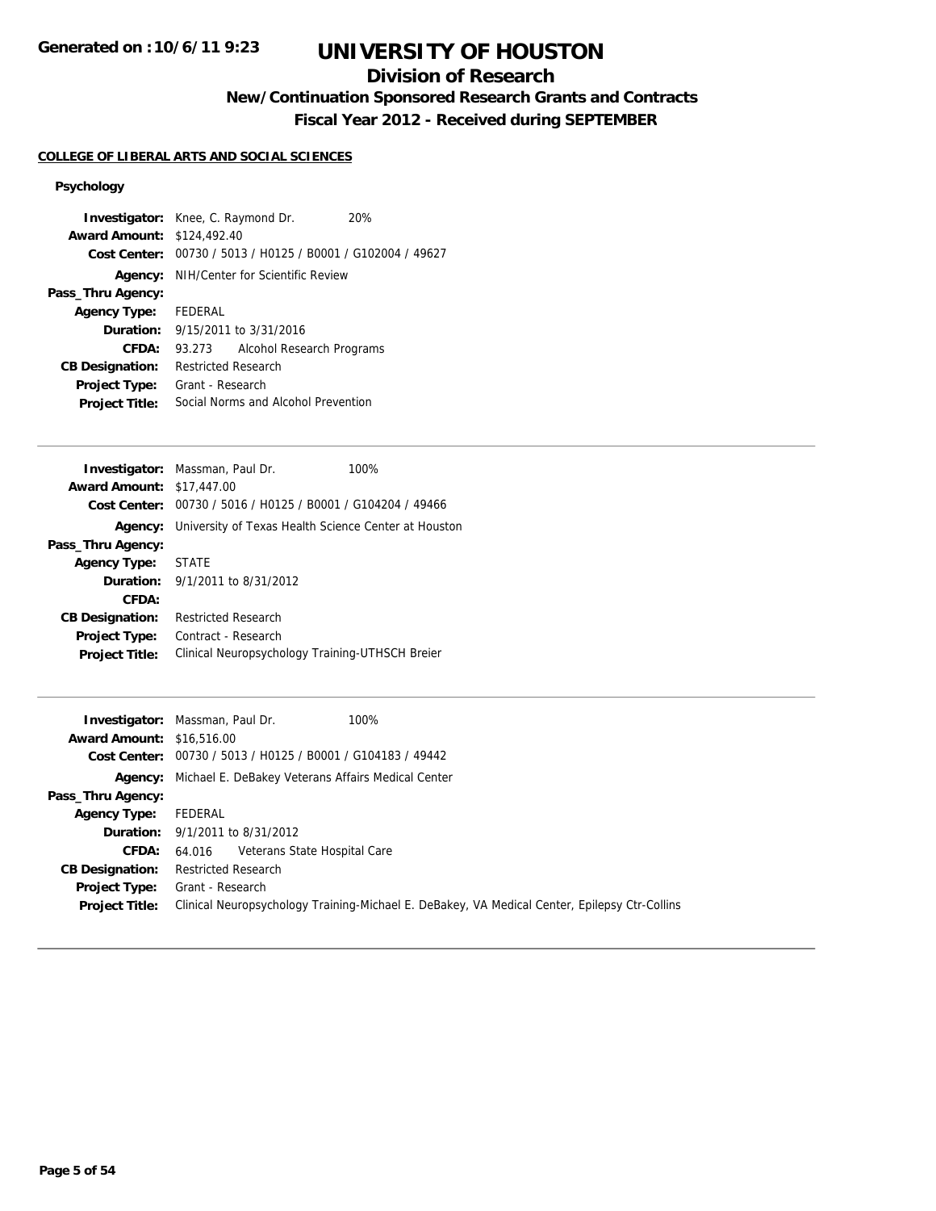# UNIVERSITY OF HOUSTON

## Division of Research

### New/Continuation Sponsored Research Grants and Contracts

### Fiscal Year 2012 - Received during SEPTEMBER

**Generated on :10/6/11 9:23**

**COLLEGE OF LIBERAL ARTS AND SOCIAL SCIENCES**

**Psychology**

**Investigator:** Knee, C. Raymond Dr. 20%
**Award Amount:** $124,492.40
**Cost Center:** 00730 / 5013 / H0125 / B0001 / G102004 / 49627
**Agency:** NIH/Center for Scientific Review
**Pass_Thru Agency:**
**Agency Type:** FEDERAL
**Duration:** 9/15/2011 to 3/31/2016
**CFDA:** 93.273 Alcohol Research Programs
**CB Designation:** Restricted Research
**Project Type:** Grant - Research
**Project Title:** Social Norms and Alcohol Prevention

---

**Investigator:** Massman, Paul Dr. 100%
**Award Amount:** $17,447.00
**Cost Center:** 00730 / 5016 / H0125 / B0001 / G104204 / 49466
**Agency:** University of Texas Health Science Center at Houston
**Pass_Thru Agency:**
**Agency Type:** STATE
**Duration:** 9/1/2011 to 8/31/2012
**CFDA:**
**CB Designation:** Restricted Research
**Project Type:** Contract - Research
**Project Title:** Clinical Neuropsychology Training-UTHSCH Breier

---

**Investigator:** Massman, Paul Dr. 100%
**Award Amount:** $16,516.00
**Cost Center:** 00730 / 5013 / H0125 / B0001 / G104183 / 49442
**Agency:** Michael E. DeBakey Veterans Affairs Medical Center
**Pass_Thru Agency:**
**Agency Type:** FEDERAL
**Duration:** 9/1/2011 to 8/31/2012
**CFDA:** 64.016 Veterans State Hospital Care
**CB Designation:** Restricted Research
**Project Type:** Grant - Research
**Project Title:** Clinical Neuropsychology Training-Michael E. DeBakey, VA Medical Center, Epilepsy Ctr-Collins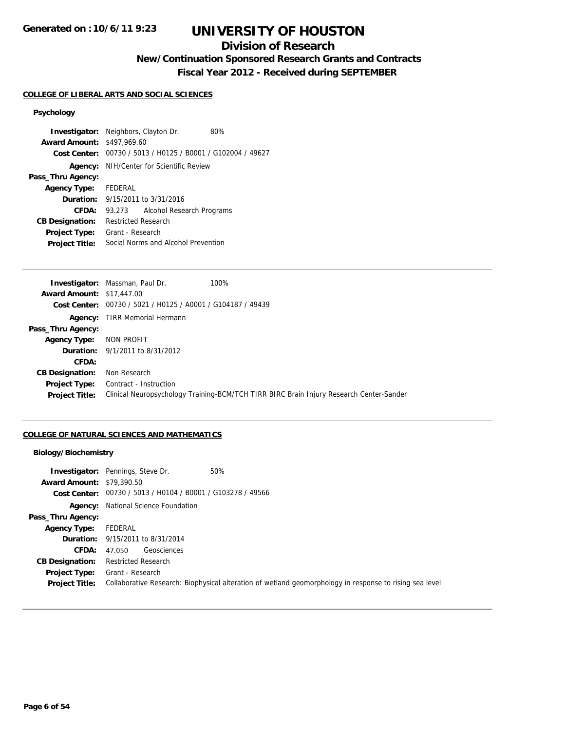# UNIVERSITY OF HOUSTON

## Division of Research

### New/Continuation Sponsored Research Grants and Contracts

### Fiscal Year 2012 - Received during SEPTEMBER

Generated on :10/6/11 9:23

#### COLLEGE OF LIBERAL ARTS AND SOCIAL SCIENCES

##### Psychology

**Investigator:** Neighbors, Clayton Dr. 80%
**Award Amount:** $497,969.60
**Cost Center:** 00730 / 5013 / H0125 / B0001 / G102004 / 49627
**Agency:** NIH/Center for Scientific Review
**Pass_Thru Agency:**
**Agency Type:** FEDERAL
**Duration:** 9/15/2011 to 3/31/2016
**CFDA:** 93.273 Alcohol Research Programs
**CB Designation:** Restricted Research
**Project Type:** Grant - Research
**Project Title:** Social Norms and Alcohol Prevention

---

**Investigator:** Massman, Paul Dr. 100%
**Award Amount:** $17,447.00
**Cost Center:** 00730 / 5021 / H0125 / A0001 / G104187 / 49439
**Agency:** TIRR Memorial Hermann
**Pass_Thru Agency:**
**Agency Type:** NON PROFIT
**Duration:** 9/1/2011 to 8/31/2012
**CFDA:**
**CB Designation:** Non Research
**Project Type:** Contract - Instruction
**Project Title:** Clinical Neuropsychology Training-BCM/TCH TIRR BIRC Brain Injury Research Center-Sander

---

#### COLLEGE OF NATURAL SCIENCES AND MATHEMATICS

##### Biology/Biochemistry

**Investigator:** Pennings, Steve Dr. 50%
**Award Amount:** $79,390.50
**Cost Center:** 00730 / 5013 / H0104 / B0001 / G103278 / 49566
**Agency:** National Science Foundation
**Pass_Thru Agency:**
**Agency Type:** FEDERAL
**Duration:** 9/15/2011 to 8/31/2014
**CFDA:** 47.050 Geosciences
**CB Designation:** Restricted Research
**Project Type:** Grant - Research
**Project Title:** Collaborative Research: Biophysical alteration of wetland geomorphology in response to rising sea level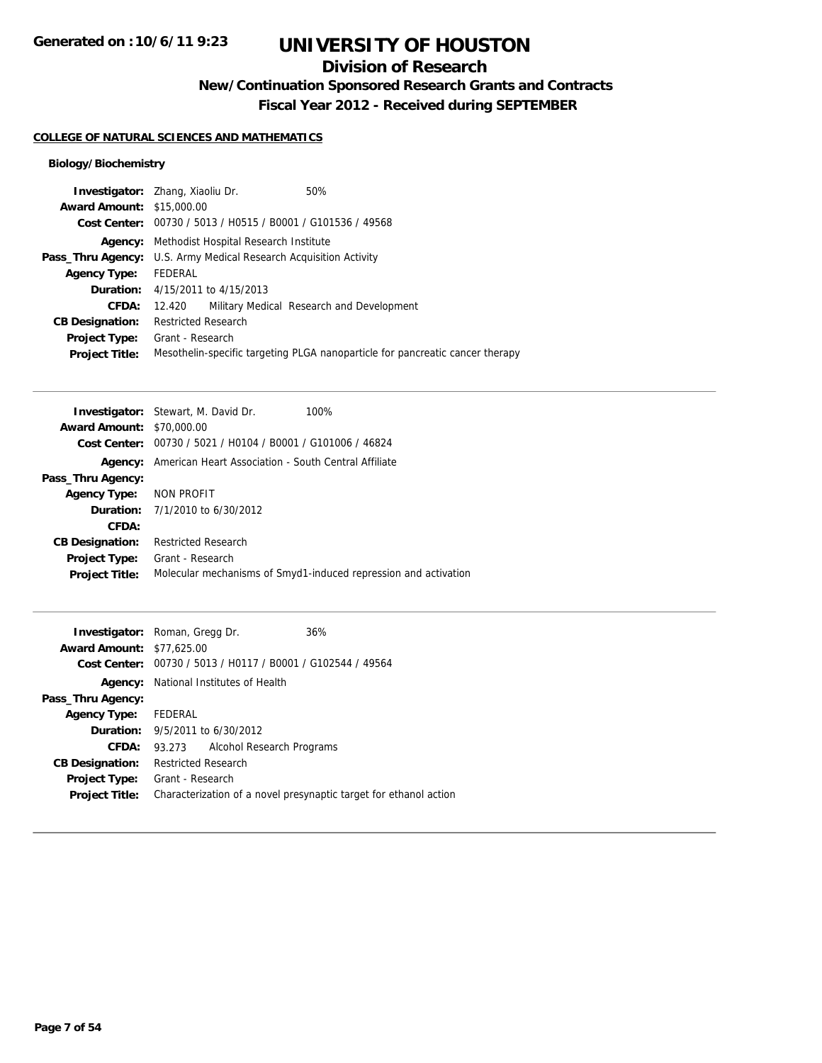# UNIVERSITY OF HOUSTON

## Division of Research

### New/Continuation Sponsored Research Grants and Contracts

### Fiscal Year 2012 - Received during SEPTEMBER

Generated on :10/6/11 9:23

**COLLEGE OF NATURAL SCIENCES AND MATHEMATICS**

**Biology/Biochemistry**

**Investigator:** Zhang, Xiaoliu Dr. 50%
**Award Amount:** $15,000.00
**Cost Center:** 00730 / 5013 / H0515 / B0001 / G101536 / 49568
**Agency:** Methodist Hospital Research Institute
**Pass_Thru Agency:** U.S. Army Medical Research Acquisition Activity
**Agency Type:** FEDERAL
**Duration:** 4/15/2011 to 4/15/2013
**CFDA:** 12.420 Military Medical Research and Development
**CB Designation:** Restricted Research
**Project Type:** Grant - Research
**Project Title:** Mesothelin-specific targeting PLGA nanoparticle for pancreatic cancer therapy

---

**Investigator:** Stewart, M. David Dr. 100%
**Award Amount:** $70,000.00
**Cost Center:** 00730 / 5021 / H0104 / B0001 / G101006 / 46824
**Agency:** American Heart Association - South Central Affiliate
**Pass_Thru Agency:**
**Agency Type:** NON PROFIT
**Duration:** 7/1/2010 to 6/30/2012
**CFDA:**
**CB Designation:** Restricted Research
**Project Type:** Grant - Research
**Project Title:** Molecular mechanisms of Smyd1-induced repression and activation

---

**Investigator:** Roman, Gregg Dr. 36%
**Award Amount:** $77,625.00
**Cost Center:** 00730 / 5013 / H0117 / B0001 / G102544 / 49564
**Agency:** National Institutes of Health
**Pass_Thru Agency:**
**Agency Type:** FEDERAL
**Duration:** 9/5/2011 to 6/30/2012
**CFDA:** 93.273 Alcohol Research Programs
**CB Designation:** Restricted Research
**Project Type:** Grant - Research
**Project Title:** Characterization of a novel presynaptic target for ethanol action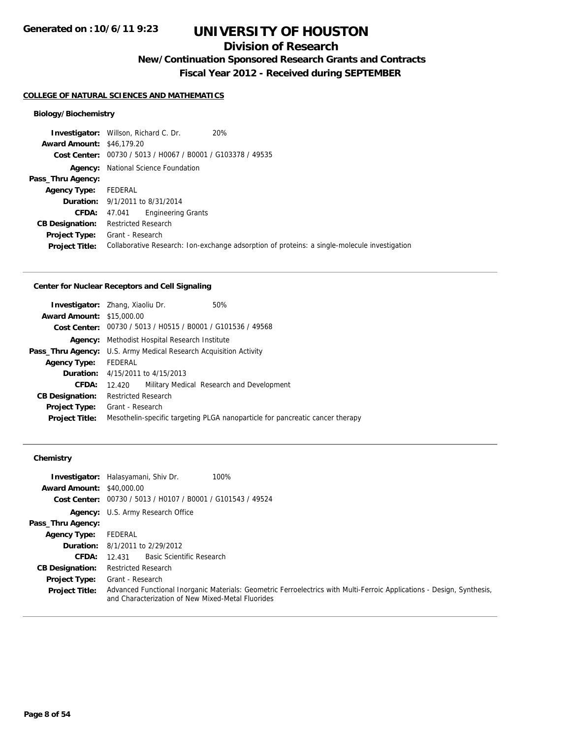# UNIVERSITY OF HOUSTON

## Division of Research

### New/Continuation Sponsored Research Grants and Contracts

### Fiscal Year 2012 - Received during SEPTEMBER

**COLLEGE OF NATURAL SCIENCES AND MATHEMATICS**

#### Biology/Biochemistry

**Investigator:** Willson, Richard C. Dr. 20%
**Award Amount:** $46,179.20
**Cost Center:** 00730 / 5013 / H0067 / B0001 / G103378 / 49535
**Agency:** National Science Foundation
**Pass_Thru Agency:**
**Agency Type:** FEDERAL
**Duration:** 9/1/2011 to 8/31/2014
**CFDA:** 47.041 Engineering Grants
**CB Designation:** Restricted Research
**Project Type:** Grant - Research
**Project Title:** Collaborative Research: Ion-exchange adsorption of proteins: a single-molecule investigation

---

#### Center for Nuclear Receptors and Cell Signaling

**Investigator:** Zhang, Xiaoliu Dr. 50%
**Award Amount:** $15,000.00
**Cost Center:** 00730 / 5013 / H0515 / B0001 / G101536 / 49568
**Agency:** Methodist Hospital Research Institute
**Pass_Thru Agency:** U.S. Army Medical Research Acquisition Activity
**Agency Type:** FEDERAL
**Duration:** 4/15/2011 to 4/15/2013
**CFDA:** 12.420 Military Medical Research and Development
**CB Designation:** Restricted Research
**Project Type:** Grant - Research
**Project Title:** Mesothelin-specific targeting PLGA nanoparticle for pancreatic cancer therapy

---

#### Chemistry

**Investigator:** Halasyamani, Shiv Dr. 100%
**Award Amount:** $40,000.00
**Cost Center:** 00730 / 5013 / H0107 / B0001 / G101543 / 49524
**Agency:** U.S. Army Research Office
**Pass_Thru Agency:**
**Agency Type:** FEDERAL
**Duration:** 8/1/2011 to 2/29/2012
**CFDA:** 12.431 Basic Scientific Research
**CB Designation:** Restricted Research
**Project Type:** Grant - Research
**Project Title:** Advanced Functional Inorganic Materials: Geometric Ferroelectrics with Multi-Ferroic Applications - Design, Synthesis, and Characterization of New Mixed-Metal Fluorides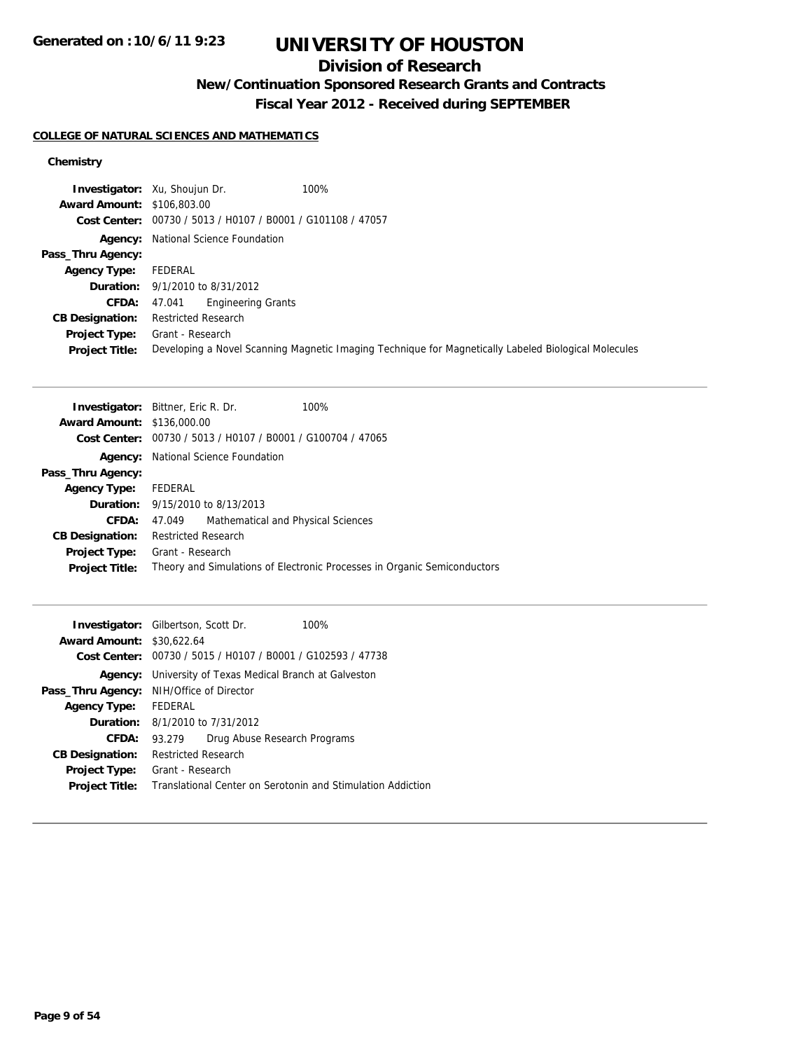# UNIVERSITY OF HOUSTON

## Division of Research

### New/Continuation Sponsored Research Grants and Contracts

### Fiscal Year 2012 - Received during SEPTEMBER

Generated on :10/6/11 9:23

**COLLEGE OF NATURAL SCIENCES AND MATHEMATICS**

**Chemistry**

| | | |
|---|---|---|
| **Investigator:** | Xu, Shoujun Dr. | 100% |
| **Award Amount:** | $106,803.00 | |
| **Cost Center:** | 00730 / 5013 / H0107 / B0001 / G101108 / 47057 | |
| **Agency:** | National Science Foundation | |
| **Pass_Thru Agency:** | | |
| **Agency Type:** | FEDERAL | |
| **Duration:** | 9/1/2010 to 8/31/2012 | |
| **CFDA:** | 47.041 Engineering Grants | |
| **CB Designation:** | Restricted Research | |
| **Project Type:** | Grant - Research | |
| **Project Title:** | Developing a Novel Scanning Magnetic Imaging Technique for Magnetically Labeled Biological Molecules | |

| | | |
|---|---|---|
| **Investigator:** | Bittner, Eric R. Dr. | 100% |
| **Award Amount:** | $136,000.00 | |
| **Cost Center:** | 00730 / 5013 / H0107 / B0001 / G100704 / 47065 | |
| **Agency:** | National Science Foundation | |
| **Pass_Thru Agency:** | | |
| **Agency Type:** | FEDERAL | |
| **Duration:** | 9/15/2010 to 8/13/2013 | |
| **CFDA:** | 47.049 Mathematical and Physical Sciences | |
| **CB Designation:** | Restricted Research | |
| **Project Type:** | Grant - Research | |
| **Project Title:** | Theory and Simulations of Electronic Processes in Organic Semiconductors | |

| | | |
|---|---|---|
| **Investigator:** | Gilbertson, Scott Dr. | 100% |
| **Award Amount:** | $30,622.64 | |
| **Cost Center:** | 00730 / 5015 / H0107 / B0001 / G102593 / 47738 | |
| **Agency:** | University of Texas Medical Branch at Galveston | |
| **Pass_Thru Agency:** | NIH/Office of Director | |
| **Agency Type:** | FEDERAL | |
| **Duration:** | 8/1/2010 to 7/31/2012 | |
| **CFDA:** | 93.279 Drug Abuse Research Programs | |
| **CB Designation:** | Restricted Research | |
| **Project Type:** | Grant - Research | |
| **Project Title:** | Translational Center on Serotonin and Stimulation Addiction | |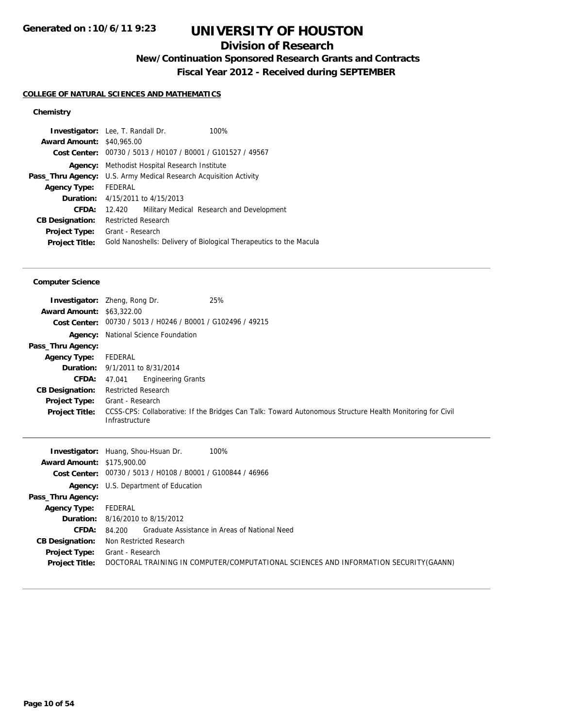# UNIVERSITY OF HOUSTON

## Division of Research

### New/Continuation Sponsored Research Grants and Contracts

### Fiscal Year 2012 - Received during SEPTEMBER

Generated on :10/6/11 9:23

**COLLEGE OF NATURAL SCIENCES AND MATHEMATICS**

**Chemistry**

**Investigator:** Lee, T. Randall Dr. 100%
**Award Amount:** $40,965.00
**Cost Center:** 00730 / 5013 / H0107 / B0001 / G101527 / 49567
**Agency:** Methodist Hospital Research Institute
**Pass_Thru Agency:** U.S. Army Medical Research Acquisition Activity
**Agency Type:** FEDERAL
**Duration:** 4/15/2011 to 4/15/2013
**CFDA:** 12.420 Military Medical Research and Development
**CB Designation:** Restricted Research
**Project Type:** Grant - Research
**Project Title:** Gold Nanoshells: Delivery of Biological Therapeutics to the Macula

---

**Computer Science**

**Investigator:** Zheng, Rong Dr. 25%
**Award Amount:** $63,322.00
**Cost Center:** 00730 / 5013 / H0246 / B0001 / G102496 / 49215
**Agency:** National Science Foundation
**Pass_Thru Agency:**
**Agency Type:** FEDERAL
**Duration:** 9/1/2011 to 8/31/2014
**CFDA:** 47.041 Engineering Grants
**CB Designation:** Restricted Research
**Project Type:** Grant - Research
**Project Title:** CCSS-CPS: Collaborative: If the Bridges Can Talk: Toward Autonomous Structure Health Monitoring for Civil Infrastructure

---

**Investigator:** Huang, Shou-Hsuan Dr. 100%
**Award Amount:** $175,900.00
**Cost Center:** 00730 / 5013 / H0108 / B0001 / G100844 / 46966
**Agency:** U.S. Department of Education
**Pass_Thru Agency:**
**Agency Type:** FEDERAL
**Duration:** 8/16/2010 to 8/15/2012
**CFDA:** 84.200 Graduate Assistance in Areas of National Need
**CB Designation:** Non Restricted Research
**Project Type:** Grant - Research
**Project Title:** DOCTORAL TRAINING IN COMPUTER/COMPUTATIONAL SCIENCES AND INFORMATION SECURITY(GAANN)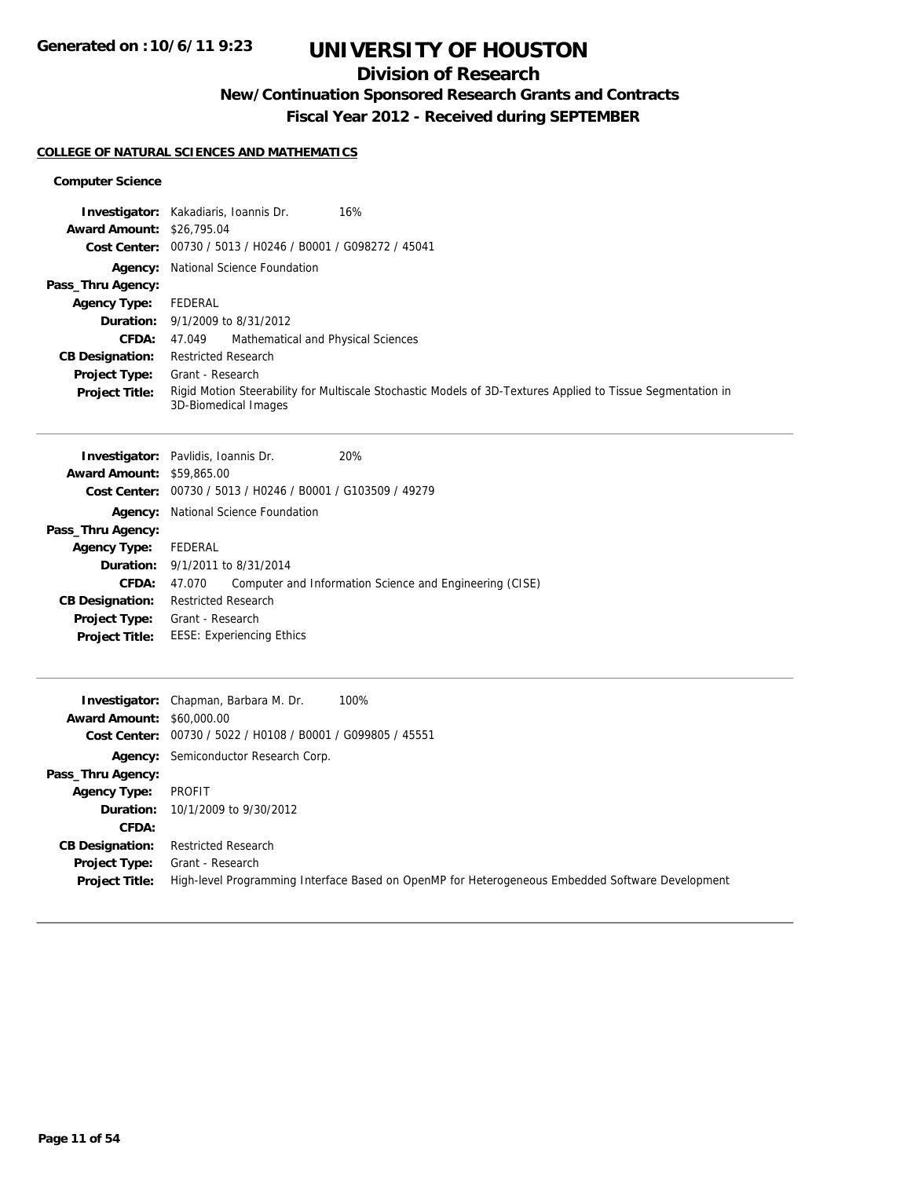**Generated on :10/6/11 9:23**

# UNIVERSITY OF HOUSTON

## Division of Research

### New/Continuation Sponsored Research Grants and Contracts

### Fiscal Year 2012 - Received during SEPTEMBER

**COLLEGE OF NATURAL SCIENCES AND MATHEMATICS**

**Computer Science**

**Investigator:** Kakadiaris, Ioannis Dr. 16%
**Award Amount:** $26,795.04
**Cost Center:** 00730 / 5013 / H0246 / B0001 / G098272 / 45041
**Agency:** National Science Foundation
**Pass_Thru Agency:**
**Agency Type:** FEDERAL
**Duration:** 9/1/2009 to 8/31/2012
**CFDA:** 47.049 Mathematical and Physical Sciences
**CB Designation:** Restricted Research
**Project Type:** Grant - Research
**Project Title:** Rigid Motion Steerability for Multiscale Stochastic Models of 3D-Textures Applied to Tissue Segmentation in 3D-Biomedical Images

---

**Investigator:** Pavlidis, Ioannis Dr. 20%
**Award Amount:** $59,865.00
**Cost Center:** 00730 / 5013 / H0246 / B0001 / G103509 / 49279
**Agency:** National Science Foundation
**Pass_Thru Agency:**
**Agency Type:** FEDERAL
**Duration:** 9/1/2011 to 8/31/2014
**CFDA:** 47.070 Computer and Information Science and Engineering (CISE)
**CB Designation:** Restricted Research
**Project Type:** Grant - Research
**Project Title:** EESE: Experiencing Ethics

---

**Investigator:** Chapman, Barbara M. Dr. 100%
**Award Amount:** $60,000.00
**Cost Center:** 00730 / 5022 / H0108 / B0001 / G099805 / 45551
**Agency:** Semiconductor Research Corp.
**Pass_Thru Agency:**
**Agency Type:** PROFIT
**Duration:** 10/1/2009 to 9/30/2012
**CFDA:**
**CB Designation:** Restricted Research
**Project Type:** Grant - Research
**Project Title:** High-level Programming Interface Based on OpenMP for Heterogeneous Embedded Software Development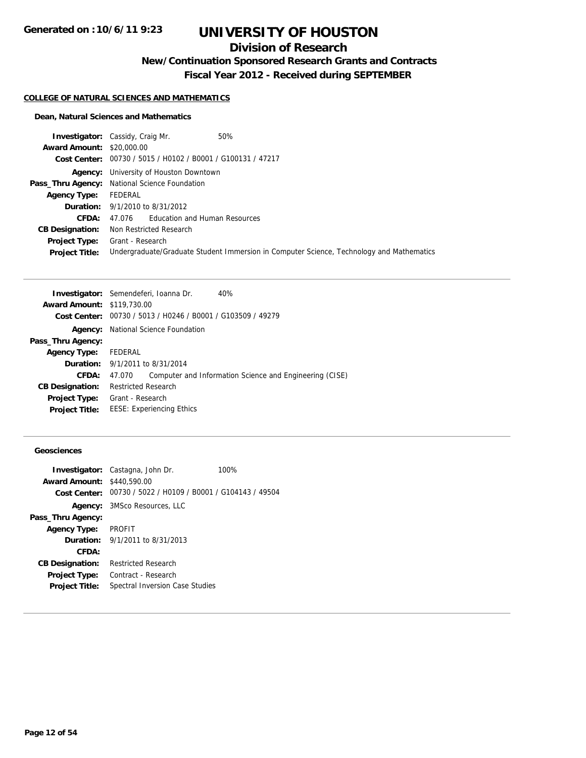# UNIVERSITY OF HOUSTON

## Division of Research

### New/Continuation Sponsored Research Grants and Contracts

### Fiscal Year 2012 - Received during SEPTEMBER

**COLLEGE OF NATURAL SCIENCES AND MATHEMATICS**

**Dean, Natural Sciences and Mathematics**

| | |
|---|---|
| **Investigator:** | Cassidy, Craig Mr. 50% |
| **Award Amount:** | $20,000.00 |
| **Cost Center:** | 00730 / 5015 / H0102 / B0001 / G100131 / 47217 |
| **Agency:** | University of Houston Downtown |
| **Pass_Thru Agency:** | National Science Foundation |
| **Agency Type:** | FEDERAL |
| **Duration:** | 9/1/2010 to 8/31/2012 |
| **CFDA:** | 47.076 Education and Human Resources |
| **CB Designation:** | Non Restricted Research |
| **Project Type:** | Grant - Research |
| **Project Title:** | Undergraduate/Graduate Student Immersion in Computer Science, Technology and Mathematics |

| | |
|---|---|
| **Investigator:** | Semendeferi, Ioanna Dr. 40% |
| **Award Amount:** | $119,730.00 |
| **Cost Center:** | 00730 / 5013 / H0246 / B0001 / G103509 / 49279 |
| **Agency:** | National Science Foundation |
| **Pass_Thru Agency:** | |
| **Agency Type:** | FEDERAL |
| **Duration:** | 9/1/2011 to 8/31/2014 |
| **CFDA:** | 47.070 Computer and Information Science and Engineering (CISE) |
| **CB Designation:** | Restricted Research |
| **Project Type:** | Grant - Research |
| **Project Title:** | EESE: Experiencing Ethics |

**Geosciences**

| | |
|---|---|
| **Investigator:** | Castagna, John Dr. 100% |
| **Award Amount:** | $440,590.00 |
| **Cost Center:** | 00730 / 5022 / H0109 / B0001 / G104143 / 49504 |
| **Agency:** | 3MSco Resources, LLC |
| **Pass_Thru Agency:** | |
| **Agency Type:** | PROFIT |
| **Duration:** | 9/1/2011 to 8/31/2013 |
| **CFDA:** | |
| **CB Designation:** | Restricted Research |
| **Project Type:** | Contract - Research |
| **Project Title:** | Spectral Inversion Case Studies |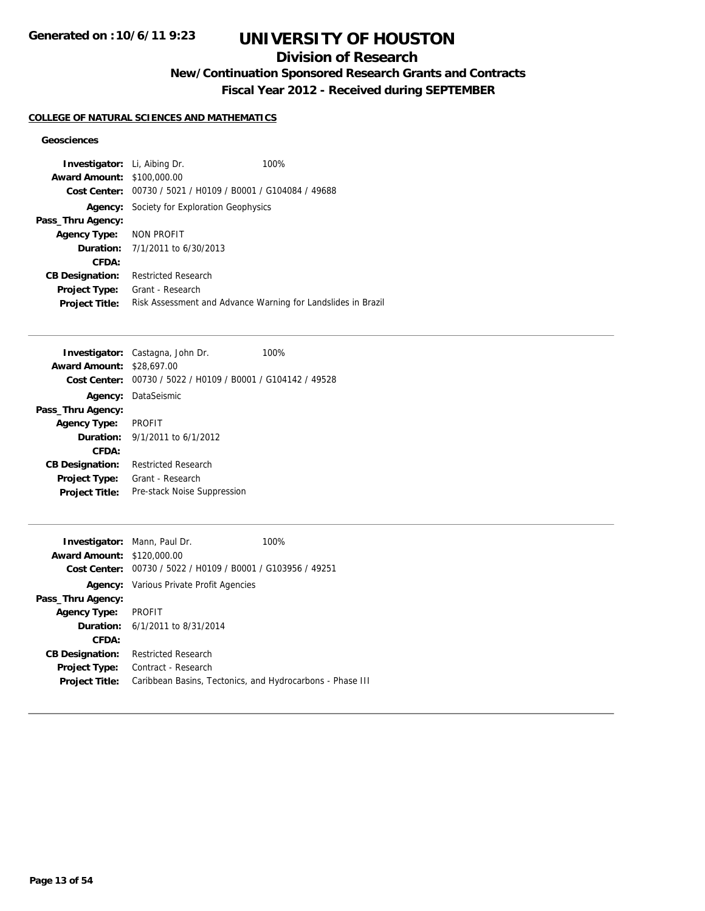# UNIVERSITY OF HOUSTON

## Division of Research

### New/Continuation Sponsored Research Grants and Contracts

### Fiscal Year 2012 - Received during SEPTEMBER

**COLLEGE OF NATURAL SCIENCES AND MATHEMATICS**

**Geosciences**

**Investigator:** Li, Aibing Dr. 100%
**Award Amount:** $100,000.00
**Cost Center:** 00730 / 5021 / H0109 / B0001 / G104084 / 49688
**Agency:** Society for Exploration Geophysics
**Pass_Thru Agency:**
**Agency Type:** NON PROFIT
**Duration:** 7/1/2011 to 6/30/2013
**CFDA:**
**CB Designation:** Restricted Research
**Project Type:** Grant - Research
**Project Title:** Risk Assessment and Advance Warning for Landslides in Brazil

---

**Investigator:** Castagna, John Dr. 100%
**Award Amount:** $28,697.00
**Cost Center:** 00730 / 5022 / H0109 / B0001 / G104142 / 49528
**Agency:** DataSeismic
**Pass_Thru Agency:**
**Agency Type:** PROFIT
**Duration:** 9/1/2011 to 6/1/2012
**CFDA:**
**CB Designation:** Restricted Research
**Project Type:** Grant - Research
**Project Title:** Pre-stack Noise Suppression

---

**Investigator:** Mann, Paul Dr. 100%
**Award Amount:** $120,000.00
**Cost Center:** 00730 / 5022 / H0109 / B0001 / G103956 / 49251
**Agency:** Various Private Profit Agencies
**Pass_Thru Agency:**
**Agency Type:** PROFIT
**Duration:** 6/1/2011 to 8/31/2014
**CFDA:**
**CB Designation:** Restricted Research
**Project Type:** Contract - Research
**Project Title:** Caribbean Basins, Tectonics, and Hydrocarbons - Phase III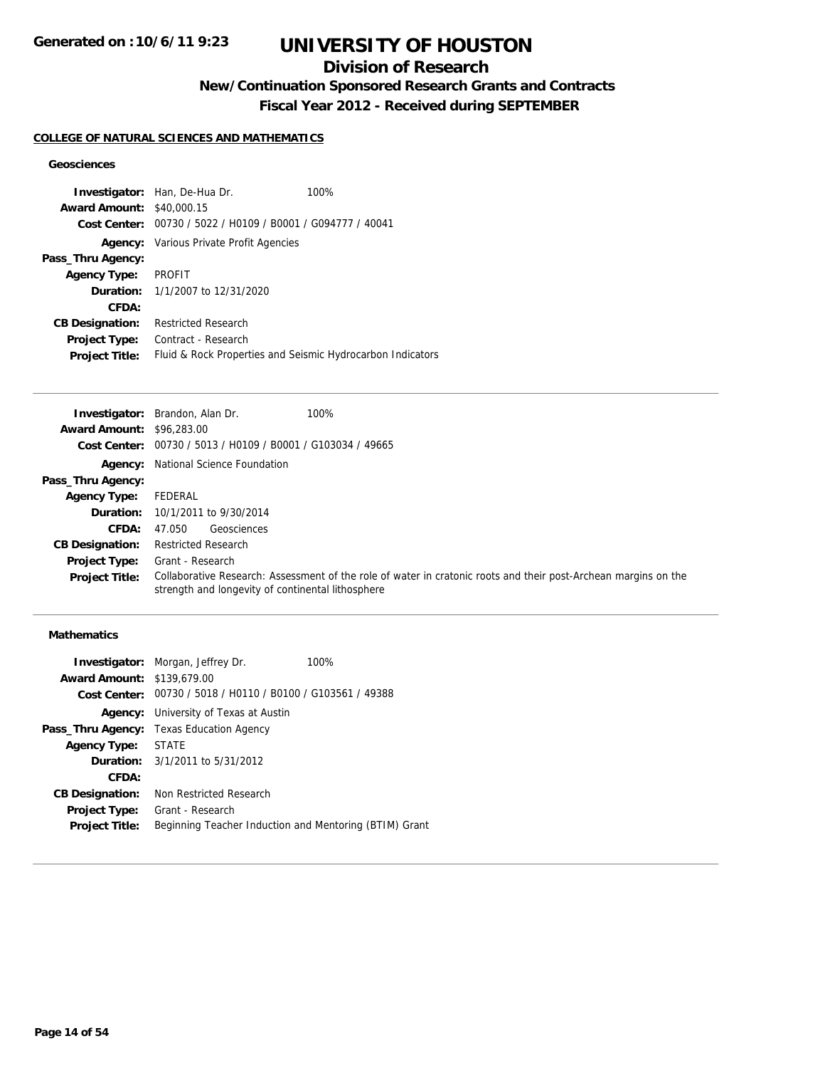# UNIVERSITY OF HOUSTON

## Division of Research

### New/Continuation Sponsored Research Grants and Contracts

### Fiscal Year 2012 - Received during SEPTEMBER

**Generated on : 10/6/11 9:23**

#### COLLEGE OF NATURAL SCIENCES AND MATHEMATICS

**Geosciences**

**Investigator:** Han, De-Hua Dr. 100%
**Award Amount:** $40,000.15
**Cost Center:** 00730 / 5022 / H0109 / B0001 / G094777 / 40041
**Agency:** Various Private Profit Agencies
**Pass_Thru Agency:**
**Agency Type:** PROFIT
**Duration:** 1/1/2007 to 12/31/2020
**CFDA:**
**CB Designation:** Restricted Research
**Project Type:** Contract - Research
**Project Title:** Fluid & Rock Properties and Seismic Hydrocarbon Indicators

---

**Investigator:** Brandon, Alan Dr. 100%
**Award Amount:** $96,283.00
**Cost Center:** 00730 / 5013 / H0109 / B0001 / G103034 / 49665
**Agency:** National Science Foundation
**Pass_Thru Agency:**
**Agency Type:** FEDERAL
**Duration:** 10/1/2011 to 9/30/2014
**CFDA:** 47.050 Geosciences
**CB Designation:** Restricted Research
**Project Type:** Grant - Research
**Project Title:** Collaborative Research: Assessment of the role of water in cratonic roots and their post-Archean margins on the strength and longevity of continental lithosphere

---

**Mathematics**

**Investigator:** Morgan, Jeffrey Dr. 100%
**Award Amount:** $139,679.00
**Cost Center:** 00730 / 5018 / H0110 / B0100 / G103561 / 49388
**Agency:** University of Texas at Austin
**Pass_Thru Agency:** Texas Education Agency
**Agency Type:** STATE
**Duration:** 3/1/2011 to 5/31/2012
**CFDA:**
**CB Designation:** Non Restricted Research
**Project Type:** Grant - Research
**Project Title:** Beginning Teacher Induction and Mentoring (BTIM) Grant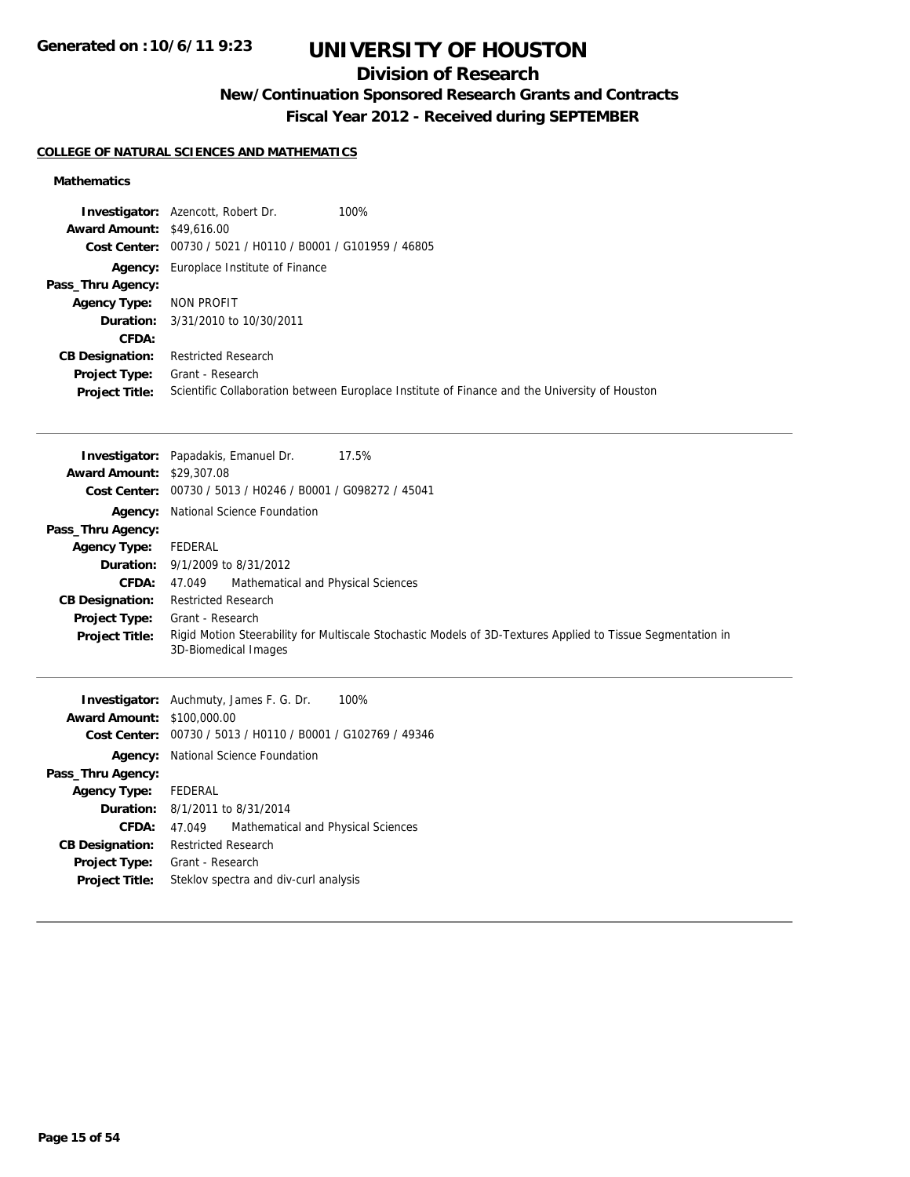# UNIVERSITY OF HOUSTON

## Division of Research

### New/Continuation Sponsored Research Grants and Contracts

### Fiscal Year 2012 - Received during SEPTEMBER

**Generated on :10/6/11 9:23**

#### COLLEGE OF NATURAL SCIENCES AND MATHEMATICS

**Mathematics**

**Investigator:** Azencott, Robert Dr. 100%
**Award Amount:** $49,616.00
**Cost Center:** 00730 / 5021 / H0110 / B0001 / G101959 / 46805
**Agency:** Europlace Institute of Finance
**Pass_Thru Agency:**
**Agency Type:** NON PROFIT
**Duration:** 3/31/2010 to 10/30/2011
**CFDA:**
**CB Designation:** Restricted Research
**Project Type:** Grant - Research
**Project Title:** Scientific Collaboration between Europlace Institute of Finance and the University of Houston

---

**Investigator:** Papadakis, Emanuel Dr. 17.5%
**Award Amount:** $29,307.08
**Cost Center:** 00730 / 5013 / H0246 / B0001 / G098272 / 45041
**Agency:** National Science Foundation
**Pass_Thru Agency:**
**Agency Type:** FEDERAL
**Duration:** 9/1/2009 to 8/31/2012
**CFDA:** 47.049 Mathematical and Physical Sciences
**CB Designation:** Restricted Research
**Project Type:** Grant - Research
**Project Title:** Rigid Motion Steerability for Multiscale Stochastic Models of 3D-Textures Applied to Tissue Segmentation in 3D-Biomedical Images

---

**Investigator:** Auchmuty, James F. G. Dr. 100%
**Award Amount:** $100,000.00
**Cost Center:** 00730 / 5013 / H0110 / B0001 / G102769 / 49346
**Agency:** National Science Foundation
**Pass_Thru Agency:**
**Agency Type:** FEDERAL
**Duration:** 8/1/2011 to 8/31/2014
**CFDA:** 47.049 Mathematical and Physical Sciences
**CB Designation:** Restricted Research
**Project Type:** Grant - Research
**Project Title:** Steklov spectra and div-curl analysis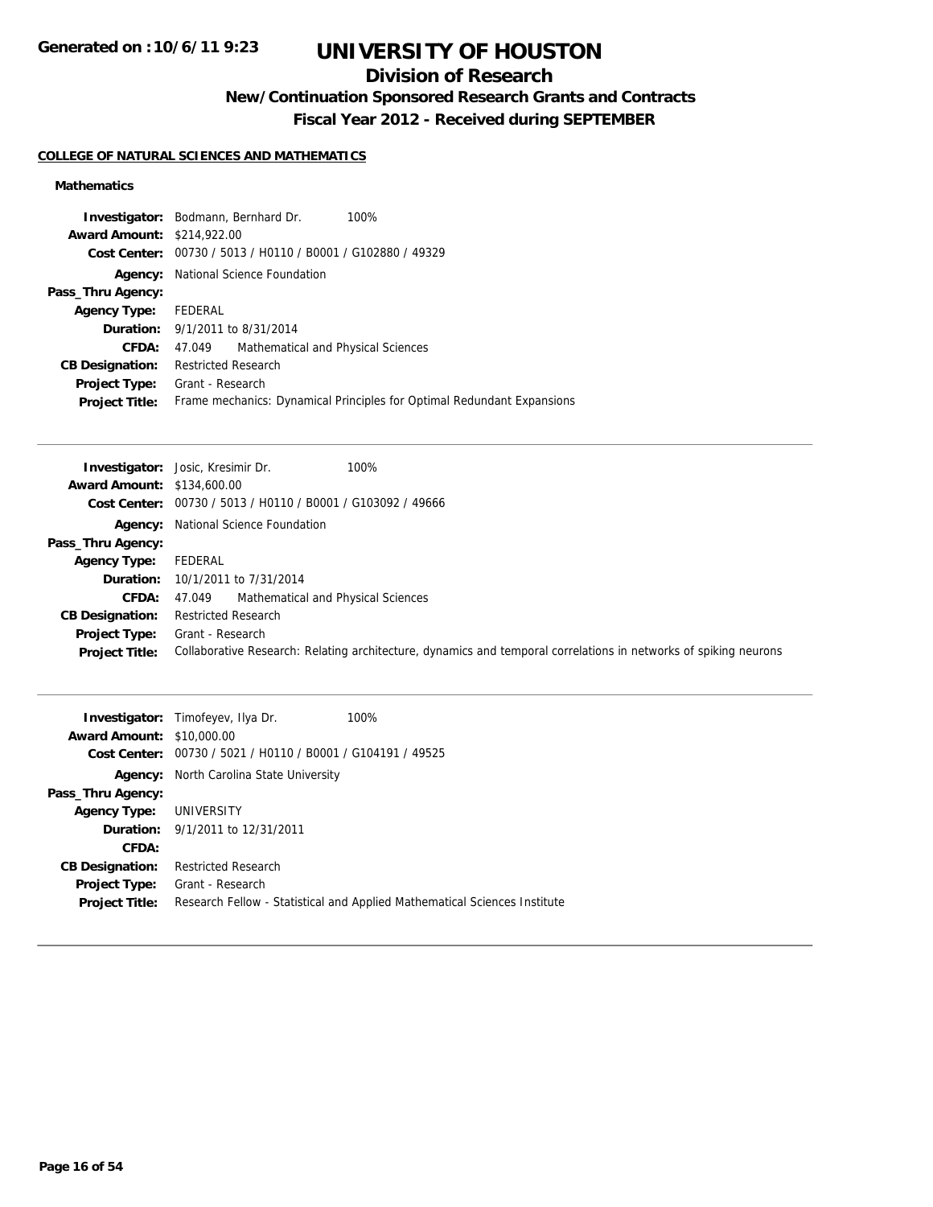**Generated on :10/6/11 9:23**

# UNIVERSITY OF HOUSTON

## Division of Research

### New/Continuation Sponsored Research Grants and Contracts

### Fiscal Year 2012 - Received during SEPTEMBER

**COLLEGE OF NATURAL SCIENCES AND MATHEMATICS**

#### Mathematics

**Investigator:** Bodmann, Bernhard Dr. 100%
**Award Amount:** $214,922.00
**Cost Center:** 00730 / 5013 / H0110 / B0001 / G102880 / 49329
**Agency:** National Science Foundation
**Pass_Thru Agency:**
**Agency Type:** FEDERAL
**Duration:** 9/1/2011 to 8/31/2014
**CFDA:** 47.049 Mathematical and Physical Sciences
**CB Designation:** Restricted Research
**Project Type:** Grant - Research
**Project Title:** Frame mechanics: Dynamical Principles for Optimal Redundant Expansions

---

**Investigator:** Josic, Kresimir Dr. 100%
**Award Amount:** $134,600.00
**Cost Center:** 00730 / 5013 / H0110 / B0001 / G103092 / 49666
**Agency:** National Science Foundation
**Pass_Thru Agency:**
**Agency Type:** FEDERAL
**Duration:** 10/1/2011 to 7/31/2014
**CFDA:** 47.049 Mathematical and Physical Sciences
**CB Designation:** Restricted Research
**Project Type:** Grant - Research
**Project Title:** Collaborative Research: Relating architecture, dynamics and temporal correlations in networks of spiking neurons

---

**Investigator:** Timofeyev, Ilya Dr. 100%
**Award Amount:** $10,000.00
**Cost Center:** 00730 / 5021 / H0110 / B0001 / G104191 / 49525
**Agency:** North Carolina State University
**Pass_Thru Agency:**
**Agency Type:** UNIVERSITY
**Duration:** 9/1/2011 to 12/31/2011
**CFDA:**
**CB Designation:** Restricted Research
**Project Type:** Grant - Research
**Project Title:** Research Fellow - Statistical and Applied Mathematical Sciences Institute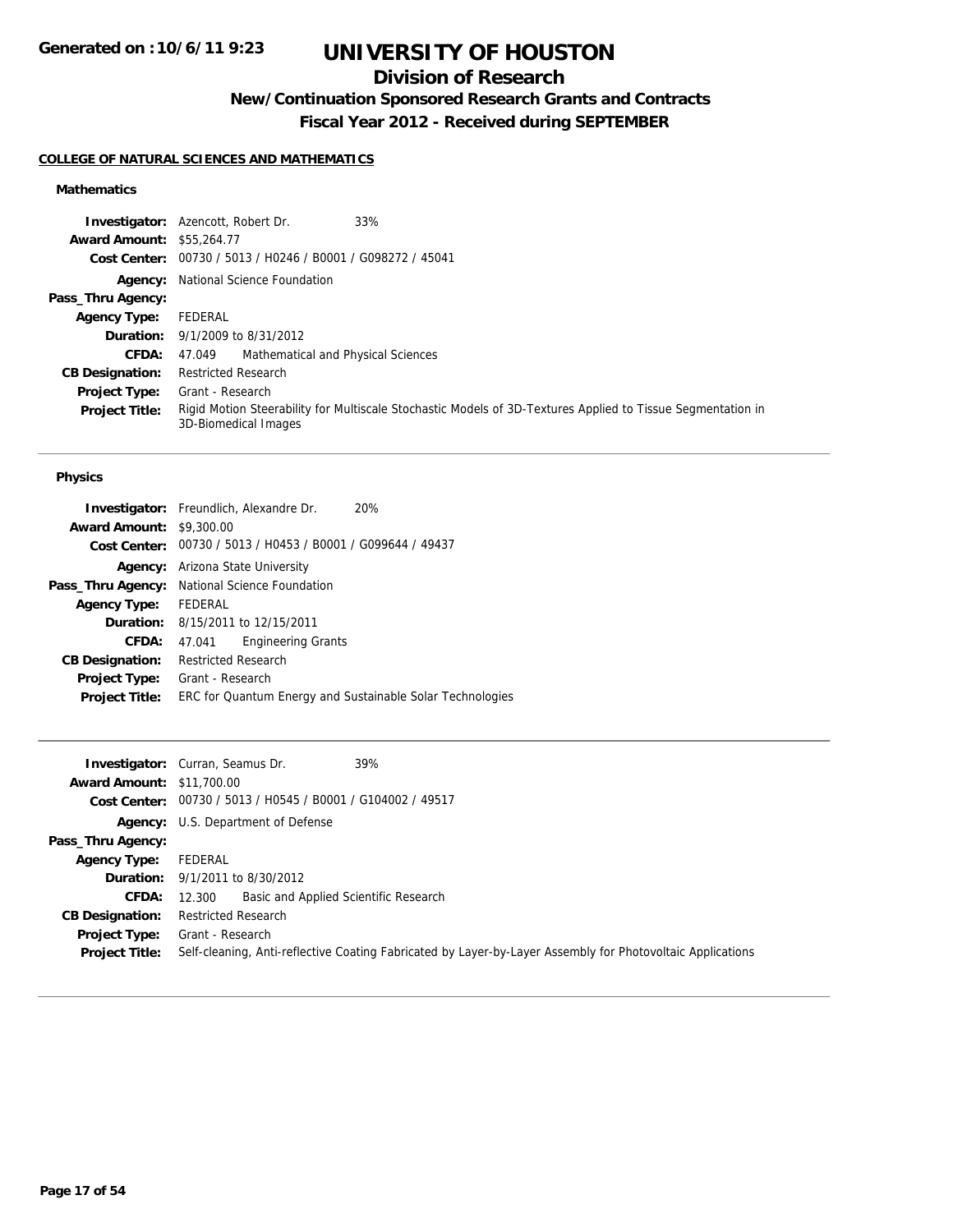# UNIVERSITY OF HOUSTON

## Division of Research

### New/Continuation Sponsored Research Grants and Contracts

### Fiscal Year 2012 - Received during SEPTEMBER

**Generated on :10/6/11 9:23**

**COLLEGE OF NATURAL SCIENCES AND MATHEMATICS**

#### Mathematics

**Investigator:** Azencott, Robert Dr. 33%
**Award Amount:** $55,264.77
**Cost Center:** 00730 / 5013 / H0246 / B0001 / G098272 / 45041
**Agency:** National Science Foundation
**Pass_Thru Agency:**
**Agency Type:** FEDERAL
**Duration:** 9/1/2009 to 8/31/2012
**CFDA:** 47.049 Mathematical and Physical Sciences
**CB Designation:** Restricted Research
**Project Type:** Grant - Research
**Project Title:** Rigid Motion Steerability for Multiscale Stochastic Models of 3D-Textures Applied to Tissue Segmentation in 3D-Biomedical Images

---

#### Physics

**Investigator:** Freundlich, Alexandre Dr. 20%
**Award Amount:** $9,300.00
**Cost Center:** 00730 / 5013 / H0453 / B0001 / G099644 / 49437
**Agency:** Arizona State University
**Pass_Thru Agency:** National Science Foundation
**Agency Type:** FEDERAL
**Duration:** 8/15/2011 to 12/15/2011
**CFDA:** 47.041 Engineering Grants
**CB Designation:** Restricted Research
**Project Type:** Grant - Research
**Project Title:** ERC for Quantum Energy and Sustainable Solar Technologies

---

**Investigator:** Curran, Seamus Dr. 39%
**Award Amount:** $11,700.00
**Cost Center:** 00730 / 5013 / H0545 / B0001 / G104002 / 49517
**Agency:** U.S. Department of Defense
**Pass_Thru Agency:**
**Agency Type:** FEDERAL
**Duration:** 9/1/2011 to 8/30/2012
**CFDA:** 12.300 Basic and Applied Scientific Research
**CB Designation:** Restricted Research
**Project Type:** Grant - Research
**Project Title:** Self-cleaning, Anti-reflective Coating Fabricated by Layer-by-Layer Assembly for Photovoltaic Applications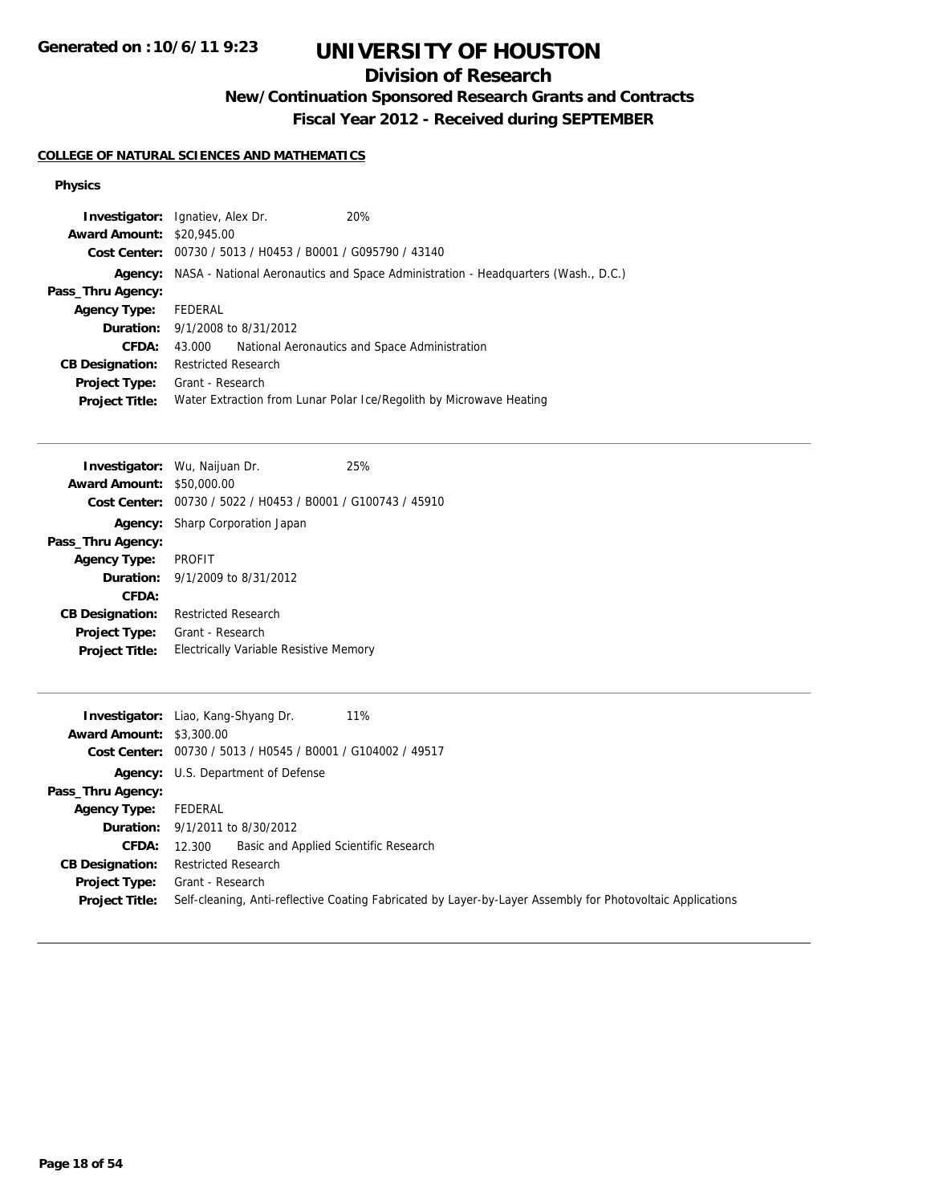# UNIVERSITY OF HOUSTON

## Division of Research

### New/Continuation Sponsored Research Grants and Contracts

### Fiscal Year 2012 - Received during SEPTEMBER

**COLLEGE OF NATURAL SCIENCES AND MATHEMATICS**

**Physics**

**Investigator:** Ignatiev, Alex Dr. 20%
**Award Amount:** $20,945.00
**Cost Center:** 00730 / 5013 / H0453 / B0001 / G095790 / 43140
**Agency:** NASA - National Aeronautics and Space Administration - Headquarters (Wash., D.C.)
**Pass_Thru Agency:**
**Agency Type:** FEDERAL
**Duration:** 9/1/2008 to 8/31/2012
**CFDA:** 43.000 National Aeronautics and Space Administration
**CB Designation:** Restricted Research
**Project Type:** Grant - Research
**Project Title:** Water Extraction from Lunar Polar Ice/Regolith by Microwave Heating

---

**Investigator:** Wu, Naijuan Dr. 25%
**Award Amount:** $50,000.00
**Cost Center:** 00730 / 5022 / H0453 / B0001 / G100743 / 45910
**Agency:** Sharp Corporation Japan
**Pass_Thru Agency:**
**Agency Type:** PROFIT
**Duration:** 9/1/2009 to 8/31/2012
**CFDA:**
**CB Designation:** Restricted Research
**Project Type:** Grant - Research
**Project Title:** Electrically Variable Resistive Memory

---

**Investigator:** Liao, Kang-Shyang Dr. 11%
**Award Amount:** $3,300.00
**Cost Center:** 00730 / 5013 / H0545 / B0001 / G104002 / 49517
**Agency:** U.S. Department of Defense
**Pass_Thru Agency:**
**Agency Type:** FEDERAL
**Duration:** 9/1/2011 to 8/30/2012
**CFDA:** 12.300 Basic and Applied Scientific Research
**CB Designation:** Restricted Research
**Project Type:** Grant - Research
**Project Title:** Self-cleaning, Anti-reflective Coating Fabricated by Layer-by-Layer Assembly for Photovoltaic Applications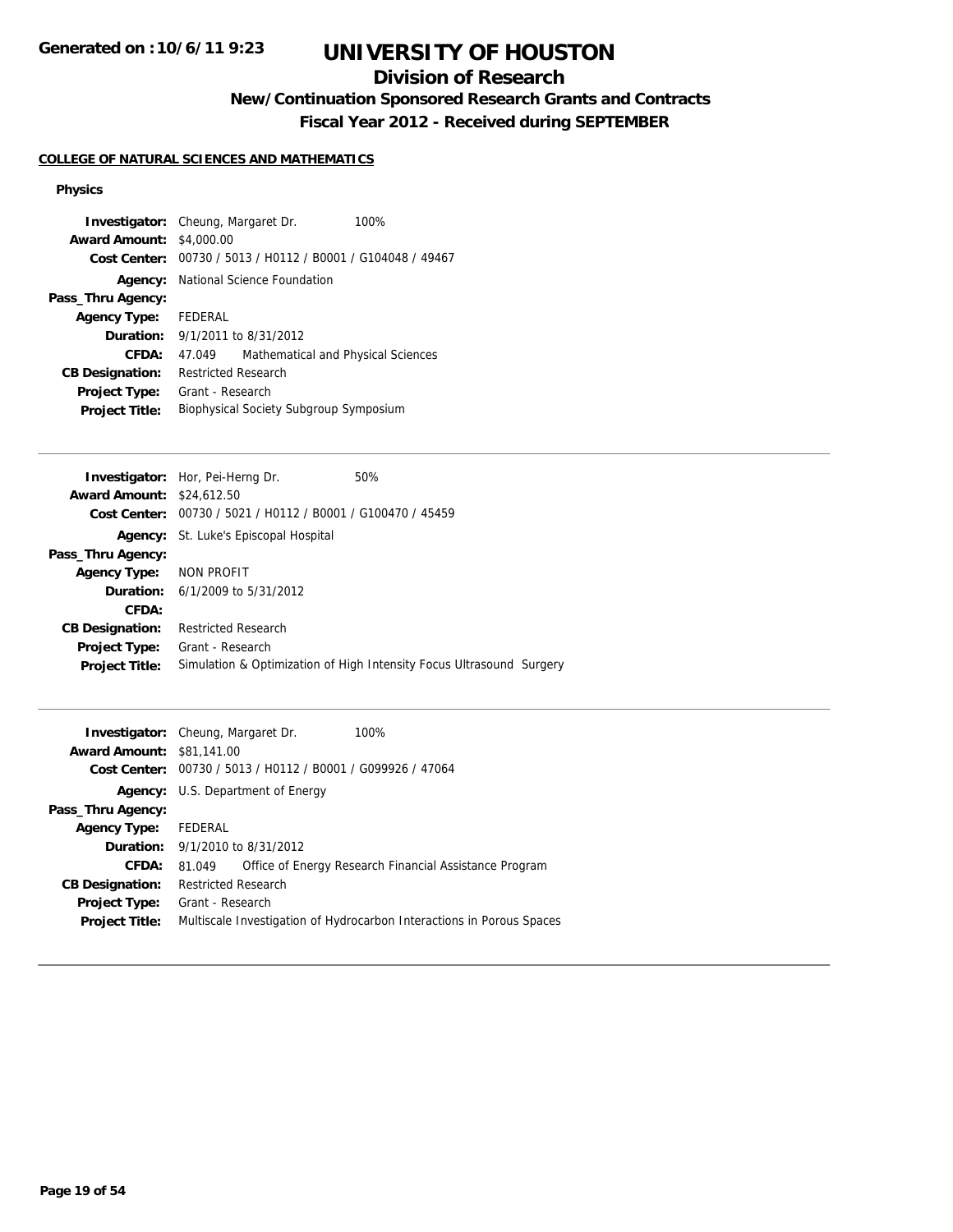# UNIVERSITY OF HOUSTON

## Division of Research

### New/Continuation Sponsored Research Grants and Contracts

### Fiscal Year 2012 - Received during SEPTEMBER

**COLLEGE OF NATURAL SCIENCES AND MATHEMATICS**

**Physics**

**Investigator:** Cheung, Margaret Dr. 100%
**Award Amount:** $4,000.00
**Cost Center:** 00730 / 5013 / H0112 / B0001 / G104048 / 49467
**Agency:** National Science Foundation
**Pass_Thru Agency:**
**Agency Type:** FEDERAL
**Duration:** 9/1/2011 to 8/31/2012
**CFDA:** 47.049 Mathematical and Physical Sciences
**CB Designation:** Restricted Research
**Project Type:** Grant - Research
**Project Title:** Biophysical Society Subgroup Symposium

---

**Investigator:** Hor, Pei-Herng Dr. 50%
**Award Amount:** $24,612.50
**Cost Center:** 00730 / 5021 / H0112 / B0001 / G100470 / 45459
**Agency:** St. Luke's Episcopal Hospital
**Pass_Thru Agency:**
**Agency Type:** NON PROFIT
**Duration:** 6/1/2009 to 5/31/2012
**CFDA:**
**CB Designation:** Restricted Research
**Project Type:** Grant - Research
**Project Title:** Simulation & Optimization of High Intensity Focus Ultrasound Surgery

---

**Investigator:** Cheung, Margaret Dr. 100%
**Award Amount:** $81,141.00
**Cost Center:** 00730 / 5013 / H0112 / B0001 / G099926 / 47064
**Agency:** U.S. Department of Energy
**Pass_Thru Agency:**
**Agency Type:** FEDERAL
**Duration:** 9/1/2010 to 8/31/2012
**CFDA:** 81.049 Office of Energy Research Financial Assistance Program
**CB Designation:** Restricted Research
**Project Type:** Grant - Research
**Project Title:** Multiscale Investigation of Hydrocarbon Interactions in Porous Spaces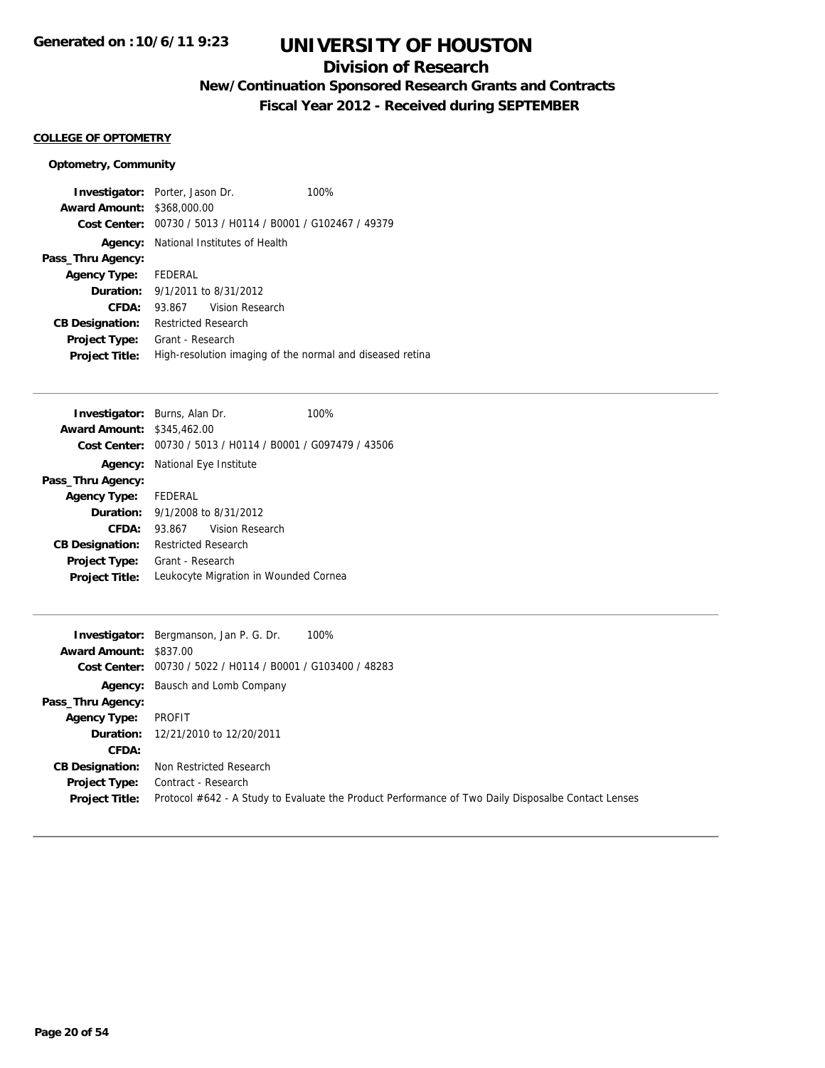# UNIVERSITY OF HOUSTON

## Division of Research

### New/Continuation Sponsored Research Grants and Contracts

### Fiscal Year 2012 - Received during SEPTEMBER

**COLLEGE OF OPTOMETRY**

**Optometry, Community**

| | | |
|---|---|---|
| **Investigator:** | Porter, Jason Dr. | 100% |
| **Award Amount:** | $368,000.00 | |
| **Cost Center:** | 00730 / 5013 / H0114 / B0001 / G102467 / 49379 | |
| **Agency:** | National Institutes of Health | |
| **Pass_Thru Agency:** | | |
| **Agency Type:** | FEDERAL | |
| **Duration:** | 9/1/2011 to 8/31/2012 | |
| **CFDA:** | 93.867 Vision Research | |
| **CB Designation:** | Restricted Research | |
| **Project Type:** | Grant - Research | |
| **Project Title:** | High-resolution imaging of the normal and diseased retina | |

---

| | | |
|---|---|---|
| **Investigator:** | Burns, Alan Dr. | 100% |
| **Award Amount:** | $345,462.00 | |
| **Cost Center:** | 00730 / 5013 / H0114 / B0001 / G097479 / 43506 | |
| **Agency:** | National Eye Institute | |
| **Pass_Thru Agency:** | | |
| **Agency Type:** | FEDERAL | |
| **Duration:** | 9/1/2008 to 8/31/2012 | |
| **CFDA:** | 93.867 Vision Research | |
| **CB Designation:** | Restricted Research | |
| **Project Type:** | Grant - Research | |
| **Project Title:** | Leukocyte Migration in Wounded Cornea | |

---

| | | |
|---|---|---|
| **Investigator:** | Bergmanson, Jan P. G. Dr. | 100% |
| **Award Amount:** | $837.00 | |
| **Cost Center:** | 00730 / 5022 / H0114 / B0001 / G103400 / 48283 | |
| **Agency:** | Bausch and Lomb Company | |
| **Pass_Thru Agency:** | | |
| **Agency Type:** | PROFIT | |
| **Duration:** | 12/21/2010 to 12/20/2011 | |
| **CFDA:** | | |
| **CB Designation:** | Non Restricted Research | |
| **Project Type:** | Contract - Research | |
| **Project Title:** | Protocol #642 - A Study to Evaluate the Product Performance of Two Daily Disposalbe Contact Lenses | |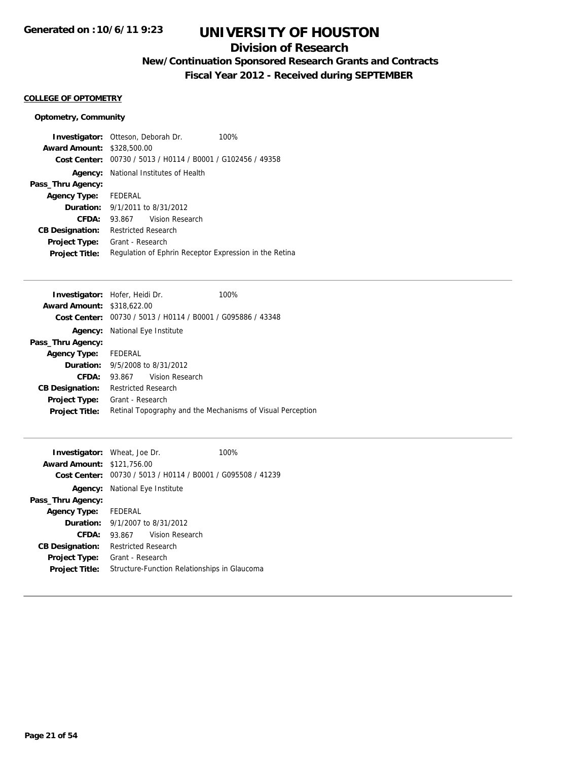# UNIVERSITY OF HOUSTON

## Division of Research

### New/Continuation Sponsored Research Grants and Contracts

### Fiscal Year 2012 - Received during SEPTEMBER

**COLLEGE OF OPTOMETRY**

**Optometry, Community**

**Investigator:** Otteson, Deborah Dr. 100%
**Award Amount:** $328,500.00
**Cost Center:** 00730 / 5013 / H0114 / B0001 / G102456 / 49358
**Agency:** National Institutes of Health
**Pass_Thru Agency:**
**Agency Type:** FEDERAL
**Duration:** 9/1/2011 to 8/31/2012
**CFDA:** 93.867 Vision Research
**CB Designation:** Restricted Research
**Project Type:** Grant - Research
**Project Title:** Regulation of Ephrin Receptor Expression in the Retina

---

**Investigator:** Hofer, Heidi Dr. 100%
**Award Amount:** $318,622.00
**Cost Center:** 00730 / 5013 / H0114 / B0001 / G095886 / 43348
**Agency:** National Eye Institute
**Pass_Thru Agency:**
**Agency Type:** FEDERAL
**Duration:** 9/5/2008 to 8/31/2012
**CFDA:** 93.867 Vision Research
**CB Designation:** Restricted Research
**Project Type:** Grant - Research
**Project Title:** Retinal Topography and the Mechanisms of Visual Perception

---

**Investigator:** Wheat, Joe Dr. 100%
**Award Amount:** $121,756.00
**Cost Center:** 00730 / 5013 / H0114 / B0001 / G095508 / 41239
**Agency:** National Eye Institute
**Pass_Thru Agency:**
**Agency Type:** FEDERAL
**Duration:** 9/1/2007 to 8/31/2012
**CFDA:** 93.867 Vision Research
**CB Designation:** Restricted Research
**Project Type:** Grant - Research
**Project Title:** Structure-Function Relationships in Glaucoma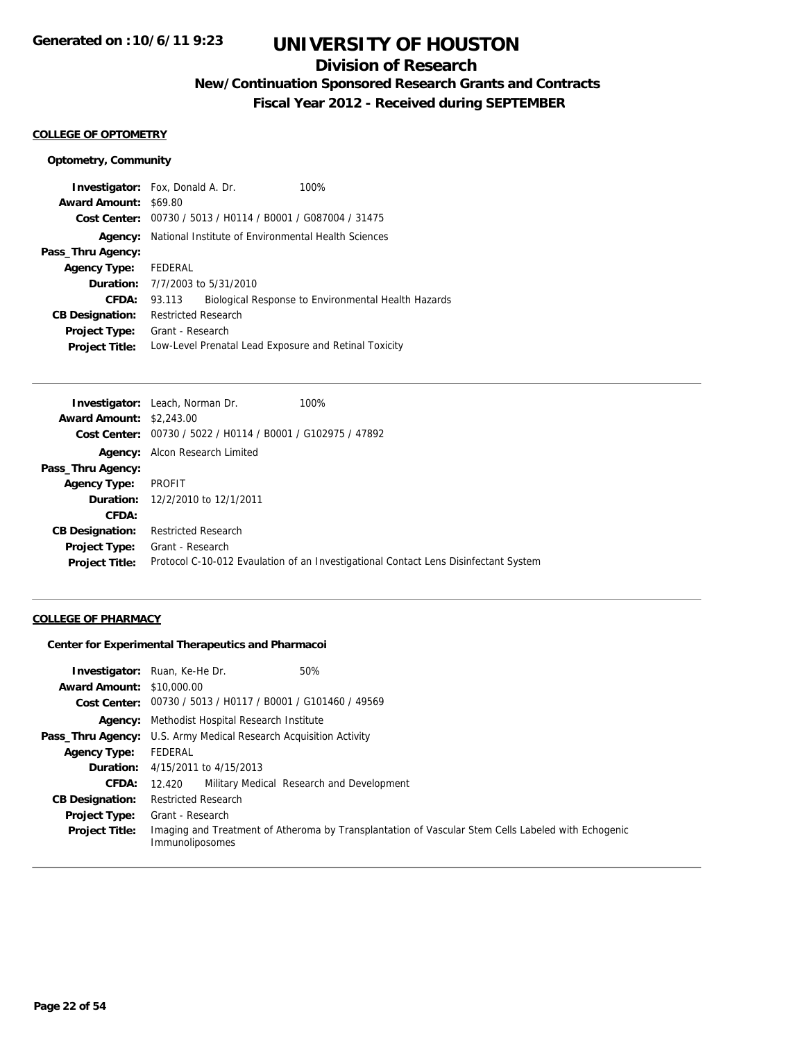# UNIVERSITY OF HOUSTON

## Division of Research

### New/Continuation Sponsored Research Grants and Contracts

### Fiscal Year 2012 - Received during SEPTEMBER

Generated on :10/6/11 9:23

**COLLEGE OF OPTOMETRY**

**Optometry, Community**

**Investigator:** Fox, Donald A. Dr. 100%
**Award Amount:** $69.80
**Cost Center:** 00730 / 5013 / H0114 / B0001 / G087004 / 31475
**Agency:** National Institute of Environmental Health Sciences
**Pass_Thru Agency:**
**Agency Type:** FEDERAL
**Duration:** 7/7/2003 to 5/31/2010
**CFDA:** 93.113 Biological Response to Environmental Health Hazards
**CB Designation:** Restricted Research
**Project Type:** Grant - Research
**Project Title:** Low-Level Prenatal Lead Exposure and Retinal Toxicity

---

**Investigator:** Leach, Norman Dr. 100%
**Award Amount:** $2,243.00
**Cost Center:** 00730 / 5022 / H0114 / B0001 / G102975 / 47892
**Agency:** Alcon Research Limited
**Pass_Thru Agency:**
**Agency Type:** PROFIT
**Duration:** 12/2/2010 to 12/1/2011
**CFDA:**
**CB Designation:** Restricted Research
**Project Type:** Grant - Research
**Project Title:** Protocol C-10-012 Evaulation of an Investigational Contact Lens Disinfectant System

---

**COLLEGE OF PHARMACY**

**Center for Experimental Therapeutics and Pharmacoi**

**Investigator:** Ruan, Ke-He Dr. 50%
**Award Amount:** $10,000.00
**Cost Center:** 00730 / 5013 / H0117 / B0001 / G101460 / 49569
**Agency:** Methodist Hospital Research Institute
**Pass_Thru Agency:** U.S. Army Medical Research Acquisition Activity
**Agency Type:** FEDERAL
**Duration:** 4/15/2011 to 4/15/2013
**CFDA:** 12.420 Military Medical Research and Development
**CB Designation:** Restricted Research
**Project Type:** Grant - Research
**Project Title:** Imaging and Treatment of Atheroma by Transplantation of Vascular Stem Cells Labeled with Echogenic Immunoliposomes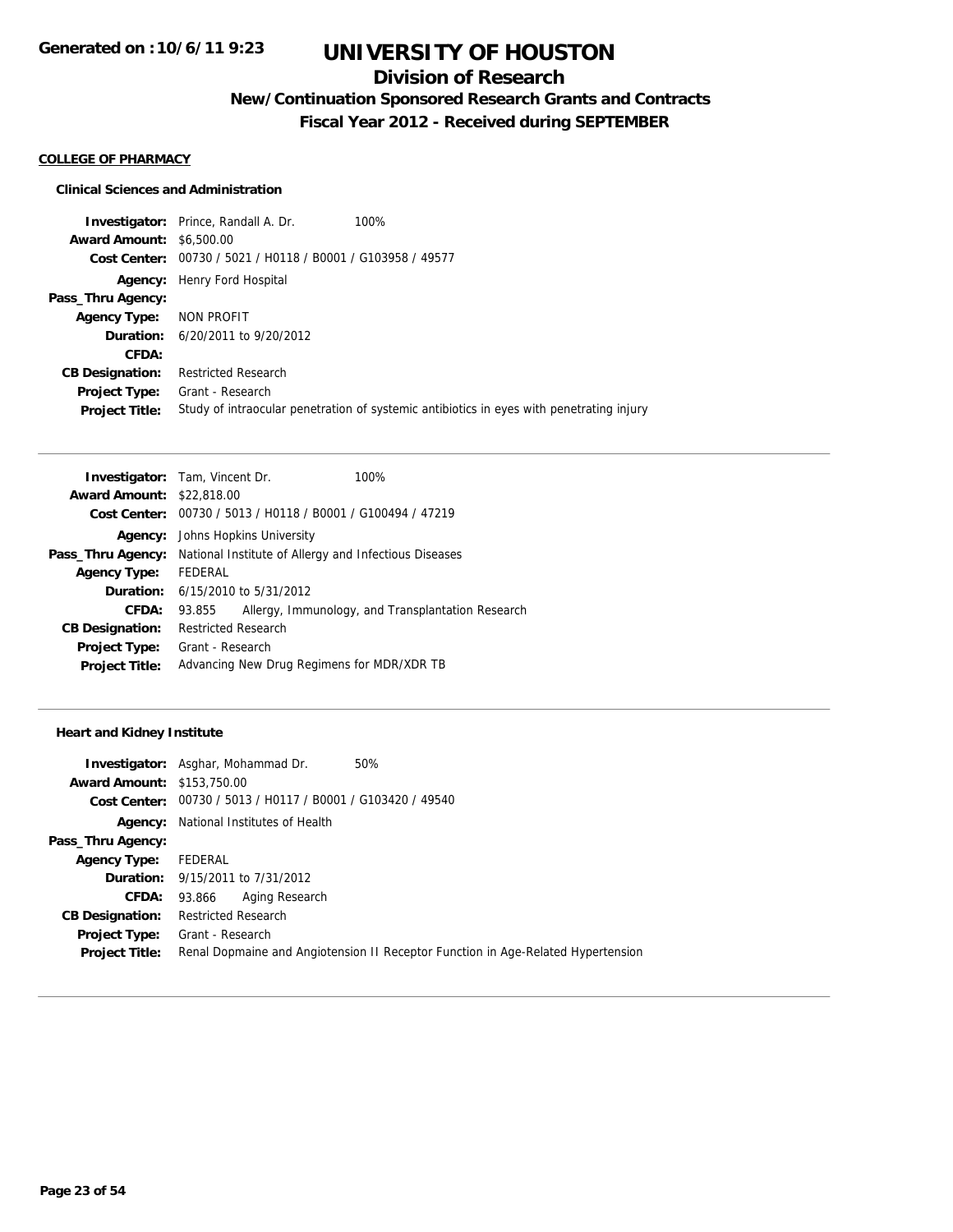# UNIVERSITY OF HOUSTON

## Division of Research

### New/Continuation Sponsored Research Grants and Contracts

### Fiscal Year 2012 - Received during SEPTEMBER

**COLLEGE OF PHARMACY**

**Clinical Sciences and Administration**

| | |
|---|---|
| **Investigator:** | Prince, Randall A. Dr. 100% |
| **Award Amount:** | $6,500.00 |
| **Cost Center:** | 00730 / 5021 / H0118 / B0001 / G103958 / 49577 |
| **Agency:** | Henry Ford Hospital |
| **Pass_Thru Agency:** | |
| **Agency Type:** | NON PROFIT |
| **Duration:** | 6/20/2011 to 9/20/2012 |
| **CFDA:** | |
| **CB Designation:** | Restricted Research |
| **Project Type:** | Grant - Research |
| **Project Title:** | Study of intraocular penetration of systemic antibiotics in eyes with penetrating injury |

| | |
|---|---|
| **Investigator:** | Tam, Vincent Dr. 100% |
| **Award Amount:** | $22,818.00 |
| **Cost Center:** | 00730 / 5013 / H0118 / B0001 / G100494 / 47219 |
| **Agency:** | Johns Hopkins University |
| **Pass_Thru Agency:** | National Institute of Allergy and Infectious Diseases |
| **Agency Type:** | FEDERAL |
| **Duration:** | 6/15/2010 to 5/31/2012 |
| **CFDA:** | 93.855 Allergy, Immunology, and Transplantation Research |
| **CB Designation:** | Restricted Research |
| **Project Type:** | Grant - Research |
| **Project Title:** | Advancing New Drug Regimens for MDR/XDR TB |

**Heart and Kidney Institute**

| | |
|---|---|
| **Investigator:** | Asghar, Mohammad Dr. 50% |
| **Award Amount:** | $153,750.00 |
| **Cost Center:** | 00730 / 5013 / H0117 / B0001 / G103420 / 49540 |
| **Agency:** | National Institutes of Health |
| **Pass_Thru Agency:** | |
| **Agency Type:** | FEDERAL |
| **Duration:** | 9/15/2011 to 7/31/2012 |
| **CFDA:** | 93.866 Aging Research |
| **CB Designation:** | Restricted Research |
| **Project Type:** | Grant - Research |
| **Project Title:** | Renal Dopmaine and Angiotension II Receptor Function in Age-Related Hypertension |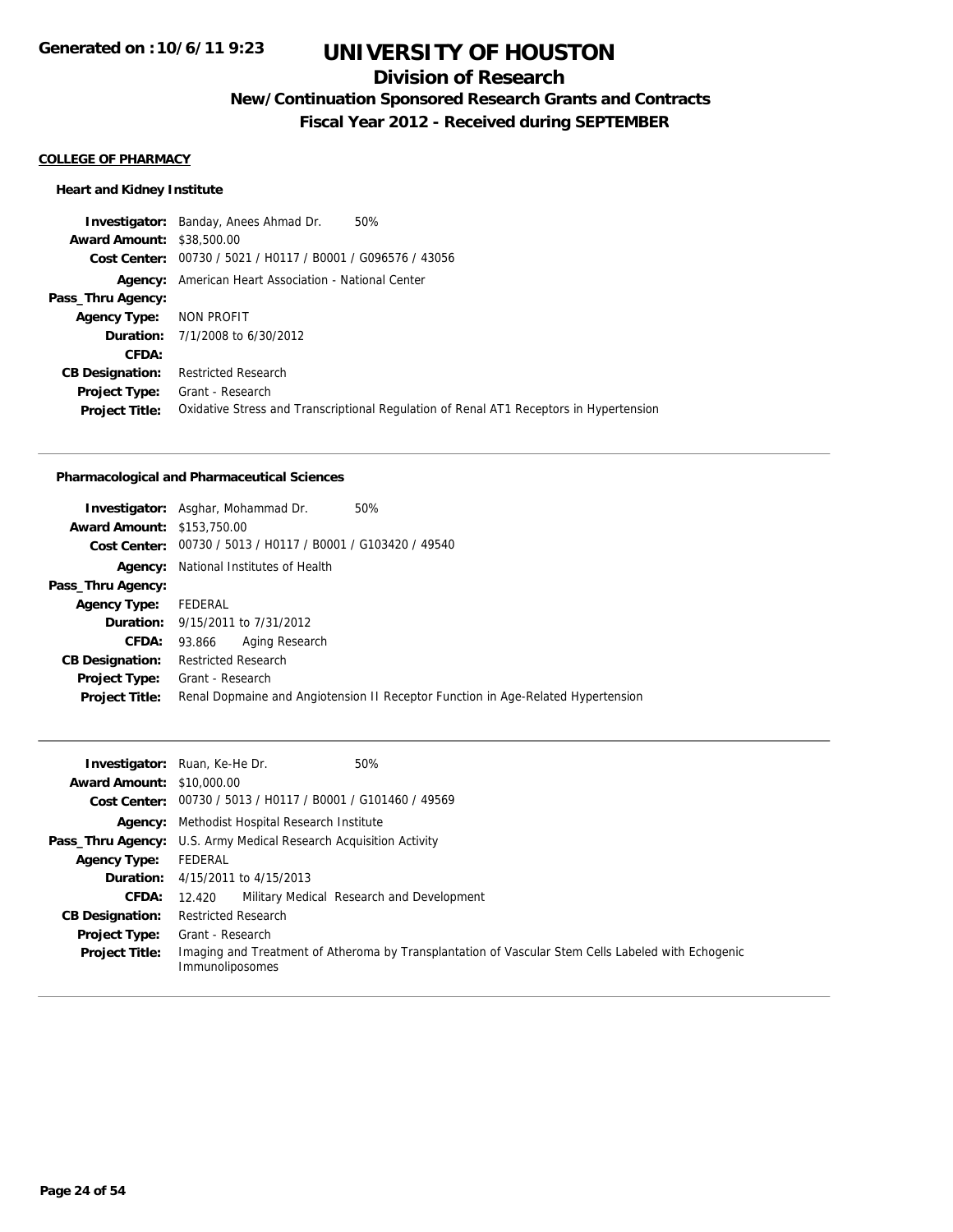#### COLLEGE OF PHARMACY

### Heart and Kidney Institute

**Investigator:** Banday, Anees Ahmad Dr. 50%
**Award Amount:** $38,500.00
**Cost Center:** 00730 / 5021 / H0117 / B0001 / G096576 / 43056
**Agency:** American Heart Association - National Center
**Pass_Thru Agency:**
**Agency Type:** NON PROFIT
**Duration:** 7/1/2008 to 6/30/2012
**CFDA:**
**CB Designation:** Restricted Research
**Project Type:** Grant - Research
**Project Title:** Oxidative Stress and Transcriptional Regulation of Renal AT1 Receptors in Hypertension

---

### Pharmacological and Pharmaceutical Sciences

**Investigator:** Asghar, Mohammad Dr. 50%
**Award Amount:** $153,750.00
**Cost Center:** 00730 / 5013 / H0117 / B0001 / G103420 / 49540
**Agency:** National Institutes of Health
**Pass_Thru Agency:**
**Agency Type:** FEDERAL
**Duration:** 9/15/2011 to 7/31/2012
**CFDA:** 93.866 Aging Research
**CB Designation:** Restricted Research
**Project Type:** Grant - Research
**Project Title:** Renal Dopmaine and Angiotension II Receptor Function in Age-Related Hypertension

---

**Investigator:** Ruan, Ke-He Dr. 50%
**Award Amount:** $10,000.00
**Cost Center:** 00730 / 5013 / H0117 / B0001 / G101460 / 49569
**Agency:** Methodist Hospital Research Institute
**Pass_Thru Agency:** U.S. Army Medical Research Acquisition Activity
**Agency Type:** FEDERAL
**Duration:** 4/15/2011 to 4/15/2013
**CFDA:** 12.420 Military Medical Research and Development
**CB Designation:** Restricted Research
**Project Type:** Grant - Research
**Project Title:** Imaging and Treatment of Atheroma by Transplantation of Vascular Stem Cells Labeled with Echogenic Immunoliposomes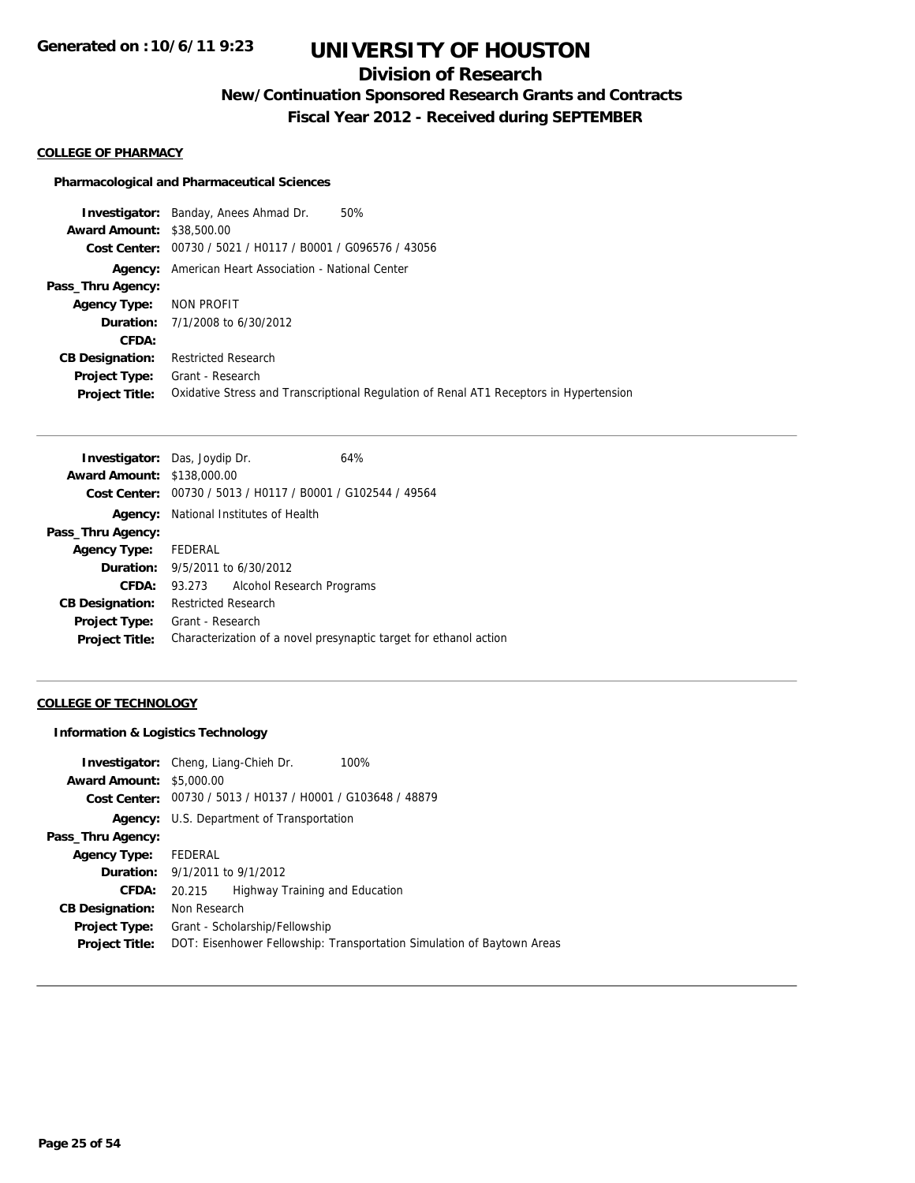**COLLEGE OF PHARMACY**

**Pharmacological and Pharmaceutical Sciences**

| | |
|---|---|
| **Investigator:** | Banday, Anees Ahmad Dr. 50% |
| **Award Amount:** | $38,500.00 |
| **Cost Center:** | 00730 / 5021 / H0117 / B0001 / G096576 / 43056 |
| **Agency:** | American Heart Association - National Center |
| **Pass_Thru Agency:** | |
| **Agency Type:** | NON PROFIT |
| **Duration:** | 7/1/2008 to 6/30/2012 |
| **CFDA:** | |
| **CB Designation:** | Restricted Research |
| **Project Type:** | Grant - Research |
| **Project Title:** | Oxidative Stress and Transcriptional Regulation of Renal AT1 Receptors in Hypertension |

| | |
|---|---|
| **Investigator:** | Das, Joydip Dr. 64% |
| **Award Amount:** | $138,000.00 |
| **Cost Center:** | 00730 / 5013 / H0117 / B0001 / G102544 / 49564 |
| **Agency:** | National Institutes of Health |
| **Pass_Thru Agency:** | |
| **Agency Type:** | FEDERAL |
| **Duration:** | 9/5/2011 to 6/30/2012 |
| **CFDA:** | 93.273 Alcohol Research Programs |
| **CB Designation:** | Restricted Research |
| **Project Type:** | Grant - Research |
| **Project Title:** | Characterization of a novel presynaptic target for ethanol action |

**COLLEGE OF TECHNOLOGY**

**Information & Logistics Technology**

| | |
|---|---|
| **Investigator:** | Cheng, Liang-Chieh Dr. 100% |
| **Award Amount:** | $5,000.00 |
| **Cost Center:** | 00730 / 5013 / H0137 / H0001 / G103648 / 48879 |
| **Agency:** | U.S. Department of Transportation |
| **Pass_Thru Agency:** | |
| **Agency Type:** | FEDERAL |
| **Duration:** | 9/1/2011 to 9/1/2012 |
| **CFDA:** | 20.215 Highway Training and Education |
| **CB Designation:** | Non Research |
| **Project Type:** | Grant - Scholarship/Fellowship |
| **Project Title:** | DOT: Eisenhower Fellowship: Transportation Simulation of Baytown Areas |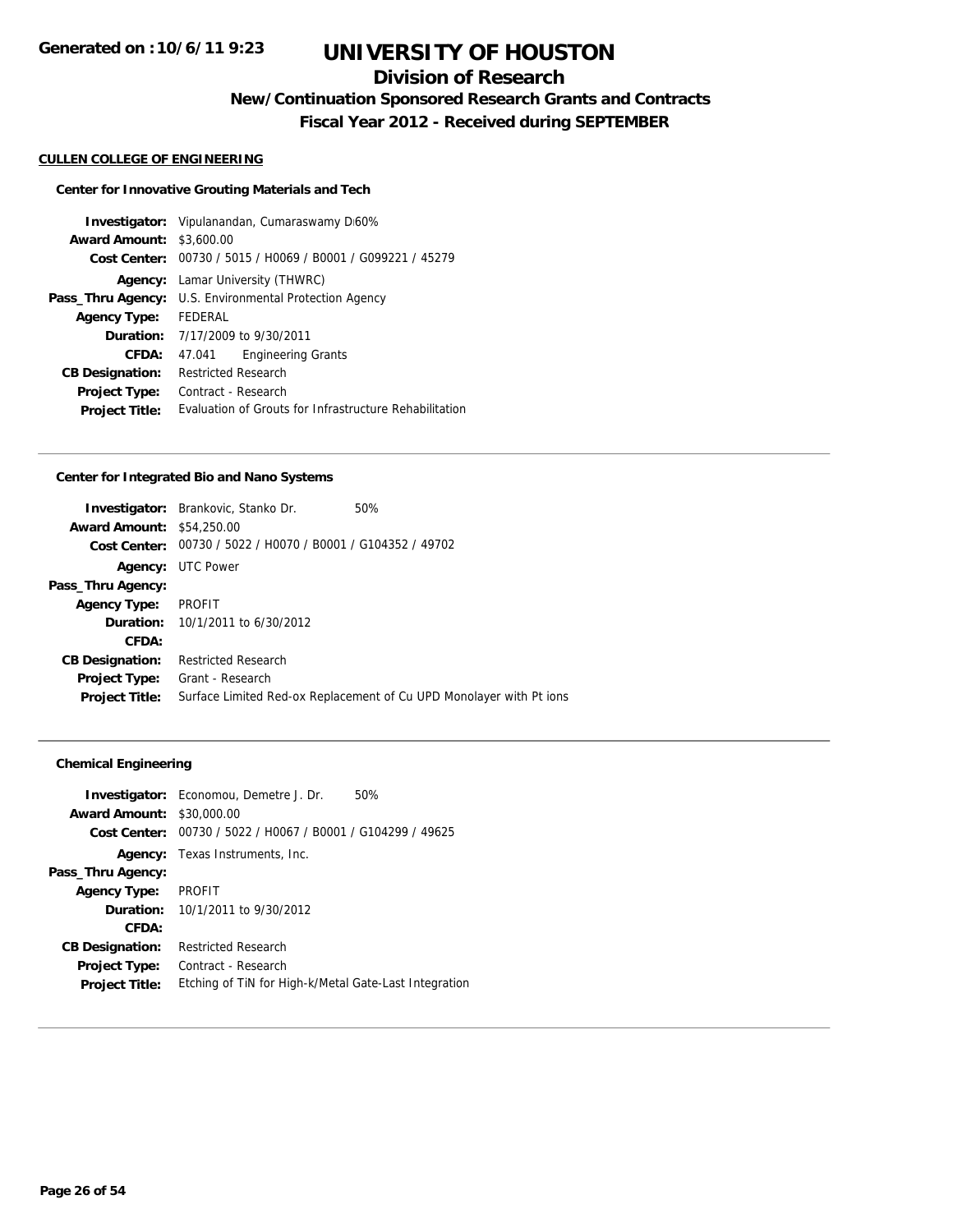**Generated on :10/6/11 9:23**

# UNIVERSITY OF HOUSTON

## Division of Research

### New/Continuation Sponsored Research Grants and Contracts

### Fiscal Year 2012 - Received during SEPTEMBER

**CULLEN COLLEGE OF ENGINEERING**

#### Center for Innovative Grouting Materials and Tech

| | |
|---|---|
| **Investigator:** | Vipulanandan, Cumaraswamy D 60% |
| **Award Amount:** | $3,600.00 |
| **Cost Center:** | 00730 / 5015 / H0069 / B0001 / G099221 / 45279 |
| **Agency:** | Lamar University (THWRC) |
| **Pass_Thru Agency:** | U.S. Environmental Protection Agency |
| **Agency Type:** | FEDERAL |
| **Duration:** | 7/17/2009 to 9/30/2011 |
| **CFDA:** | 47.041 Engineering Grants |
| **CB Designation:** | Restricted Research |
| **Project Type:** | Contract - Research |
| **Project Title:** | Evaluation of Grouts for Infrastructure Rehabilitation |

---

#### Center for Integrated Bio and Nano Systems

| | |
|---|---|
| **Investigator:** | Brankovic, Stanko Dr. 50% |
| **Award Amount:** | $54,250.00 |
| **Cost Center:** | 00730 / 5022 / H0070 / B0001 / G104352 / 49702 |
| **Agency:** | UTC Power |
| **Pass_Thru Agency:** | |
| **Agency Type:** | PROFIT |
| **Duration:** | 10/1/2011 to 6/30/2012 |
| **CFDA:** | |
| **CB Designation:** | Restricted Research |
| **Project Type:** | Grant - Research |
| **Project Title:** | Surface Limited Red-ox Replacement of Cu UPD Monolayer with Pt ions |

---

#### Chemical Engineering

| | |
|---|---|
| **Investigator:** | Economou, Demetre J. Dr. 50% |
| **Award Amount:** | $30,000.00 |
| **Cost Center:** | 00730 / 5022 / H0067 / B0001 / G104299 / 49625 |
| **Agency:** | Texas Instruments, Inc. |
| **Pass_Thru Agency:** | |
| **Agency Type:** | PROFIT |
| **Duration:** | 10/1/2011 to 9/30/2012 |
| **CFDA:** | |
| **CB Designation:** | Restricted Research |
| **Project Type:** | Contract - Research |
| **Project Title:** | Etching of TiN for High-k/Metal Gate-Last Integration |

---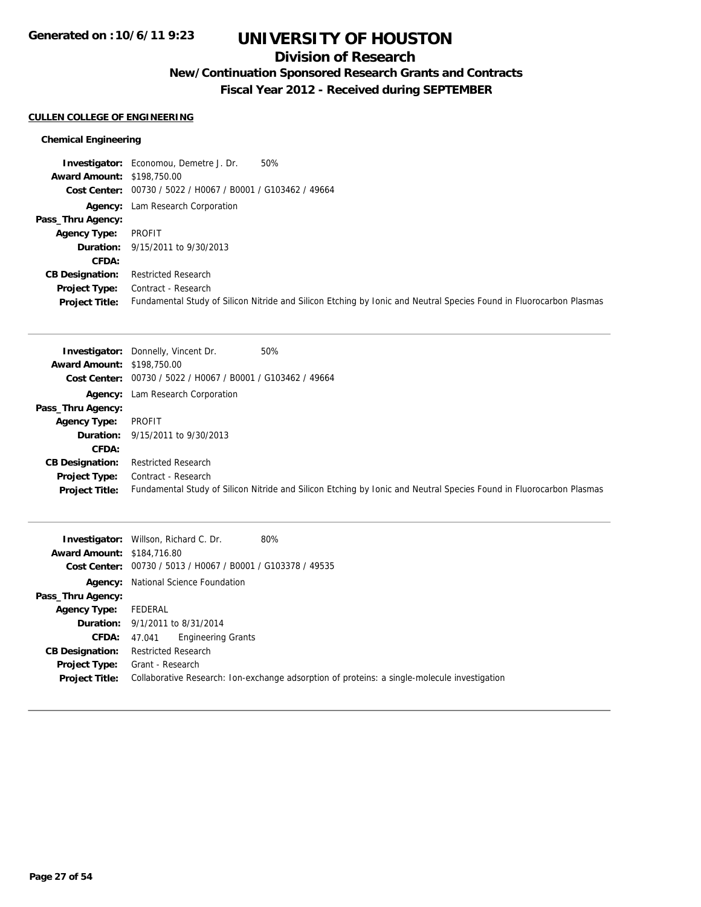# UNIVERSITY OF HOUSTON

## Division of Research

### New/Continuation Sponsored Research Grants and Contracts

### Fiscal Year 2012 - Received during SEPTEMBER

**CULLEN COLLEGE OF ENGINEERING**

**Chemical Engineering**

**Investigator:** Economou, Demetre J. Dr. 50%
**Award Amount:** $198,750.00
**Cost Center:** 00730 / 5022 / H0067 / B0001 / G103462 / 49664
**Agency:** Lam Research Corporation
**Pass_Thru Agency:**
**Agency Type:** PROFIT
**Duration:** 9/15/2011 to 9/30/2013
**CFDA:**
**CB Designation:** Restricted Research
**Project Type:** Contract - Research
**Project Title:** Fundamental Study of Silicon Nitride and Silicon Etching by Ionic and Neutral Species Found in Fluorocarbon Plasmas

---

**Investigator:** Donnelly, Vincent Dr. 50%
**Award Amount:** $198,750.00
**Cost Center:** 00730 / 5022 / H0067 / B0001 / G103462 / 49664
**Agency:** Lam Research Corporation
**Pass_Thru Agency:**
**Agency Type:** PROFIT
**Duration:** 9/15/2011 to 9/30/2013
**CFDA:**
**CB Designation:** Restricted Research
**Project Type:** Contract - Research
**Project Title:** Fundamental Study of Silicon Nitride and Silicon Etching by Ionic and Neutral Species Found in Fluorocarbon Plasmas

---

**Investigator:** Willson, Richard C. Dr. 80%
**Award Amount:** $184,716.80
**Cost Center:** 00730 / 5013 / H0067 / B0001 / G103378 / 49535
**Agency:** National Science Foundation
**Pass_Thru Agency:**
**Agency Type:** FEDERAL
**Duration:** 9/1/2011 to 8/31/2014
**CFDA:** 47.041 Engineering Grants
**CB Designation:** Restricted Research
**Project Type:** Grant - Research
**Project Title:** Collaborative Research: Ion-exchange adsorption of proteins: a single-molecule investigation

---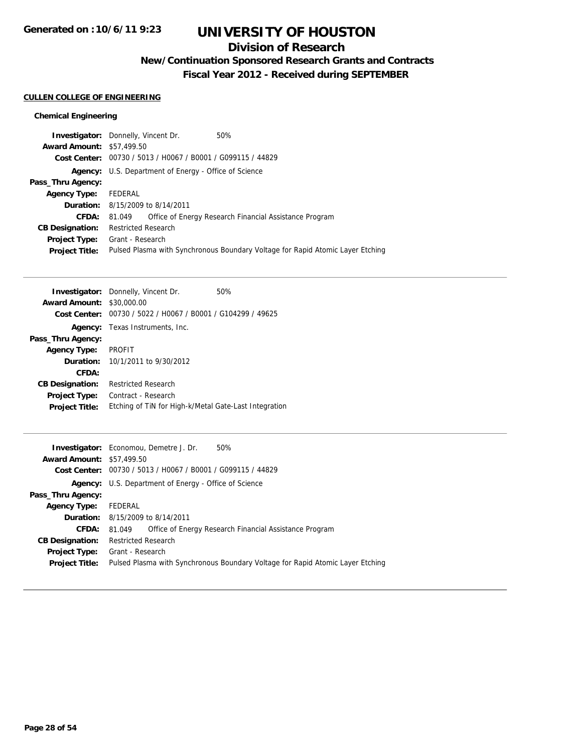# UNIVERSITY OF HOUSTON

## Division of Research

### New/Continuation Sponsored Research Grants and Contracts

### Fiscal Year 2012 - Received during SEPTEMBER

**Generated on :10/6/11 9:23**

**CULLEN COLLEGE OF ENGINEERING**

**Chemical Engineering**

**Investigator:** Donnelly, Vincent Dr. 50%
**Award Amount:** $57,499.50
**Cost Center:** 00730 / 5013 / H0067 / B0001 / G099115 / 44829
**Agency:** U.S. Department of Energy - Office of Science
**Pass_Thru Agency:**
**Agency Type:** FEDERAL
**Duration:** 8/15/2009 to 8/14/2011
**CFDA:** 81.049 Office of Energy Research Financial Assistance Program
**CB Designation:** Restricted Research
**Project Type:** Grant - Research
**Project Title:** Pulsed Plasma with Synchronous Boundary Voltage for Rapid Atomic Layer Etching

---

**Investigator:** Donnelly, Vincent Dr. 50%
**Award Amount:** $30,000.00
**Cost Center:** 00730 / 5022 / H0067 / B0001 / G104299 / 49625
**Agency:** Texas Instruments, Inc.
**Pass_Thru Agency:**
**Agency Type:** PROFIT
**Duration:** 10/1/2011 to 9/30/2012
**CFDA:**
**CB Designation:** Restricted Research
**Project Type:** Contract - Research
**Project Title:** Etching of TiN for High-k/Metal Gate-Last Integration

---

**Investigator:** Economou, Demetre J. Dr. 50%
**Award Amount:** $57,499.50
**Cost Center:** 00730 / 5013 / H0067 / B0001 / G099115 / 44829
**Agency:** U.S. Department of Energy - Office of Science
**Pass_Thru Agency:**
**Agency Type:** FEDERAL
**Duration:** 8/15/2009 to 8/14/2011
**CFDA:** 81.049 Office of Energy Research Financial Assistance Program
**CB Designation:** Restricted Research
**Project Type:** Grant - Research
**Project Title:** Pulsed Plasma with Synchronous Boundary Voltage for Rapid Atomic Layer Etching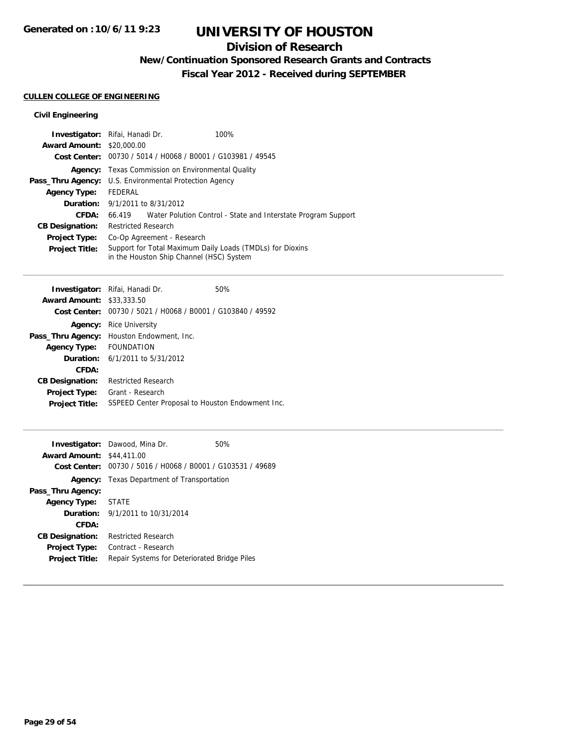# UNIVERSITY OF HOUSTON

## Division of Research

### New/Continuation Sponsored Research Grants and Contracts

### Fiscal Year 2012 - Received during SEPTEMBER

Generated on :10/6/11 9:23

**CULLEN COLLEGE OF ENGINEERING**

**Civil Engineering**

**Investigator:** Rifai, Hanadi Dr. 100%
**Award Amount:** $20,000.00
**Cost Center:** 00730 / 5014 / H0068 / B0001 / G103981 / 49545
**Agency:** Texas Commission on Environmental Quality
**Pass_Thru Agency:** U.S. Environmental Protection Agency
**Agency Type:** FEDERAL
**Duration:** 9/1/2011 to 8/31/2012
**CFDA:** 66.419 Water Polution Control - State and Interstate Program Support
**CB Designation:** Restricted Research
**Project Type:** Co-Op Agreement - Research
**Project Title:** Support for Total Maximum Daily Loads (TMDLs) for Dioxins in the Houston Ship Channel (HSC) System

---

**Investigator:** Rifai, Hanadi Dr. 50%
**Award Amount:** $33,333.50
**Cost Center:** 00730 / 5021 / H0068 / B0001 / G103840 / 49592
**Agency:** Rice University
**Pass_Thru Agency:** Houston Endowment, Inc.
**Agency Type:** FOUNDATION
**Duration:** 6/1/2011 to 5/31/2012
**CFDA:**
**CB Designation:** Restricted Research
**Project Type:** Grant - Research
**Project Title:** SSPEED Center Proposal to Houston Endowment Inc.

---

**Investigator:** Dawood, Mina Dr. 50%
**Award Amount:** $44,411.00
**Cost Center:** 00730 / 5016 / H0068 / B0001 / G103531 / 49689
**Agency:** Texas Department of Transportation
**Pass_Thru Agency:**
**Agency Type:** STATE
**Duration:** 9/1/2011 to 10/31/2014
**CFDA:**
**CB Designation:** Restricted Research
**Project Type:** Contract - Research
**Project Title:** Repair Systems for Deteriorated Bridge Piles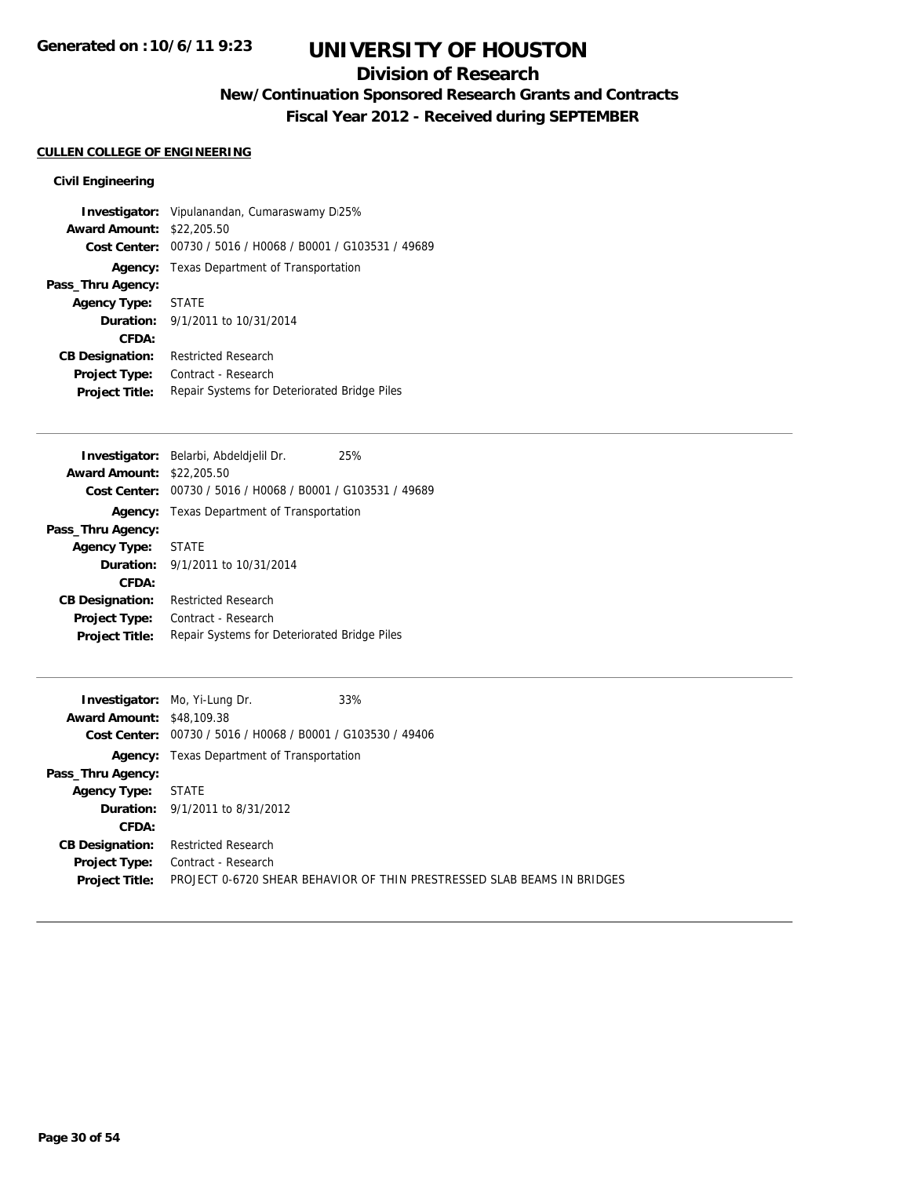# UNIVERSITY OF HOUSTON

## Division of Research

### New/Continuation Sponsored Research Grants and Contracts

### Fiscal Year 2012 - Received during SEPTEMBER

**CULLEN COLLEGE OF ENGINEERING**

**Civil Engineering**

**Investigator:** Vipulanandan, Cumaraswamy D 25%
**Award Amount:** $22,205.50
**Cost Center:** 00730 / 5016 / H0068 / B0001 / G103531 / 49689
**Agency:** Texas Department of Transportation
**Pass_Thru Agency:**
**Agency Type:** STATE
**Duration:** 9/1/2011 to 10/31/2014
**CFDA:**
**CB Designation:** Restricted Research
**Project Type:** Contract - Research
**Project Title:** Repair Systems for Deteriorated Bridge Piles

---

**Investigator:** Belarbi, Abdeldjelil Dr. 25%
**Award Amount:** $22,205.50
**Cost Center:** 00730 / 5016 / H0068 / B0001 / G103531 / 49689
**Agency:** Texas Department of Transportation
**Pass_Thru Agency:**
**Agency Type:** STATE
**Duration:** 9/1/2011 to 10/31/2014
**CFDA:**
**CB Designation:** Restricted Research
**Project Type:** Contract - Research
**Project Title:** Repair Systems for Deteriorated Bridge Piles

---

**Investigator:** Mo, Yi-Lung Dr. 33%
**Award Amount:** $48,109.38
**Cost Center:** 00730 / 5016 / H0068 / B0001 / G103530 / 49406
**Agency:** Texas Department of Transportation
**Pass_Thru Agency:**
**Agency Type:** STATE
**Duration:** 9/1/2011 to 8/31/2012
**CFDA:**
**CB Designation:** Restricted Research
**Project Type:** Contract - Research
**Project Title:** PROJECT 0-6720 SHEAR BEHAVIOR OF THIN PRESTRESSED SLAB BEAMS IN BRIDGES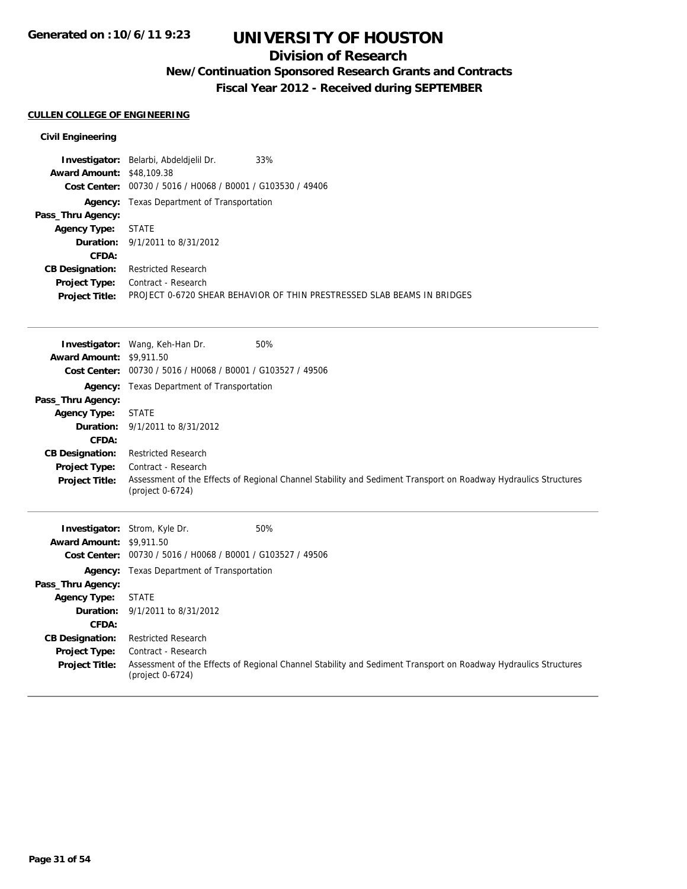**Generated on :10/6/11 9:23**

# UNIVERSITY OF HOUSTON

## Division of Research

### New/Continuation Sponsored Research Grants and Contracts

### Fiscal Year 2012 - Received during SEPTEMBER

**CULLEN COLLEGE OF ENGINEERING**

#### Civil Engineering

**Investigator:** Belarbi, Abdeldjelil Dr. 33%
**Award Amount:** $48,109.38
**Cost Center:** 00730 / 5016 / H0068 / B0001 / G103530 / 49406
**Agency:** Texas Department of Transportation
**Pass_Thru Agency:**
**Agency Type:** STATE
**Duration:** 9/1/2011 to 8/31/2012
**CFDA:**
**CB Designation:** Restricted Research
**Project Type:** Contract - Research
**Project Title:** PROJECT 0-6720 SHEAR BEHAVIOR OF THIN PRESTRESSED SLAB BEAMS IN BRIDGES

---

**Investigator:** Wang, Keh-Han Dr. 50%
**Award Amount:** $9,911.50
**Cost Center:** 00730 / 5016 / H0068 / B0001 / G103527 / 49506
**Agency:** Texas Department of Transportation
**Pass_Thru Agency:**
**Agency Type:** STATE
**Duration:** 9/1/2011 to 8/31/2012
**CFDA:**
**CB Designation:** Restricted Research
**Project Type:** Contract - Research
**Project Title:** Assessment of the Effects of Regional Channel Stability and Sediment Transport on Roadway Hydraulics Structures (project 0-6724)

---

**Investigator:** Strom, Kyle Dr. 50%
**Award Amount:** $9,911.50
**Cost Center:** 00730 / 5016 / H0068 / B0001 / G103527 / 49506
**Agency:** Texas Department of Transportation
**Pass_Thru Agency:**
**Agency Type:** STATE
**Duration:** 9/1/2011 to 8/31/2012
**CFDA:**
**CB Designation:** Restricted Research
**Project Type:** Contract - Research
**Project Title:** Assessment of the Effects of Regional Channel Stability and Sediment Transport on Roadway Hydraulics Structures (project 0-6724)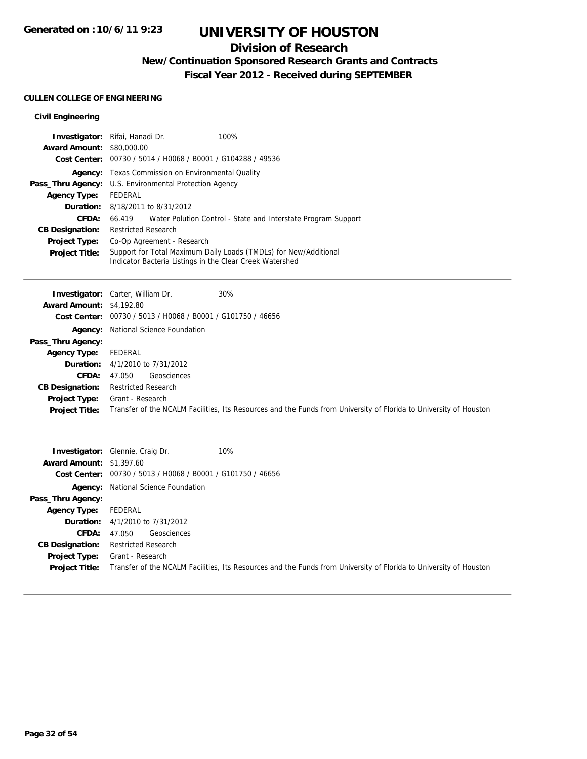# UNIVERSITY OF HOUSTON

## Division of Research

### New/Continuation Sponsored Research Grants and Contracts

### Fiscal Year 2012 - Received during SEPTEMBER

**CULLEN COLLEGE OF ENGINEERING**

**Civil Engineering**

**Investigator:** Rifai, Hanadi Dr. 100%
**Award Amount:** $80,000.00
**Cost Center:** 00730 / 5014 / H0068 / B0001 / G104288 / 49536
**Agency:** Texas Commission on Environmental Quality
**Pass_Thru Agency:** U.S. Environmental Protection Agency
**Agency Type:** FEDERAL
**Duration:** 8/18/2011 to 8/31/2012
**CFDA:** 66.419 Water Polution Control - State and Interstate Program Support
**CB Designation:** Restricted Research
**Project Type:** Co-Op Agreement - Research
**Project Title:** Support for Total Maximum Daily Loads (TMDLs) for New/Additional Indicator Bacteria Listings in the Clear Creek Watershed

---

**Investigator:** Carter, William Dr. 30%
**Award Amount:** $4,192.80
**Cost Center:** 00730 / 5013 / H0068 / B0001 / G101750 / 46656
**Agency:** National Science Foundation
**Pass_Thru Agency:**
**Agency Type:** FEDERAL
**Duration:** 4/1/2010 to 7/31/2012
**CFDA:** 47.050 Geosciences
**CB Designation:** Restricted Research
**Project Type:** Grant - Research
**Project Title:** Transfer of the NCALM Facilities, Its Resources and the Funds from University of Florida to University of Houston

---

**Investigator:** Glennie, Craig Dr. 10%
**Award Amount:** $1,397.60
**Cost Center:** 00730 / 5013 / H0068 / B0001 / G101750 / 46656
**Agency:** National Science Foundation
**Pass_Thru Agency:**
**Agency Type:** FEDERAL
**Duration:** 4/1/2010 to 7/31/2012
**CFDA:** 47.050 Geosciences
**CB Designation:** Restricted Research
**Project Type:** Grant - Research
**Project Title:** Transfer of the NCALM Facilities, Its Resources and the Funds from University of Florida to University of Houston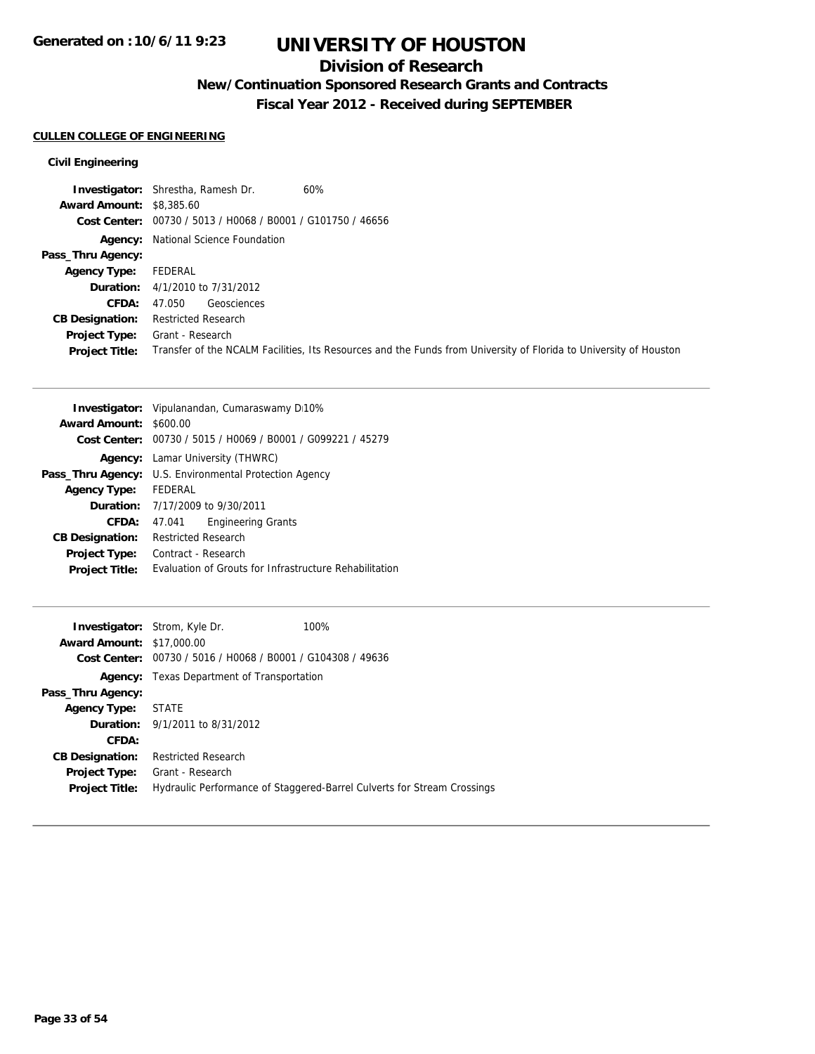Generated on :10/6/11 9:23

# UNIVERSITY OF HOUSTON

## Division of Research

### New/Continuation Sponsored Research Grants and Contracts

### Fiscal Year 2012 - Received during SEPTEMBER

**CULLEN COLLEGE OF ENGINEERING**

**Civil Engineering**

**Investigator:** Shrestha, Ramesh Dr. 60%
**Award Amount:** $8,385.60
**Cost Center:** 00730 / 5013 / H0068 / B0001 / G101750 / 46656
**Agency:** National Science Foundation
**Pass_Thru Agency:**
**Agency Type:** FEDERAL
**Duration:** 4/1/2010 to 7/31/2012
**CFDA:** 47.050 Geosciences
**CB Designation:** Restricted Research
**Project Type:** Grant - Research
**Project Title:** Transfer of the NCALM Facilities, Its Resources and the Funds from University of Florida to University of Houston

---

**Investigator:** Vipulanandan, Cumaraswamy Di 10%
**Award Amount:** $600.00
**Cost Center:** 00730 / 5015 / H0069 / B0001 / G099221 / 45279
**Agency:** Lamar University (THWRC)
**Pass_Thru Agency:** U.S. Environmental Protection Agency
**Agency Type:** FEDERAL
**Duration:** 7/17/2009 to 9/30/2011
**CFDA:** 47.041 Engineering Grants
**CB Designation:** Restricted Research
**Project Type:** Contract - Research
**Project Title:** Evaluation of Grouts for Infrastructure Rehabilitation

---

**Investigator:** Strom, Kyle Dr. 100%
**Award Amount:** $17,000.00
**Cost Center:** 00730 / 5016 / H0068 / B0001 / G104308 / 49636
**Agency:** Texas Department of Transportation
**Pass_Thru Agency:**
**Agency Type:** STATE
**Duration:** 9/1/2011 to 8/31/2012
**CFDA:**
**CB Designation:** Restricted Research
**Project Type:** Grant - Research
**Project Title:** Hydraulic Performance of Staggered-Barrel Culverts for Stream Crossings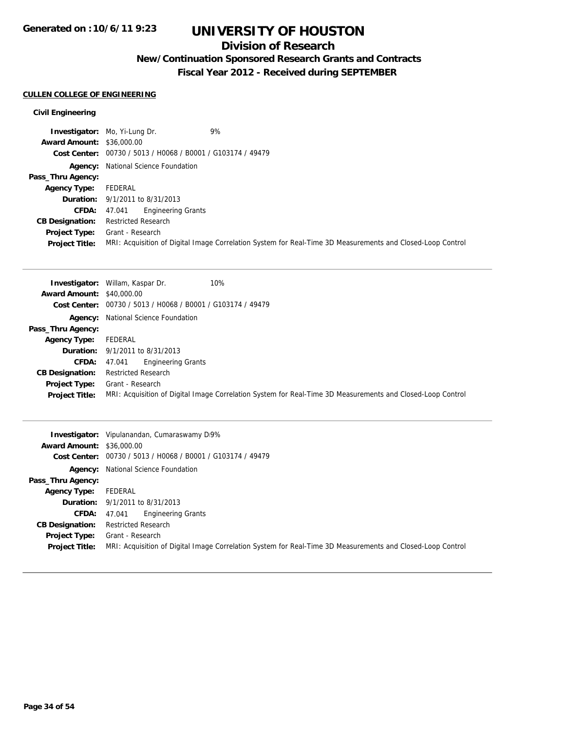# UNIVERSITY OF HOUSTON

## Division of Research

### New/Continuation Sponsored Research Grants and Contracts

### Fiscal Year 2012 - Received during SEPTEMBER

Generated on :10/6/11 9:23

**CULLEN COLLEGE OF ENGINEERING**

**Civil Engineering**

| | |
|---|---|
| **Investigator:** | Mo, Yi-Lung Dr. 9% |
| **Award Amount:** | $36,000.00 |
| **Cost Center:** | 00730 / 5013 / H0068 / B0001 / G103174 / 49479 |
| **Agency:** | National Science Foundation |
| **Pass_Thru Agency:** | |
| **Agency Type:** | FEDERAL |
| **Duration:** | 9/1/2011 to 8/31/2013 |
| **CFDA:** | 47.041 Engineering Grants |
| **CB Designation:** | Restricted Research |
| **Project Type:** | Grant - Research |
| **Project Title:** | MRI: Acquisition of Digital Image Correlation System for Real-Time 3D Measurements and Closed-Loop Control |

---

| | |
|---|---|
| **Investigator:** | Willam, Kaspar Dr. 10% |
| **Award Amount:** | $40,000.00 |
| **Cost Center:** | 00730 / 5013 / H0068 / B0001 / G103174 / 49479 |
| **Agency:** | National Science Foundation |
| **Pass_Thru Agency:** | |
| **Agency Type:** | FEDERAL |
| **Duration:** | 9/1/2011 to 8/31/2013 |
| **CFDA:** | 47.041 Engineering Grants |
| **CB Designation:** | Restricted Research |
| **Project Type:** | Grant - Research |
| **Project Title:** | MRI: Acquisition of Digital Image Correlation System for Real-Time 3D Measurements and Closed-Loop Control |

---

| | |
|---|---|
| **Investigator:** | Vipulanandan, Cumaraswamy D 9% |
| **Award Amount:** | $36,000.00 |
| **Cost Center:** | 00730 / 5013 / H0068 / B0001 / G103174 / 49479 |
| **Agency:** | National Science Foundation |
| **Pass_Thru Agency:** | |
| **Agency Type:** | FEDERAL |
| **Duration:** | 9/1/2011 to 8/31/2013 |
| **CFDA:** | 47.041 Engineering Grants |
| **CB Designation:** | Restricted Research |
| **Project Type:** | Grant - Research |
| **Project Title:** | MRI: Acquisition of Digital Image Correlation System for Real-Time 3D Measurements and Closed-Loop Control |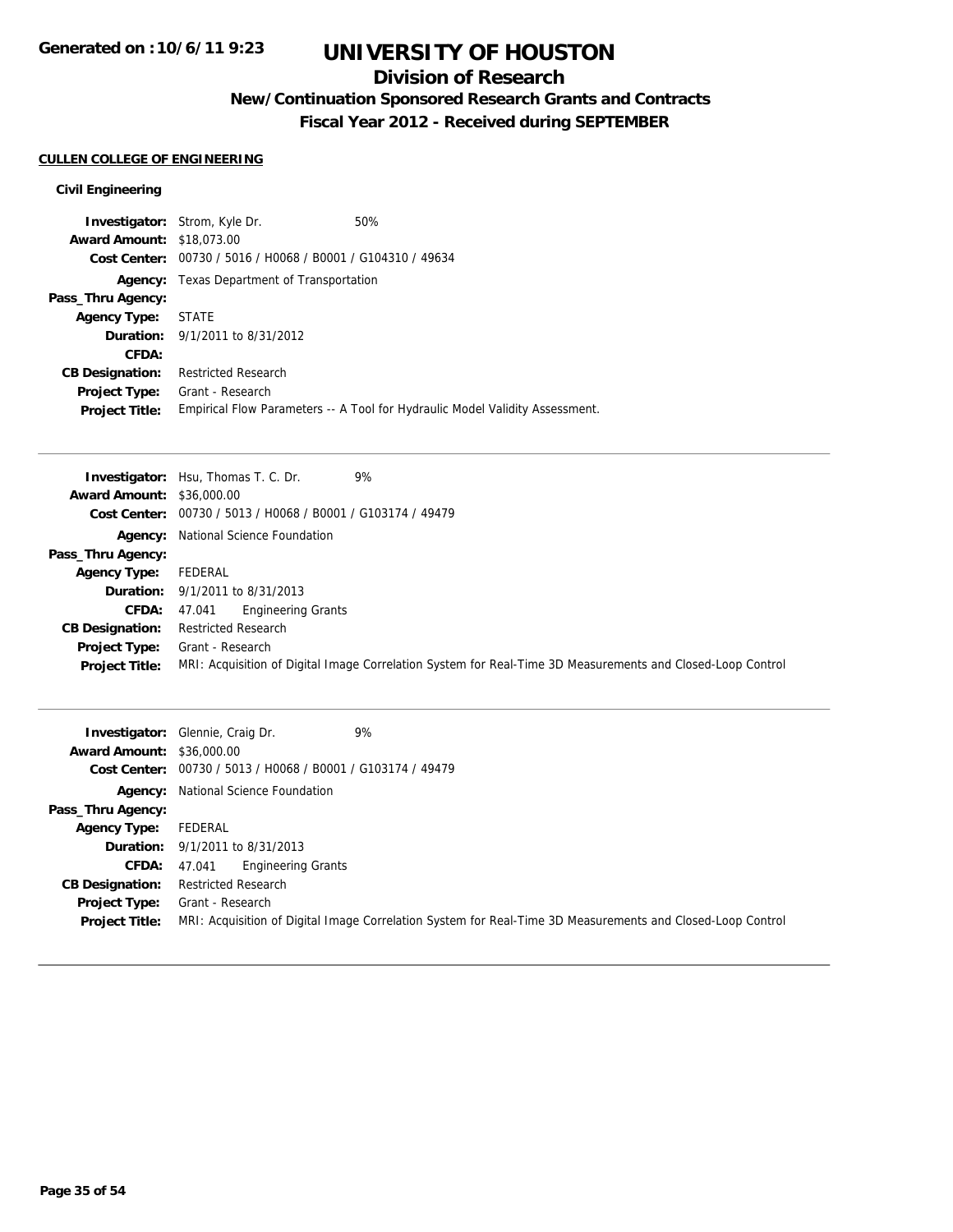# UNIVERSITY OF HOUSTON

## Division of Research

### New/Continuation Sponsored Research Grants and Contracts

### Fiscal Year 2012 - Received during SEPTEMBER

Generated on :10/6/11 9:23

**CULLEN COLLEGE OF ENGINEERING**

**Civil Engineering**

**Investigator:** Strom, Kyle Dr. 50%
**Award Amount:** $18,073.00
**Cost Center:** 00730 / 5016 / H0068 / B0001 / G104310 / 49634
**Agency:** Texas Department of Transportation
**Pass_Thru Agency:**
**Agency Type:** STATE
**Duration:** 9/1/2011 to 8/31/2012
**CFDA:**
**CB Designation:** Restricted Research
**Project Type:** Grant - Research
**Project Title:** Empirical Flow Parameters -- A Tool for Hydraulic Model Validity Assessment.

---

**Investigator:** Hsu, Thomas T. C. Dr. 9%
**Award Amount:** $36,000.00
**Cost Center:** 00730 / 5013 / H0068 / B0001 / G103174 / 49479
**Agency:** National Science Foundation
**Pass_Thru Agency:**
**Agency Type:** FEDERAL
**Duration:** 9/1/2011 to 8/31/2013
**CFDA:** 47.041 Engineering Grants
**CB Designation:** Restricted Research
**Project Type:** Grant - Research
**Project Title:** MRI: Acquisition of Digital Image Correlation System for Real-Time 3D Measurements and Closed-Loop Control

---

**Investigator:** Glennie, Craig Dr. 9%
**Award Amount:** $36,000.00
**Cost Center:** 00730 / 5013 / H0068 / B0001 / G103174 / 49479
**Agency:** National Science Foundation
**Pass_Thru Agency:**
**Agency Type:** FEDERAL
**Duration:** 9/1/2011 to 8/31/2013
**CFDA:** 47.041 Engineering Grants
**CB Designation:** Restricted Research
**Project Type:** Grant - Research
**Project Title:** MRI: Acquisition of Digital Image Correlation System for Real-Time 3D Measurements and Closed-Loop Control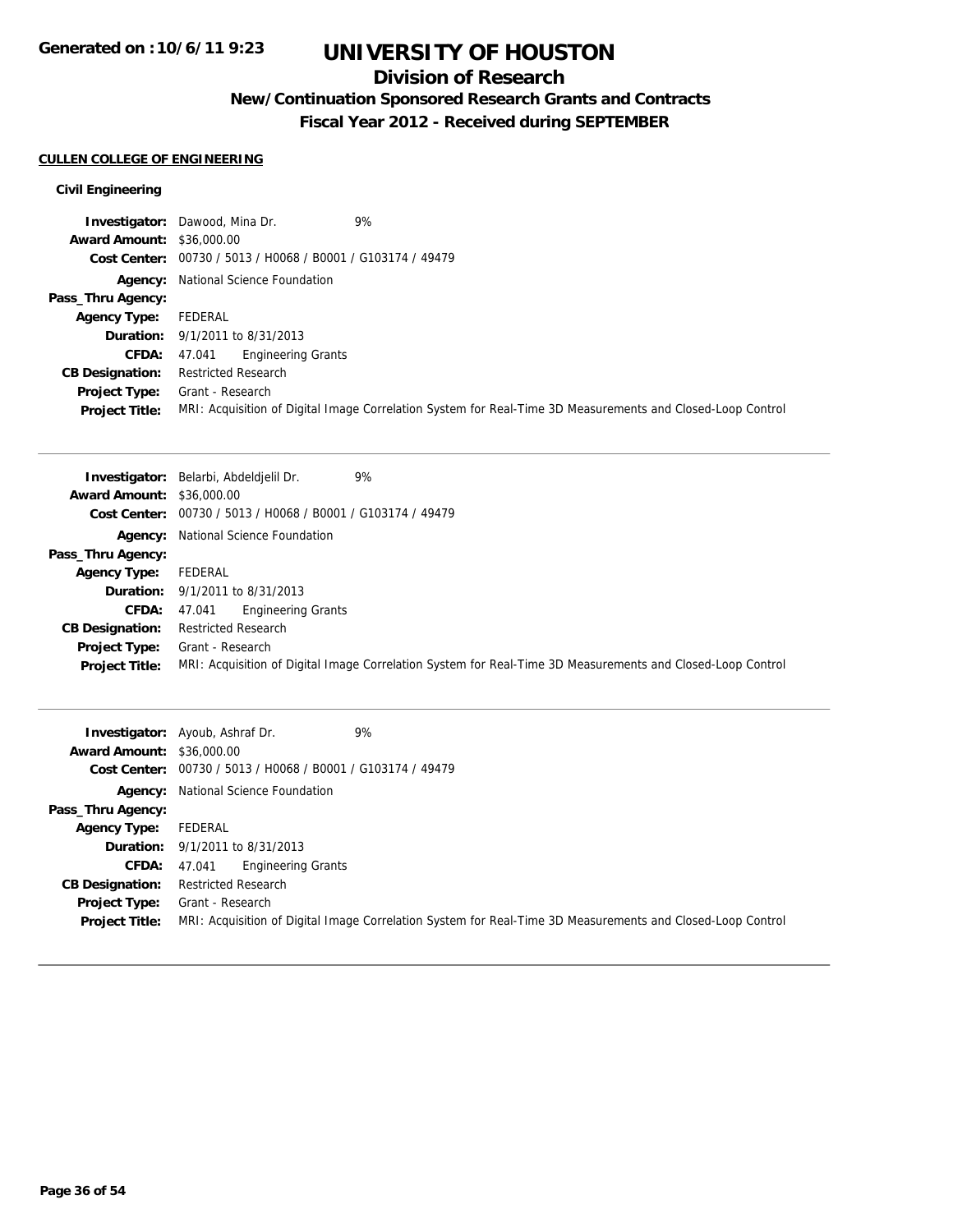# UNIVERSITY OF HOUSTON

## Division of Research

### New/Continuation Sponsored Research Grants and Contracts

### Fiscal Year 2012 - Received during SEPTEMBER

Generated on :10/6/11 9:23

**CULLEN COLLEGE OF ENGINEERING**

**Civil Engineering**

**Investigator:** Dawood, Mina Dr. 9%
**Award Amount:** $36,000.00
**Cost Center:** 00730 / 5013 / H0068 / B0001 / G103174 / 49479
**Agency:** National Science Foundation
**Pass_Thru Agency:**
**Agency Type:** FEDERAL
**Duration:** 9/1/2011 to 8/31/2013
**CFDA:** 47.041 Engineering Grants
**CB Designation:** Restricted Research
**Project Type:** Grant - Research
**Project Title:** MRI: Acquisition of Digital Image Correlation System for Real-Time 3D Measurements and Closed-Loop Control

---

**Investigator:** Belarbi, Abdeldjelil Dr. 9%
**Award Amount:** $36,000.00
**Cost Center:** 00730 / 5013 / H0068 / B0001 / G103174 / 49479
**Agency:** National Science Foundation
**Pass_Thru Agency:**
**Agency Type:** FEDERAL
**Duration:** 9/1/2011 to 8/31/2013
**CFDA:** 47.041 Engineering Grants
**CB Designation:** Restricted Research
**Project Type:** Grant - Research
**Project Title:** MRI: Acquisition of Digital Image Correlation System for Real-Time 3D Measurements and Closed-Loop Control

---

**Investigator:** Ayoub, Ashraf Dr. 9%
**Award Amount:** $36,000.00
**Cost Center:** 00730 / 5013 / H0068 / B0001 / G103174 / 49479
**Agency:** National Science Foundation
**Pass_Thru Agency:**
**Agency Type:** FEDERAL
**Duration:** 9/1/2011 to 8/31/2013
**CFDA:** 47.041 Engineering Grants
**CB Designation:** Restricted Research
**Project Type:** Grant - Research
**Project Title:** MRI: Acquisition of Digital Image Correlation System for Real-Time 3D Measurements and Closed-Loop Control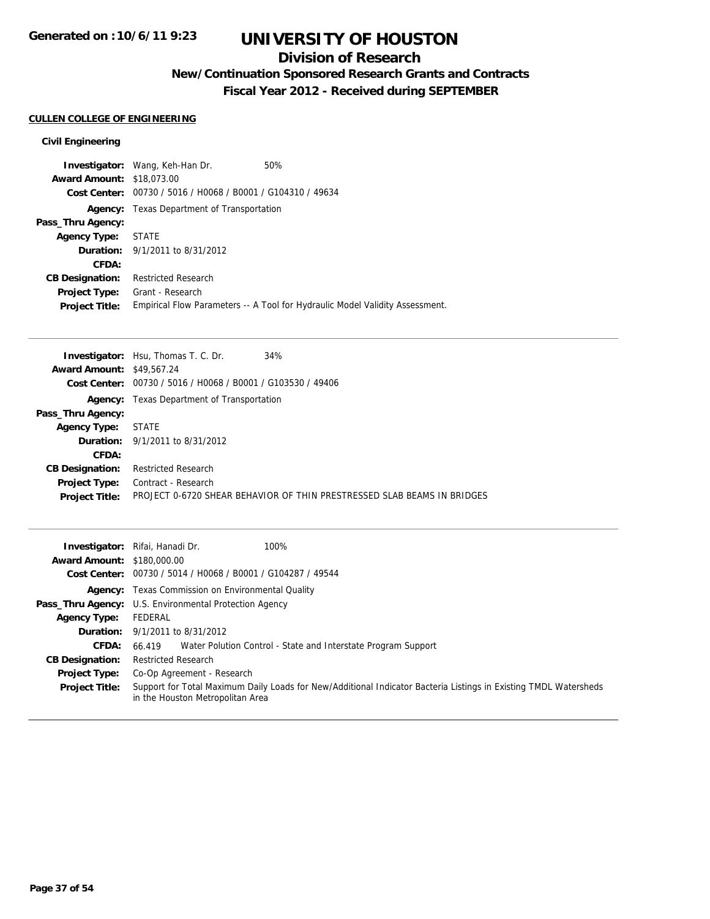# UNIVERSITY OF HOUSTON

## Division of Research

### New/Continuation Sponsored Research Grants and Contracts

### Fiscal Year 2012 - Received during SEPTEMBER

Generated on :10/6/11 9:23

**CULLEN COLLEGE OF ENGINEERING**

**Civil Engineering**

| | |
|---|---|
| **Investigator:** | Wang, Keh-Han Dr. 50% |
| **Award Amount:** | $18,073.00 |
| **Cost Center:** | 00730 / 5016 / H0068 / B0001 / G104310 / 49634 |
| **Agency:** | Texas Department of Transportation |
| **Pass_Thru Agency:** | |
| **Agency Type:** | STATE |
| **Duration:** | 9/1/2011 to 8/31/2012 |
| **CFDA:** | |
| **CB Designation:** | Restricted Research |
| **Project Type:** | Grant - Research |
| **Project Title:** | Empirical Flow Parameters -- A Tool for Hydraulic Model Validity Assessment. |

| | |
|---|---|
| **Investigator:** | Hsu, Thomas T. C. Dr. 34% |
| **Award Amount:** | $49,567.24 |
| **Cost Center:** | 00730 / 5016 / H0068 / B0001 / G103530 / 49406 |
| **Agency:** | Texas Department of Transportation |
| **Pass_Thru Agency:** | |
| **Agency Type:** | STATE |
| **Duration:** | 9/1/2011 to 8/31/2012 |
| **CFDA:** | |
| **CB Designation:** | Restricted Research |
| **Project Type:** | Contract - Research |
| **Project Title:** | PROJECT 0-6720 SHEAR BEHAVIOR OF THIN PRESTRESSED SLAB BEAMS IN BRIDGES |

| | |
|---|---|
| **Investigator:** | Rifai, Hanadi Dr. 100% |
| **Award Amount:** | $180,000.00 |
| **Cost Center:** | 00730 / 5014 / H0068 / B0001 / G104287 / 49544 |
| **Agency:** | Texas Commission on Environmental Quality |
| **Pass_Thru Agency:** | U.S. Environmental Protection Agency |
| **Agency Type:** | FEDERAL |
| **Duration:** | 9/1/2011 to 8/31/2012 |
| **CFDA:** | 66.419 Water Polution Control - State and Interstate Program Support |
| **CB Designation:** | Restricted Research |
| **Project Type:** | Co-Op Agreement - Research |
| **Project Title:** | Support for Total Maximum Daily Loads for New/Additional Indicator Bacteria Listings in Existing TMDL Watersheds in the Houston Metropolitan Area |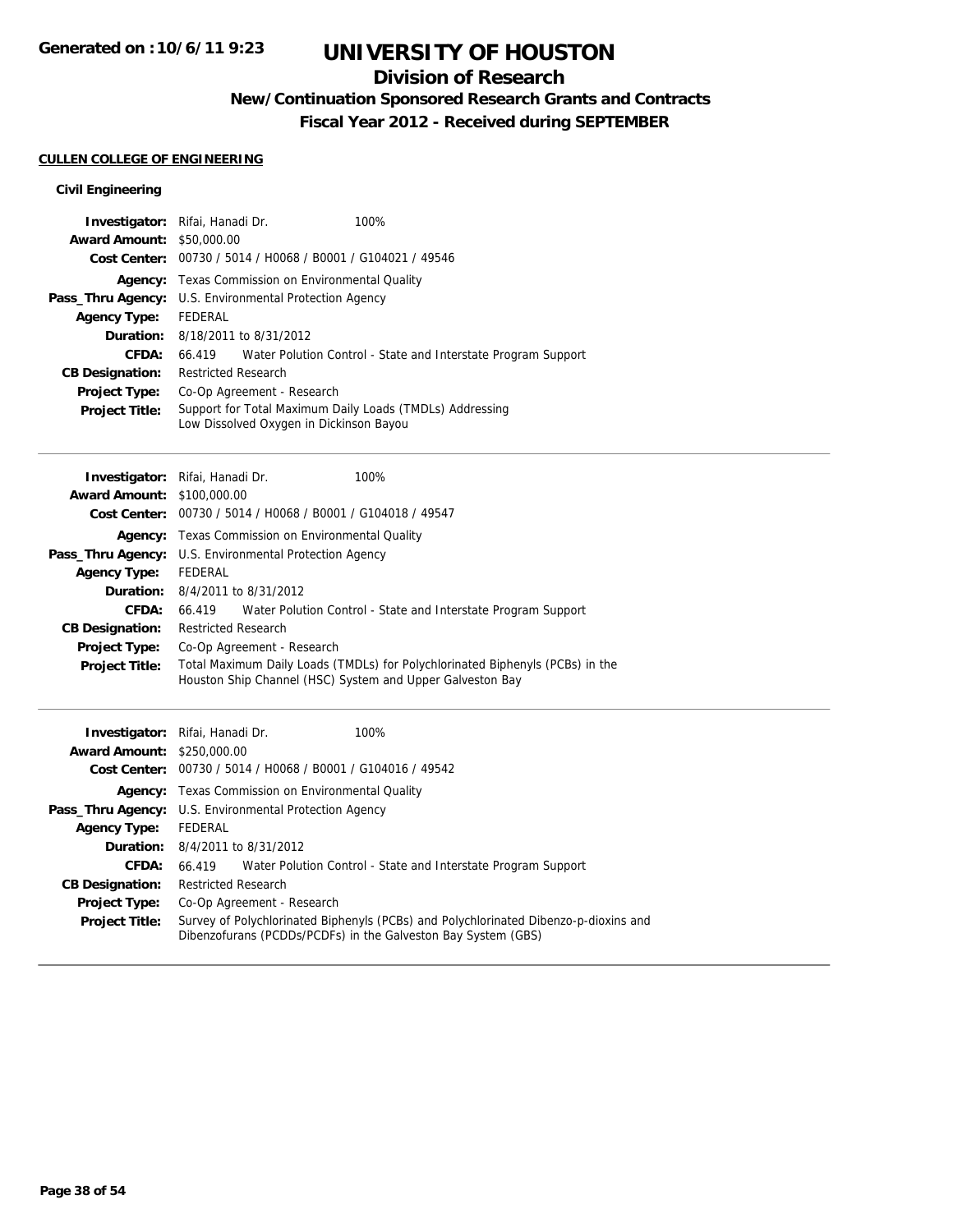# UNIVERSITY OF HOUSTON

## Division of Research

### New/Continuation Sponsored Research Grants and Contracts

### Fiscal Year 2012 - Received during SEPTEMBER

Generated on :10/6/11 9:23

**CULLEN COLLEGE OF ENGINEERING**

**Civil Engineering**

**Investigator:** Rifai, Hanadi Dr. 100%
**Award Amount:** $50,000.00
**Cost Center:** 00730 / 5014 / H0068 / B0001 / G104021 / 49546
**Agency:** Texas Commission on Environmental Quality
**Pass_Thru Agency:** U.S. Environmental Protection Agency
**Agency Type:** FEDERAL
**Duration:** 8/18/2011 to 8/31/2012
**CFDA:** 66.419 Water Polution Control - State and Interstate Program Support
**CB Designation:** Restricted Research
**Project Type:** Co-Op Agreement - Research
**Project Title:** Support for Total Maximum Daily Loads (TMDLs) Addressing Low Dissolved Oxygen in Dickinson Bayou

---

**Investigator:** Rifai, Hanadi Dr. 100%
**Award Amount:** $100,000.00
**Cost Center:** 00730 / 5014 / H0068 / B0001 / G104018 / 49547
**Agency:** Texas Commission on Environmental Quality
**Pass_Thru Agency:** U.S. Environmental Protection Agency
**Agency Type:** FEDERAL
**Duration:** 8/4/2011 to 8/31/2012
**CFDA:** 66.419 Water Polution Control - State and Interstate Program Support
**CB Designation:** Restricted Research
**Project Type:** Co-Op Agreement - Research
**Project Title:** Total Maximum Daily Loads (TMDLs) for Polychlorinated Biphenyls (PCBs) in the Houston Ship Channel (HSC) System and Upper Galveston Bay

---

**Investigator:** Rifai, Hanadi Dr. 100%
**Award Amount:** $250,000.00
**Cost Center:** 00730 / 5014 / H0068 / B0001 / G104016 / 49542
**Agency:** Texas Commission on Environmental Quality
**Pass_Thru Agency:** U.S. Environmental Protection Agency
**Agency Type:** FEDERAL
**Duration:** 8/4/2011 to 8/31/2012
**CFDA:** 66.419 Water Polution Control - State and Interstate Program Support
**CB Designation:** Restricted Research
**Project Type:** Co-Op Agreement - Research
**Project Title:** Survey of Polychlorinated Biphenyls (PCBs) and Polychlorinated Dibenzo-p-dioxins and Dibenzofurans (PCDDs/PCDFs) in the Galveston Bay System (GBS)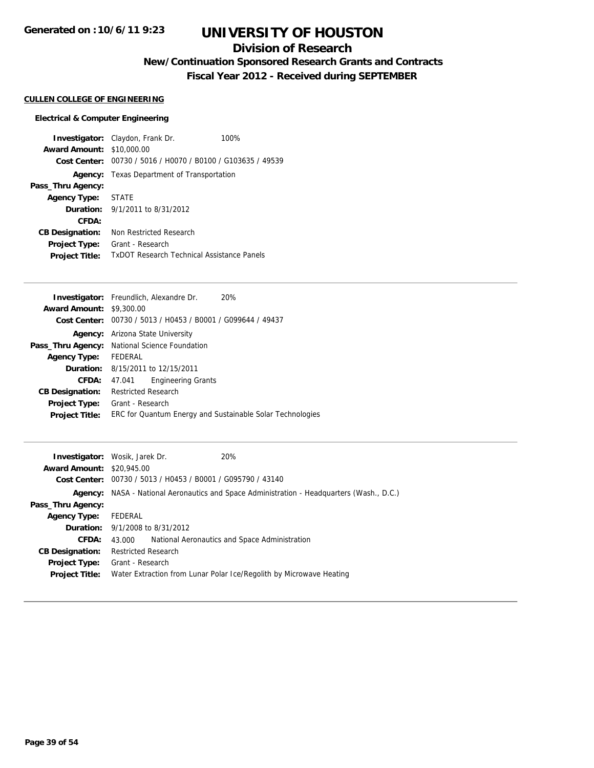# UNIVERSITY OF HOUSTON

## Division of Research

### New/Continuation Sponsored Research Grants and Contracts

### Fiscal Year 2012 - Received during SEPTEMBER

**Generated on :10/6/11 9:23**

**CULLEN COLLEGE OF ENGINEERING**

**Electrical & Computer Engineering**

**Investigator:** Claydon, Frank Dr. 100%
**Award Amount:** $10,000.00
**Cost Center:** 00730 / 5016 / H0070 / B0100 / G103635 / 49539
**Agency:** Texas Department of Transportation
**Pass_Thru Agency:**
**Agency Type:** STATE
**Duration:** 9/1/2011 to 8/31/2012
**CFDA:**
**CB Designation:** Non Restricted Research
**Project Type:** Grant - Research
**Project Title:** TxDOT Research Technical Assistance Panels

---

**Investigator:** Freundlich, Alexandre Dr. 20%
**Award Amount:** $9,300.00
**Cost Center:** 00730 / 5013 / H0453 / B0001 / G099644 / 49437
**Agency:** Arizona State University
**Pass_Thru Agency:** National Science Foundation
**Agency Type:** FEDERAL
**Duration:** 8/15/2011 to 12/15/2011
**CFDA:** 47.041 Engineering Grants
**CB Designation:** Restricted Research
**Project Type:** Grant - Research
**Project Title:** ERC for Quantum Energy and Sustainable Solar Technologies

---

**Investigator:** Wosik, Jarek Dr. 20%
**Award Amount:** $20,945.00
**Cost Center:** 00730 / 5013 / H0453 / B0001 / G095790 / 43140
**Agency:** NASA - National Aeronautics and Space Administration - Headquarters (Wash., D.C.)
**Pass_Thru Agency:**
**Agency Type:** FEDERAL
**Duration:** 9/1/2008 to 8/31/2012
**CFDA:** 43.000 National Aeronautics and Space Administration
**CB Designation:** Restricted Research
**Project Type:** Grant - Research
**Project Title:** Water Extraction from Lunar Polar Ice/Regolith by Microwave Heating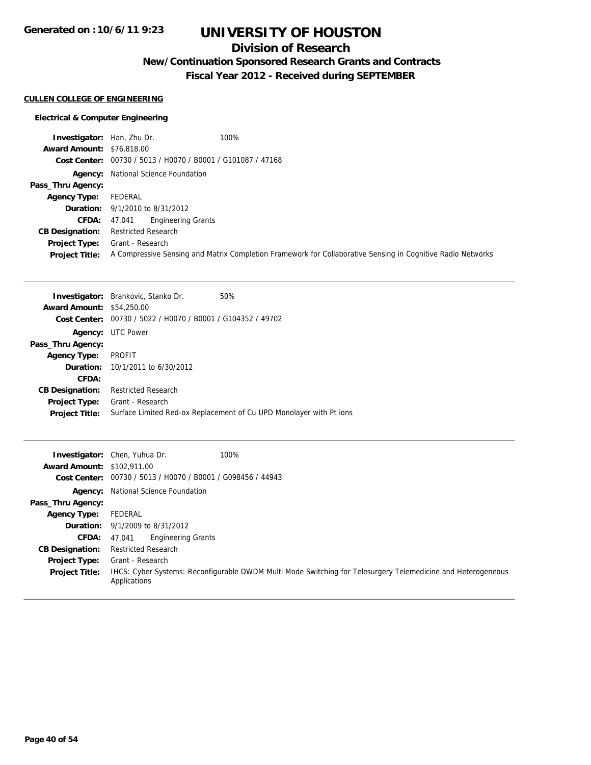# UNIVERSITY OF HOUSTON

## Division of Research

### New/Continuation Sponsored Research Grants and Contracts

### Fiscal Year 2012 - Received during SEPTEMBER

**Generated on :10/6/11 9:23**

#### CULLEN COLLEGE OF ENGINEERING

**Electrical & Computer Engineering**

**Investigator:** Han, Zhu Dr. 100%
**Award Amount:** $76,818.00
**Cost Center:** 00730 / 5013 / H0070 / B0001 / G101087 / 47168
**Agency:** National Science Foundation
**Pass_Thru Agency:**
**Agency Type:** FEDERAL
**Duration:** 9/1/2010 to 8/31/2012
**CFDA:** 47.041 Engineering Grants
**CB Designation:** Restricted Research
**Project Type:** Grant - Research
**Project Title:** A Compressive Sensing and Matrix Completion Framework for Collaborative Sensing in Cognitive Radio Networks

---

**Investigator:** Brankovic, Stanko Dr. 50%
**Award Amount:** $54,250.00
**Cost Center:** 00730 / 5022 / H0070 / B0001 / G104352 / 49702
**Agency:** UTC Power
**Pass_Thru Agency:**
**Agency Type:** PROFIT
**Duration:** 10/1/2011 to 6/30/2012
**CFDA:**
**CB Designation:** Restricted Research
**Project Type:** Grant - Research
**Project Title:** Surface Limited Red-ox Replacement of Cu UPD Monolayer with Pt ions

---

**Investigator:** Chen, Yuhua Dr. 100%
**Award Amount:** $102,911.00
**Cost Center:** 00730 / 5013 / H0070 / B0001 / G098456 / 44943
**Agency:** National Science Foundation
**Pass_Thru Agency:**
**Agency Type:** FEDERAL
**Duration:** 9/1/2009 to 8/31/2012
**CFDA:** 47.041 Engineering Grants
**CB Designation:** Restricted Research
**Project Type:** Grant - Research
**Project Title:** IHCS: Cyber Systems: Reconfigurable DWDM Multi Mode Switching for Telesurgery Telemedicine and Heterogeneous Applications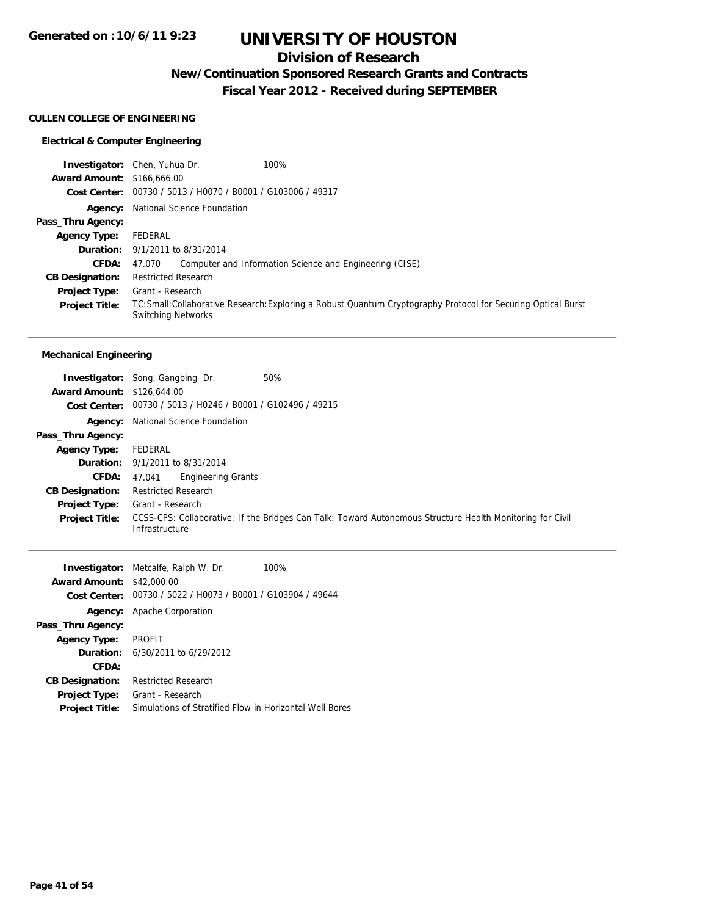# UNIVERSITY OF HOUSTON

## Division of Research

### New/Continuation Sponsored Research Grants and Contracts

### Fiscal Year 2012 - Received during SEPTEMBER

Generated on :10/6/11 9:23

**CULLEN COLLEGE OF ENGINEERING**

#### Electrical & Computer Engineering

| | |
|---|---|
| **Investigator:** | Chen, Yuhua Dr. 100% |
| **Award Amount:** | $166,666.00 |
| **Cost Center:** | 00730 / 5013 / H0070 / B0001 / G103006 / 49317 |
| **Agency:** | National Science Foundation |
| **Pass_Thru Agency:** | |
| **Agency Type:** | FEDERAL |
| **Duration:** | 9/1/2011 to 8/31/2014 |
| **CFDA:** | 47.070 Computer and Information Science and Engineering (CISE) |
| **CB Designation:** | Restricted Research |
| **Project Type:** | Grant - Research |
| **Project Title:** | TC:Small:Collaborative Research:Exploring a Robust Quantum Cryptography Protocol for Securing Optical Burst Switching Networks |

#### Mechanical Engineering

| | |
|---|---|
| **Investigator:** | Song, Gangbing Dr. 50% |
| **Award Amount:** | $126,644.00 |
| **Cost Center:** | 00730 / 5013 / H0246 / B0001 / G102496 / 49215 |
| **Agency:** | National Science Foundation |
| **Pass_Thru Agency:** | |
| **Agency Type:** | FEDERAL |
| **Duration:** | 9/1/2011 to 8/31/2014 |
| **CFDA:** | 47.041 Engineering Grants |
| **CB Designation:** | Restricted Research |
| **Project Type:** | Grant - Research |
| **Project Title:** | CCSS-CPS: Collaborative: If the Bridges Can Talk: Toward Autonomous Structure Health Monitoring for Civil Infrastructure |

| | |
|---|---|
| **Investigator:** | Metcalfe, Ralph W. Dr. 100% |
| **Award Amount:** | $42,000.00 |
| **Cost Center:** | 00730 / 5022 / H0073 / B0001 / G103904 / 49644 |
| **Agency:** | Apache Corporation |
| **Pass_Thru Agency:** | |
| **Agency Type:** | PROFIT |
| **Duration:** | 6/30/2011 to 6/29/2012 |
| **CFDA:** | |
| **CB Designation:** | Restricted Research |
| **Project Type:** | Grant - Research |
| **Project Title:** | Simulations of Stratified Flow in Horizontal Well Bores |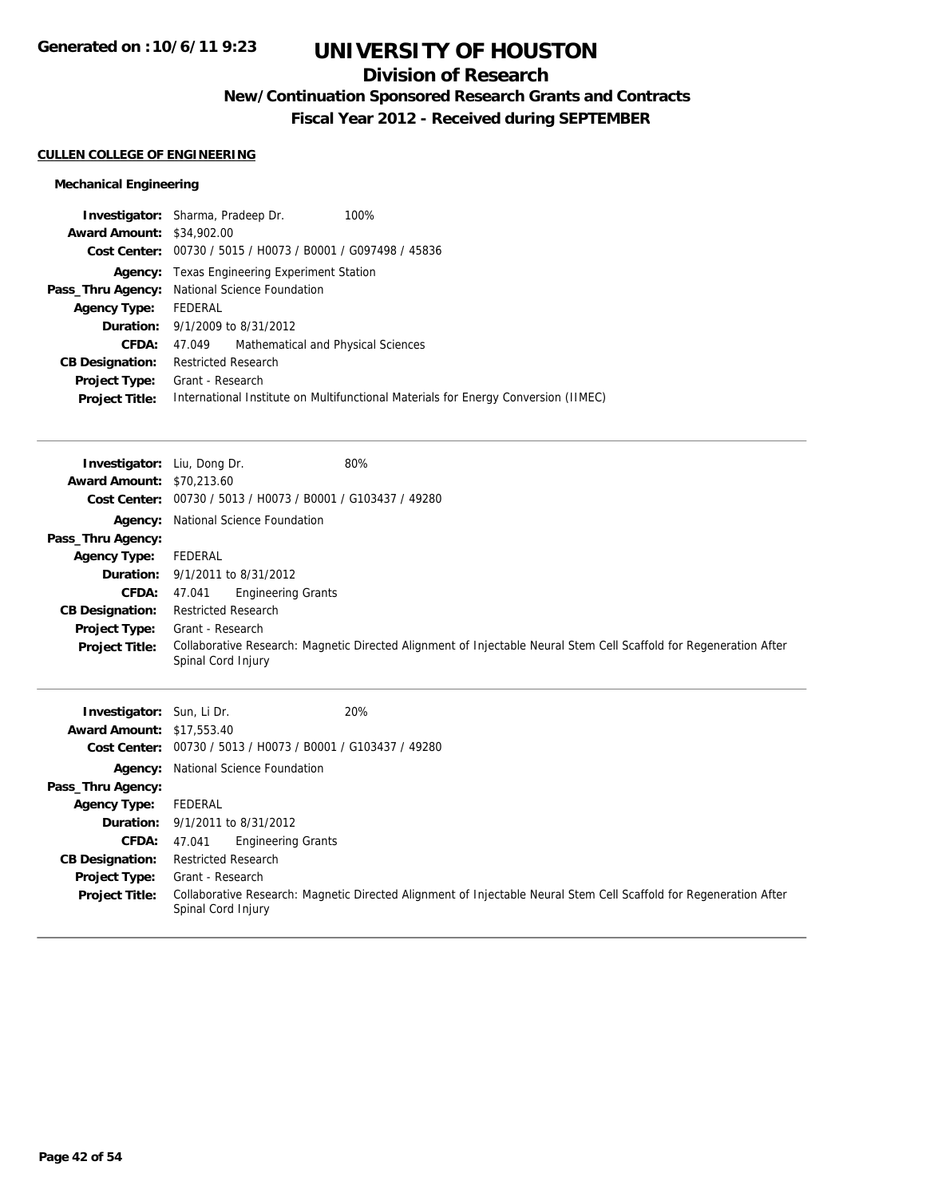# UNIVERSITY OF HOUSTON

## Division of Research

### New/Continuation Sponsored Research Grants and Contracts

### Fiscal Year 2012 - Received during SEPTEMBER

**CULLEN COLLEGE OF ENGINEERING**

**Mechanical Engineering**

**Investigator:** Sharma, Pradeep Dr. 100%
**Award Amount:** $34,902.00
**Cost Center:** 00730 / 5015 / H0073 / B0001 / G097498 / 45836
**Agency:** Texas Engineering Experiment Station
**Pass_Thru Agency:** National Science Foundation
**Agency Type:** FEDERAL
**Duration:** 9/1/2009 to 8/31/2012
**CFDA:** 47.049 Mathematical and Physical Sciences
**CB Designation:** Restricted Research
**Project Type:** Grant - Research
**Project Title:** International Institute on Multifunctional Materials for Energy Conversion (IIMEC)

---

**Investigator:** Liu, Dong Dr. 80%
**Award Amount:** $70,213.60
**Cost Center:** 00730 / 5013 / H0073 / B0001 / G103437 / 49280
**Agency:** National Science Foundation
**Pass_Thru Agency:**
**Agency Type:** FEDERAL
**Duration:** 9/1/2011 to 8/31/2012
**CFDA:** 47.041 Engineering Grants
**CB Designation:** Restricted Research
**Project Type:** Grant - Research
**Project Title:** Collaborative Research: Magnetic Directed Alignment of Injectable Neural Stem Cell Scaffold for Regeneration After Spinal Cord Injury

---

**Investigator:** Sun, Li Dr. 20%
**Award Amount:** $17,553.40
**Cost Center:** 00730 / 5013 / H0073 / B0001 / G103437 / 49280
**Agency:** National Science Foundation
**Pass_Thru Agency:**
**Agency Type:** FEDERAL
**Duration:** 9/1/2011 to 8/31/2012
**CFDA:** 47.041 Engineering Grants
**CB Designation:** Restricted Research
**Project Type:** Grant - Research
**Project Title:** Collaborative Research: Magnetic Directed Alignment of Injectable Neural Stem Cell Scaffold for Regeneration After Spinal Cord Injury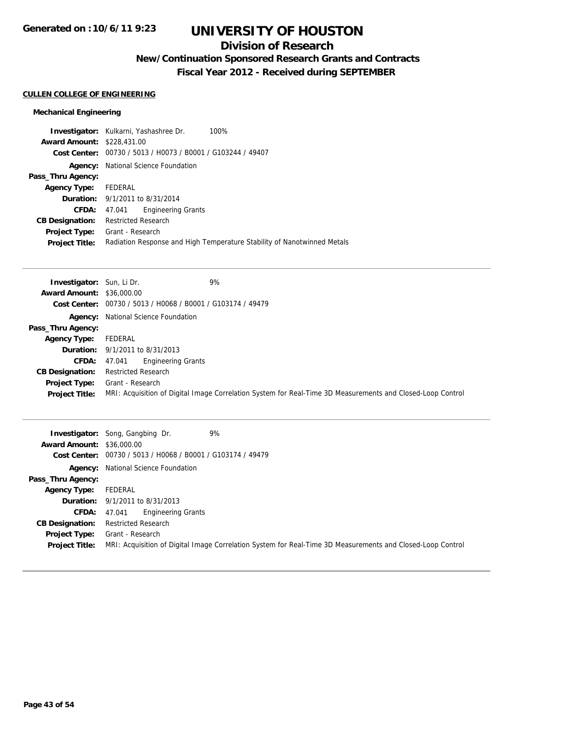# UNIVERSITY OF HOUSTON

## Division of Research

### New/Continuation Sponsored Research Grants and Contracts

### Fiscal Year 2012 - Received during SEPTEMBER

**CULLEN COLLEGE OF ENGINEERING**

**Mechanical Engineering**

**Investigator:** Kulkarni, Yashashree Dr. 100%
**Award Amount:** $228,431.00
**Cost Center:** 00730 / 5013 / H0073 / B0001 / G103244 / 49407
**Agency:** National Science Foundation
**Pass_Thru Agency:**
**Agency Type:** FEDERAL
**Duration:** 9/1/2011 to 8/31/2014
**CFDA:** 47.041 Engineering Grants
**CB Designation:** Restricted Research
**Project Type:** Grant - Research
**Project Title:** Radiation Response and High Temperature Stability of Nanotwinned Metals

---

**Investigator:** Sun, Li Dr. 9%
**Award Amount:** $36,000.00
**Cost Center:** 00730 / 5013 / H0068 / B0001 / G103174 / 49479
**Agency:** National Science Foundation
**Pass_Thru Agency:**
**Agency Type:** FEDERAL
**Duration:** 9/1/2011 to 8/31/2013
**CFDA:** 47.041 Engineering Grants
**CB Designation:** Restricted Research
**Project Type:** Grant - Research
**Project Title:** MRI: Acquisition of Digital Image Correlation System for Real-Time 3D Measurements and Closed-Loop Control

---

**Investigator:** Song, Gangbing Dr. 9%
**Award Amount:** $36,000.00
**Cost Center:** 00730 / 5013 / H0068 / B0001 / G103174 / 49479
**Agency:** National Science Foundation
**Pass_Thru Agency:**
**Agency Type:** FEDERAL
**Duration:** 9/1/2011 to 8/31/2013
**CFDA:** 47.041 Engineering Grants
**CB Designation:** Restricted Research
**Project Type:** Grant - Research
**Project Title:** MRI: Acquisition of Digital Image Correlation System for Real-Time 3D Measurements and Closed-Loop Control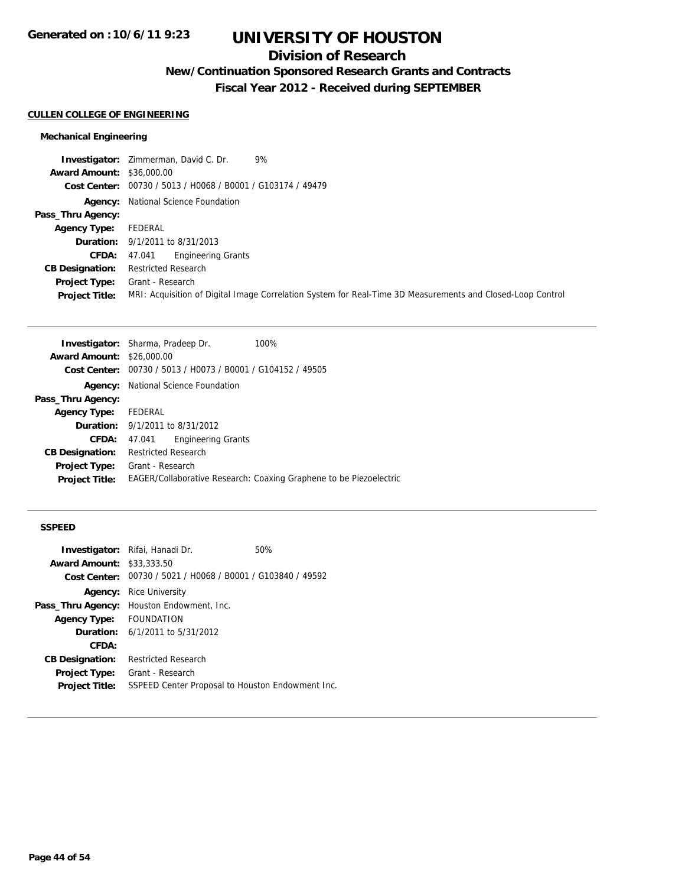# UNIVERSITY OF HOUSTON

## Division of Research

### New/Continuation Sponsored Research Grants and Contracts

### Fiscal Year 2012 - Received during SEPTEMBER

**CULLEN COLLEGE OF ENGINEERING**

**Mechanical Engineering**

**Investigator:** Zimmerman, David C. Dr. 9%
**Award Amount:** $36,000.00
**Cost Center:** 00730 / 5013 / H0068 / B0001 / G103174 / 49479
**Agency:** National Science Foundation
**Pass_Thru Agency:**
**Agency Type:** FEDERAL
**Duration:** 9/1/2011 to 8/31/2013
**CFDA:** 47.041 Engineering Grants
**CB Designation:** Restricted Research
**Project Type:** Grant - Research
**Project Title:** MRI: Acquisition of Digital Image Correlation System for Real-Time 3D Measurements and Closed-Loop Control

---

**Investigator:** Sharma, Pradeep Dr. 100%
**Award Amount:** $26,000.00
**Cost Center:** 00730 / 5013 / H0073 / B0001 / G104152 / 49505
**Agency:** National Science Foundation
**Pass_Thru Agency:**
**Agency Type:** FEDERAL
**Duration:** 9/1/2011 to 8/31/2012
**CFDA:** 47.041 Engineering Grants
**CB Designation:** Restricted Research
**Project Type:** Grant - Research
**Project Title:** EAGER/Collaborative Research: Coaxing Graphene to be Piezoelectric

---

**SSPEED**

**Investigator:** Rifai, Hanadi Dr. 50%
**Award Amount:** $33,333.50
**Cost Center:** 00730 / 5021 / H0068 / B0001 / G103840 / 49592
**Agency:** Rice University
**Pass_Thru Agency:** Houston Endowment, Inc.
**Agency Type:** FOUNDATION
**Duration:** 6/1/2011 to 5/31/2012
**CFDA:**
**CB Designation:** Restricted Research
**Project Type:** Grant - Research
**Project Title:** SSPEED Center Proposal to Houston Endowment Inc.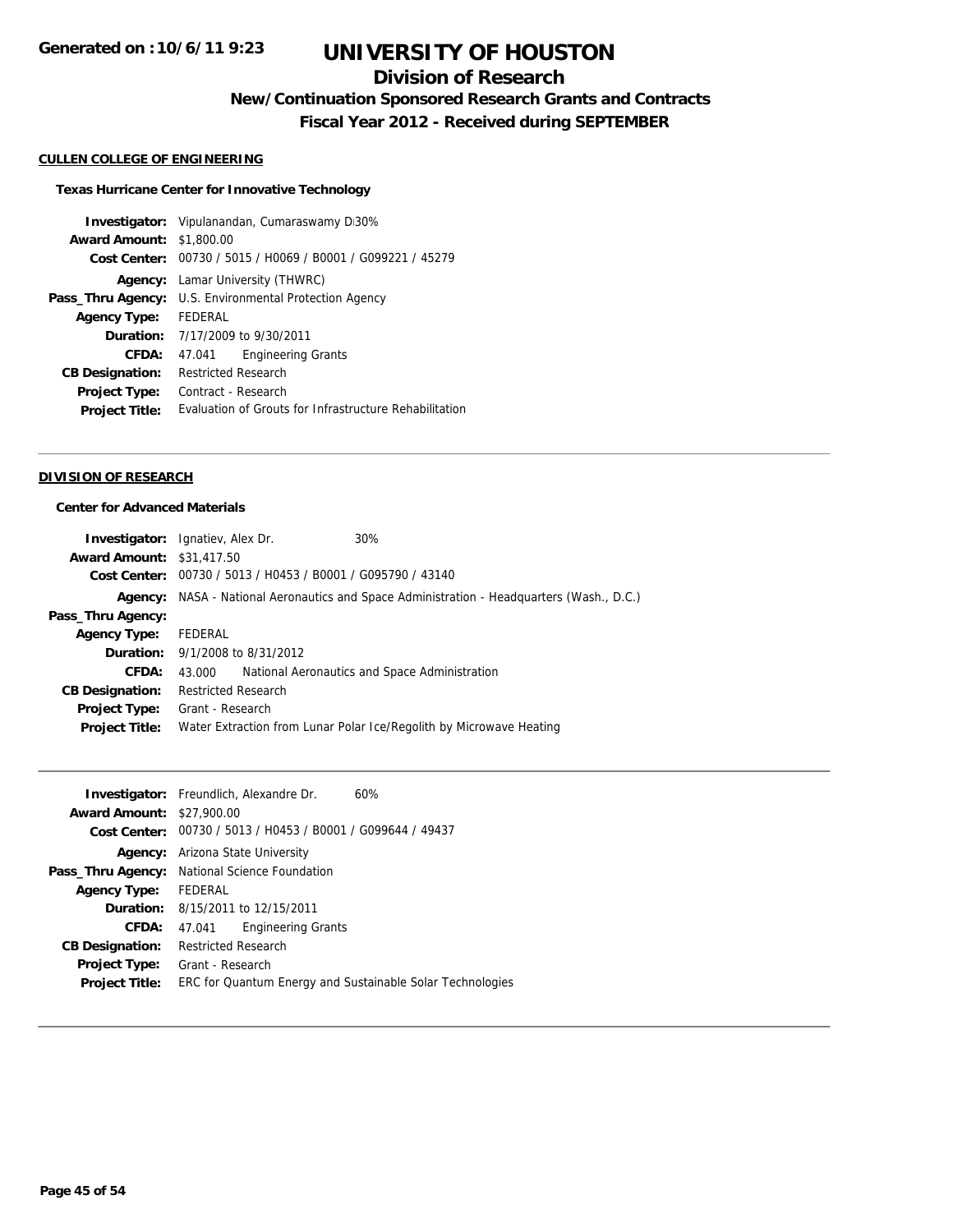**Generated on :10/6/11 9:23**

# UNIVERSITY OF HOUSTON

## Division of Research

### New/Continuation Sponsored Research Grants and Contracts

### Fiscal Year 2012 - Received during SEPTEMBER

**CULLEN COLLEGE OF ENGINEERING**

**Texas Hurricane Center for Innovative Technology**

**Investigator:** Vipulanandan, Cumaraswamy D 30%
**Award Amount:** $1,800.00
**Cost Center:** 00730 / 5015 / H0069 / B0001 / G099221 / 45279
**Agency:** Lamar University (THWRC)
**Pass_Thru Agency:** U.S. Environmental Protection Agency
**Agency Type:** FEDERAL
**Duration:** 7/17/2009 to 9/30/2011
**CFDA:** 47.041 Engineering Grants
**CB Designation:** Restricted Research
**Project Type:** Contract - Research
**Project Title:** Evaluation of Grouts for Infrastructure Rehabilitation

---

**DIVISION OF RESEARCH**

**Center for Advanced Materials**

**Investigator:** Ignatiev, Alex Dr. 30%
**Award Amount:** $31,417.50
**Cost Center:** 00730 / 5013 / H0453 / B0001 / G095790 / 43140
**Agency:** NASA - National Aeronautics and Space Administration - Headquarters (Wash., D.C.)
**Pass_Thru Agency:**
**Agency Type:** FEDERAL
**Duration:** 9/1/2008 to 8/31/2012
**CFDA:** 43.000 National Aeronautics and Space Administration
**CB Designation:** Restricted Research
**Project Type:** Grant - Research
**Project Title:** Water Extraction from Lunar Polar Ice/Regolith by Microwave Heating

---

**Investigator:** Freundlich, Alexandre Dr. 60%
**Award Amount:** $27,900.00
**Cost Center:** 00730 / 5013 / H0453 / B0001 / G099644 / 49437
**Agency:** Arizona State University
**Pass_Thru Agency:** National Science Foundation
**Agency Type:** FEDERAL
**Duration:** 8/15/2011 to 12/15/2011
**CFDA:** 47.041 Engineering Grants
**CB Designation:** Restricted Research
**Project Type:** Grant - Research
**Project Title:** ERC for Quantum Energy and Sustainable Solar Technologies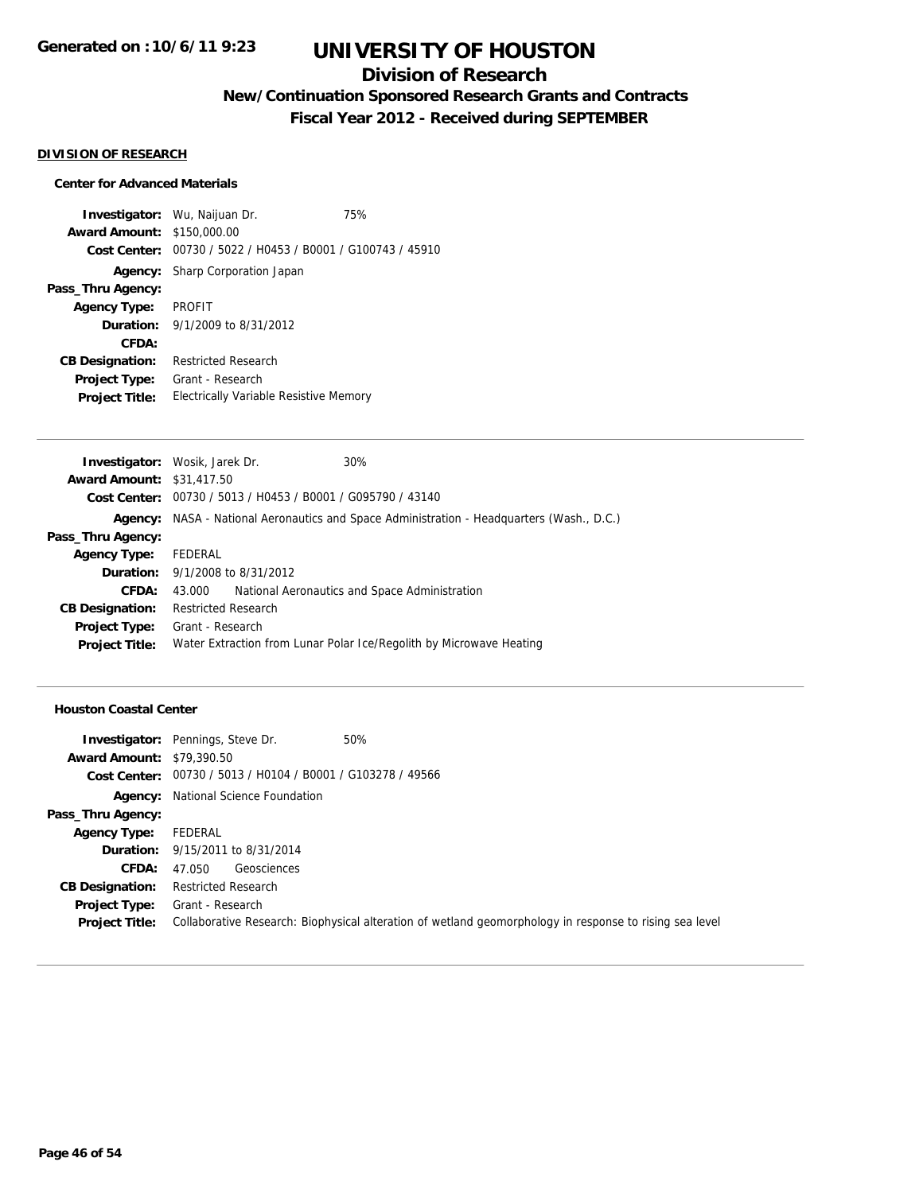# UNIVERSITY OF HOUSTON

## Division of Research

### New/Continuation Sponsored Research Grants and Contracts

### Fiscal Year 2012 - Received during SEPTEMBER

Generated on :10/6/11 9:23

#### DIVISION OF RESEARCH

##### Center for Advanced Materials

**Investigator:** Wu, Naijuan Dr. 75%
**Award Amount:** $150,000.00
**Cost Center:** 00730 / 5022 / H0453 / B0001 / G100743 / 45910
**Agency:** Sharp Corporation Japan
**Pass_Thru Agency:**
**Agency Type:** PROFIT
**Duration:** 9/1/2009 to 8/31/2012
**CFDA:**
**CB Designation:** Restricted Research
**Project Type:** Grant - Research
**Project Title:** Electrically Variable Resistive Memory

---

**Investigator:** Wosik, Jarek Dr. 30%
**Award Amount:** $31,417.50
**Cost Center:** 00730 / 5013 / H0453 / B0001 / G095790 / 43140
**Agency:** NASA - National Aeronautics and Space Administration - Headquarters (Wash., D.C.)
**Pass_Thru Agency:**
**Agency Type:** FEDERAL
**Duration:** 9/1/2008 to 8/31/2012
**CFDA:** 43.000 National Aeronautics and Space Administration
**CB Designation:** Restricted Research
**Project Type:** Grant - Research
**Project Title:** Water Extraction from Lunar Polar Ice/Regolith by Microwave Heating

---

##### Houston Coastal Center

**Investigator:** Pennings, Steve Dr. 50%
**Award Amount:** $79,390.50
**Cost Center:** 00730 / 5013 / H0104 / B0001 / G103278 / 49566
**Agency:** National Science Foundation
**Pass_Thru Agency:**
**Agency Type:** FEDERAL
**Duration:** 9/15/2011 to 8/31/2014
**CFDA:** 47.050 Geosciences
**CB Designation:** Restricted Research
**Project Type:** Grant - Research
**Project Title:** Collaborative Research: Biophysical alteration of wetland geomorphology in response to rising sea level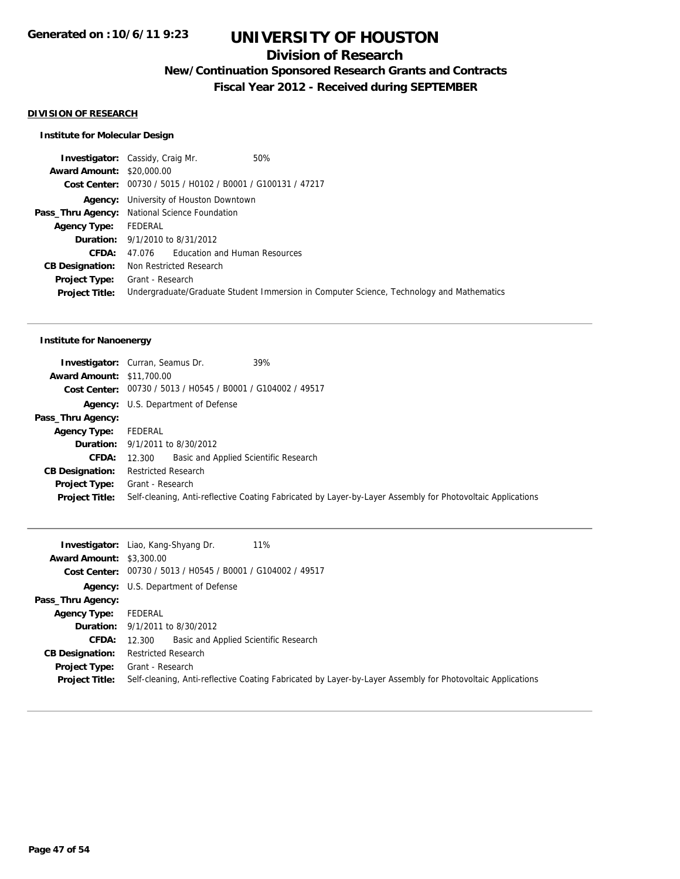# UNIVERSITY OF HOUSTON

## Division of Research

### New/Continuation Sponsored Research Grants and Contracts

### Fiscal Year 2012 - Received during SEPTEMBER

**DIVISION OF RESEARCH**

**Institute for Molecular Design**

**Investigator:** Cassidy, Craig Mr. 50%
**Award Amount:** $20,000.00
**Cost Center:** 00730 / 5015 / H0102 / B0001 / G100131 / 47217
**Agency:** University of Houston Downtown
**Pass_Thru Agency:** National Science Foundation
**Agency Type:** FEDERAL
**Duration:** 9/1/2010 to 8/31/2012
**CFDA:** 47.076 Education and Human Resources
**CB Designation:** Non Restricted Research
**Project Type:** Grant - Research
**Project Title:** Undergraduate/Graduate Student Immersion in Computer Science, Technology and Mathematics

---

**Institute for Nanoenergy**

**Investigator:** Curran, Seamus Dr. 39%
**Award Amount:** $11,700.00
**Cost Center:** 00730 / 5013 / H0545 / B0001 / G104002 / 49517
**Agency:** U.S. Department of Defense
**Pass_Thru Agency:**
**Agency Type:** FEDERAL
**Duration:** 9/1/2011 to 8/30/2012
**CFDA:** 12.300 Basic and Applied Scientific Research
**CB Designation:** Restricted Research
**Project Type:** Grant - Research
**Project Title:** Self-cleaning, Anti-reflective Coating Fabricated by Layer-by-Layer Assembly for Photovoltaic Applications

---

**Investigator:** Liao, Kang-Shyang Dr. 11%
**Award Amount:** $3,300.00
**Cost Center:** 00730 / 5013 / H0545 / B0001 / G104002 / 49517
**Agency:** U.S. Department of Defense
**Pass_Thru Agency:**
**Agency Type:** FEDERAL
**Duration:** 9/1/2011 to 8/30/2012
**CFDA:** 12.300 Basic and Applied Scientific Research
**CB Designation:** Restricted Research
**Project Type:** Grant - Research
**Project Title:** Self-cleaning, Anti-reflective Coating Fabricated by Layer-by-Layer Assembly for Photovoltaic Applications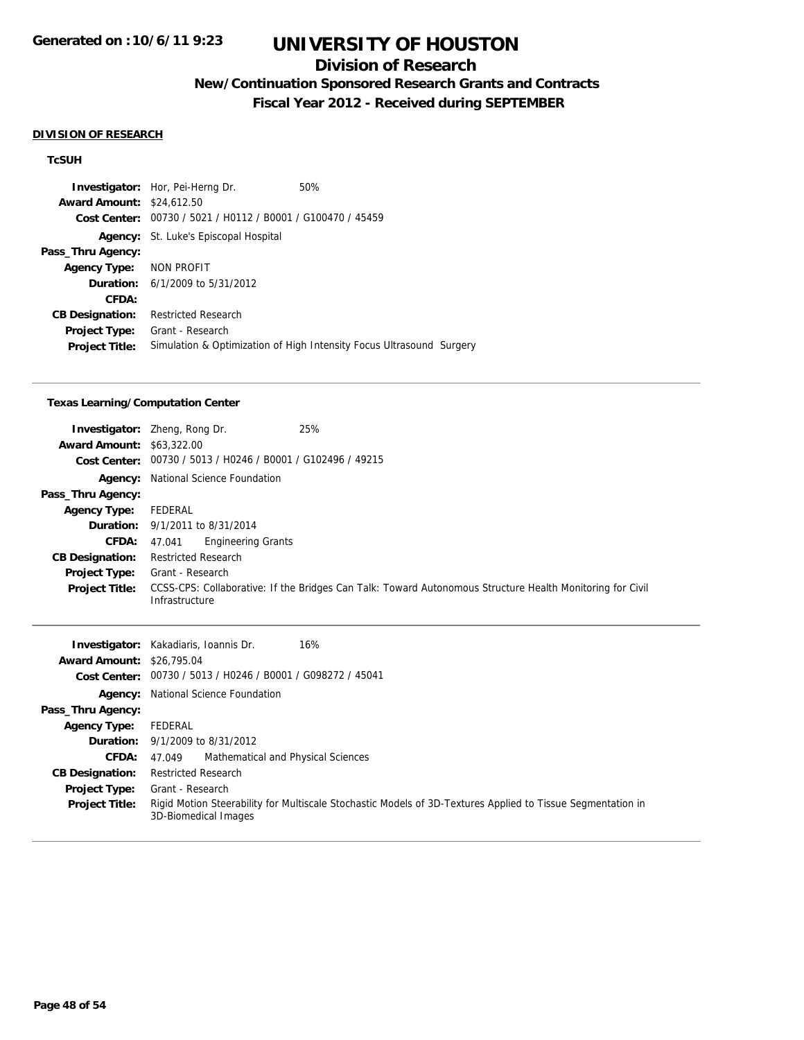**DIVISION OF RESEARCH**

**TcSUH**

**Investigator:** Hor, Pei-Herng Dr. 50%
**Award Amount:** $24,612.50
**Cost Center:** 00730 / 5021 / H0112 / B0001 / G100470 / 45459
**Agency:** St. Luke's Episcopal Hospital
**Pass_Thru Agency:**
**Agency Type:** NON PROFIT
**Duration:** 6/1/2009 to 5/31/2012
**CFDA:**
**CB Designation:** Restricted Research
**Project Type:** Grant - Research
**Project Title:** Simulation & Optimization of High Intensity Focus Ultrasound Surgery

---

**Texas Learning/Computation Center**

**Investigator:** Zheng, Rong Dr. 25%
**Award Amount:** $63,322.00
**Cost Center:** 00730 / 5013 / H0246 / B0001 / G102496 / 49215
**Agency:** National Science Foundation
**Pass_Thru Agency:**
**Agency Type:** FEDERAL
**Duration:** 9/1/2011 to 8/31/2014
**CFDA:** 47.041 Engineering Grants
**CB Designation:** Restricted Research
**Project Type:** Grant - Research
**Project Title:** CCSS-CPS: Collaborative: If the Bridges Can Talk: Toward Autonomous Structure Health Monitoring for Civil Infrastructure

---

**Investigator:** Kakadiaris, Ioannis Dr. 16%
**Award Amount:** $26,795.04
**Cost Center:** 00730 / 5013 / H0246 / B0001 / G098272 / 45041
**Agency:** National Science Foundation
**Pass_Thru Agency:**
**Agency Type:** FEDERAL
**Duration:** 9/1/2009 to 8/31/2012
**CFDA:** 47.049 Mathematical and Physical Sciences
**CB Designation:** Restricted Research
**Project Type:** Grant - Research
**Project Title:** Rigid Motion Steerability for Multiscale Stochastic Models of 3D-Textures Applied to Tissue Segmentation in 3D-Biomedical Images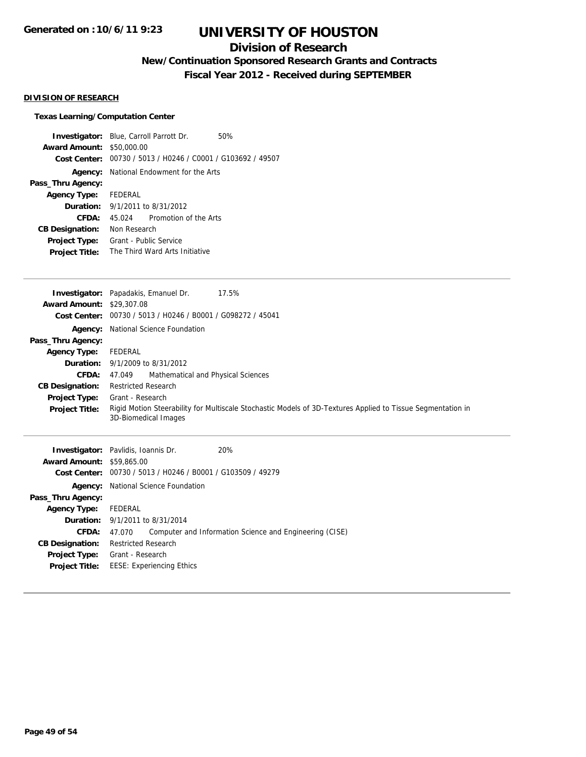# UNIVERSITY OF HOUSTON

## Division of Research

### New/Continuation Sponsored Research Grants and Contracts

### Fiscal Year 2012 - Received during SEPTEMBER

Generated on : 10/6/11 9:23

**DIVISION OF RESEARCH**

**Texas Learning/Computation Center**

| | |
|---|---|
| **Investigator:** | Blue, Carroll Parrott Dr. 50% |
| **Award Amount:** | $50,000.00 |
| **Cost Center:** | 00730 / 5013 / H0246 / C0001 / G103692 / 49507 |
| **Agency:** | National Endowment for the Arts |
| **Pass_Thru Agency:** | |
| **Agency Type:** | FEDERAL |
| **Duration:** | 9/1/2011 to 8/31/2012 |
| **CFDA:** | 45.024 Promotion of the Arts |
| **CB Designation:** | Non Research |
| **Project Type:** | Grant - Public Service |
| **Project Title:** | The Third Ward Arts Initiative |

---

| | |
|---|---|
| **Investigator:** | Papadakis, Emanuel Dr. 17.5% |
| **Award Amount:** | $29,307.08 |
| **Cost Center:** | 00730 / 5013 / H0246 / B0001 / G098272 / 45041 |
| **Agency:** | National Science Foundation |
| **Pass_Thru Agency:** | |
| **Agency Type:** | FEDERAL |
| **Duration:** | 9/1/2009 to 8/31/2012 |
| **CFDA:** | 47.049 Mathematical and Physical Sciences |
| **CB Designation:** | Restricted Research |
| **Project Type:** | Grant - Research |
| **Project Title:** | Rigid Motion Steerability for Multiscale Stochastic Models of 3D-Textures Applied to Tissue Segmentation in 3D-Biomedical Images |

---

| | |
|---|---|
| **Investigator:** | Pavlidis, Ioannis Dr. 20% |
| **Award Amount:** | $59,865.00 |
| **Cost Center:** | 00730 / 5013 / H0246 / B0001 / G103509 / 49279 |
| **Agency:** | National Science Foundation |
| **Pass_Thru Agency:** | |
| **Agency Type:** | FEDERAL |
| **Duration:** | 9/1/2011 to 8/31/2014 |
| **CFDA:** | 47.070 Computer and Information Science and Engineering (CISE) |
| **CB Designation:** | Restricted Research |
| **Project Type:** | Grant - Research |
| **Project Title:** | EESE: Experiencing Ethics |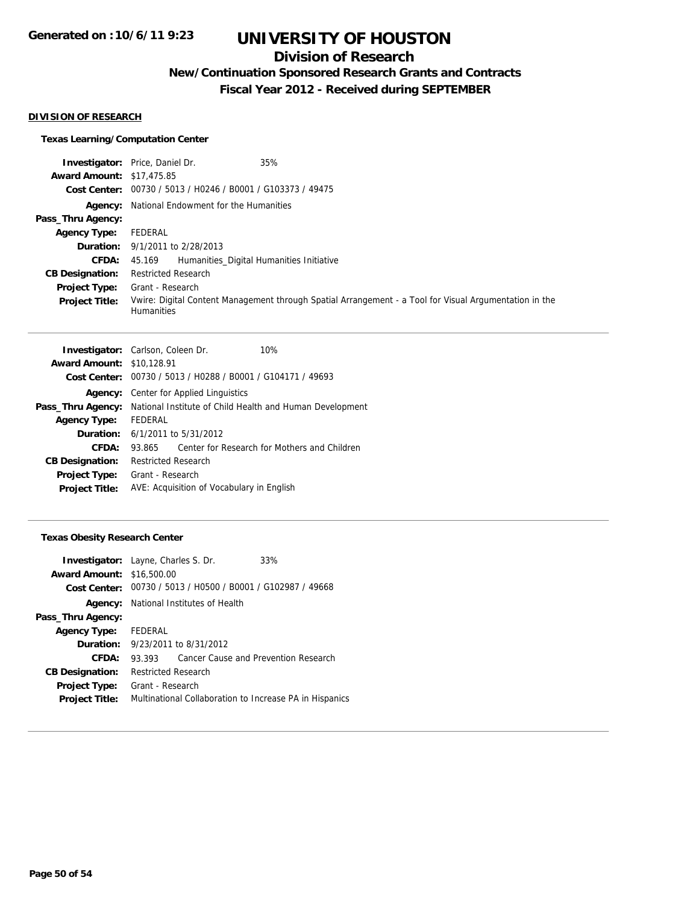**Generated on :10/6/11 9:23**

# UNIVERSITY OF HOUSTON

## Division of Research

### New/Continuation Sponsored Research Grants and Contracts

### Fiscal Year 2012 - Received during SEPTEMBER

**DIVISION OF RESEARCH**

**Texas Learning/Computation Center**

**Investigator:** Price, Daniel Dr. 35%
**Award Amount:** $17,475.85
**Cost Center:** 00730 / 5013 / H0246 / B0001 / G103373 / 49475
**Agency:** National Endowment for the Humanities
**Pass_Thru Agency:**
**Agency Type:** FEDERAL
**Duration:** 9/1/2011 to 2/28/2013
**CFDA:** 45.169 Humanities_Digital Humanities Initiative
**CB Designation:** Restricted Research
**Project Type:** Grant - Research
**Project Title:** Vwire: Digital Content Management through Spatial Arrangement - a Tool for Visual Argumentation in the Humanities

---

**Investigator:** Carlson, Coleen Dr. 10%
**Award Amount:** $10,128.91
**Cost Center:** 00730 / 5013 / H0288 / B0001 / G104171 / 49693
**Agency:** Center for Applied Linguistics
**Pass_Thru Agency:** National Institute of Child Health and Human Development
**Agency Type:** FEDERAL
**Duration:** 6/1/2011 to 5/31/2012
**CFDA:** 93.865 Center for Research for Mothers and Children
**CB Designation:** Restricted Research
**Project Type:** Grant - Research
**Project Title:** AVE: Acquisition of Vocabulary in English

---

**Texas Obesity Research Center**

**Investigator:** Layne, Charles S. Dr. 33%
**Award Amount:** $16,500.00
**Cost Center:** 00730 / 5013 / H0500 / B0001 / G102987 / 49668
**Agency:** National Institutes of Health
**Pass_Thru Agency:**
**Agency Type:** FEDERAL
**Duration:** 9/23/2011 to 8/31/2012
**CFDA:** 93.393 Cancer Cause and Prevention Research
**CB Designation:** Restricted Research
**Project Type:** Grant - Research
**Project Title:** Multinational Collaboration to Increase PA in Hispanics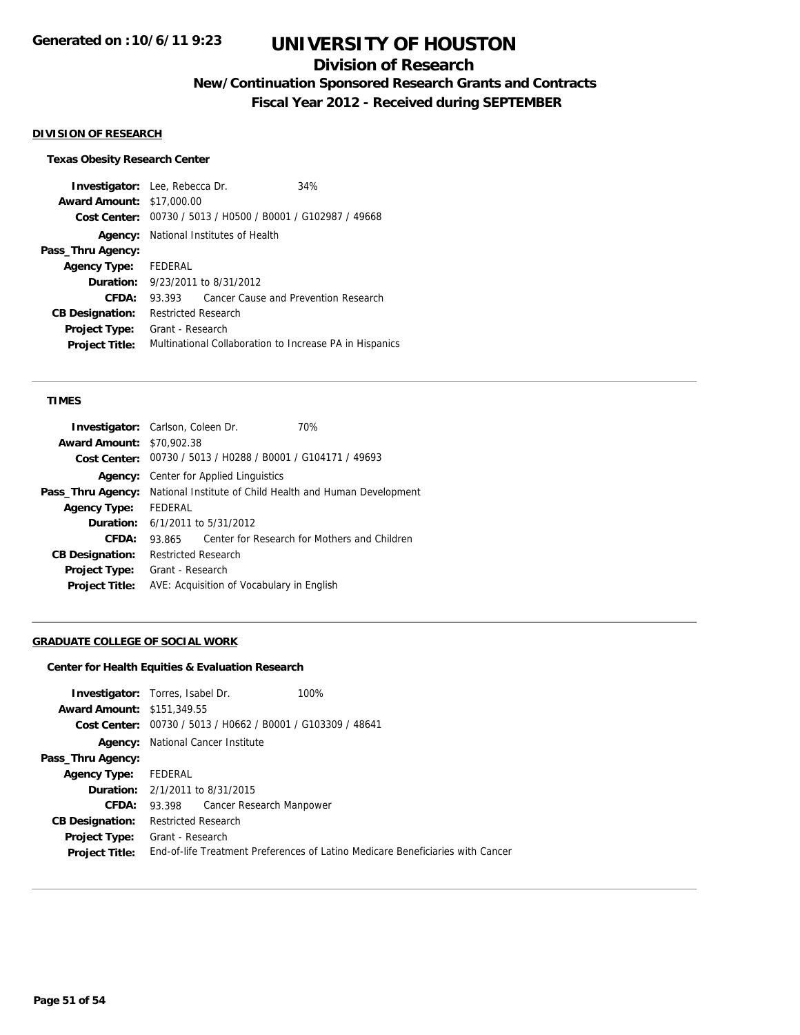**Generated on :10/6/11 9:23**

# UNIVERSITY OF HOUSTON

## Division of Research

### New/Continuation Sponsored Research Grants and Contracts

### Fiscal Year 2012 - Received during SEPTEMBER

#### DIVISION OF RESEARCH

**Texas Obesity Research Center**

**Investigator:** Lee, Rebecca Dr. 34%
**Award Amount:** $17,000.00
**Cost Center:** 00730 / 5013 / H0500 / B0001 / G102987 / 49668
**Agency:** National Institutes of Health
**Pass_Thru Agency:**
**Agency Type:** FEDERAL
**Duration:** 9/23/2011 to 8/31/2012
**CFDA:** 93.393 Cancer Cause and Prevention Research
**CB Designation:** Restricted Research
**Project Type:** Grant - Research
**Project Title:** Multinational Collaboration to Increase PA in Hispanics

---

**TIMES**

**Investigator:** Carlson, Coleen Dr. 70%
**Award Amount:** $70,902.38
**Cost Center:** 00730 / 5013 / H0288 / B0001 / G104171 / 49693
**Agency:** Center for Applied Linguistics
**Pass_Thru Agency:** National Institute of Child Health and Human Development
**Agency Type:** FEDERAL
**Duration:** 6/1/2011 to 5/31/2012
**CFDA:** 93.865 Center for Research for Mothers and Children
**CB Designation:** Restricted Research
**Project Type:** Grant - Research
**Project Title:** AVE: Acquisition of Vocabulary in English

---

#### GRADUATE COLLEGE OF SOCIAL WORK

**Center for Health Equities & Evaluation Research**

**Investigator:** Torres, Isabel Dr. 100%
**Award Amount:** $151,349.55
**Cost Center:** 00730 / 5013 / H0662 / B0001 / G103309 / 48641
**Agency:** National Cancer Institute
**Pass_Thru Agency:**
**Agency Type:** FEDERAL
**Duration:** 2/1/2011 to 8/31/2015
**CFDA:** 93.398 Cancer Research Manpower
**CB Designation:** Restricted Research
**Project Type:** Grant - Research
**Project Title:** End-of-life Treatment Preferences of Latino Medicare Beneficiaries with Cancer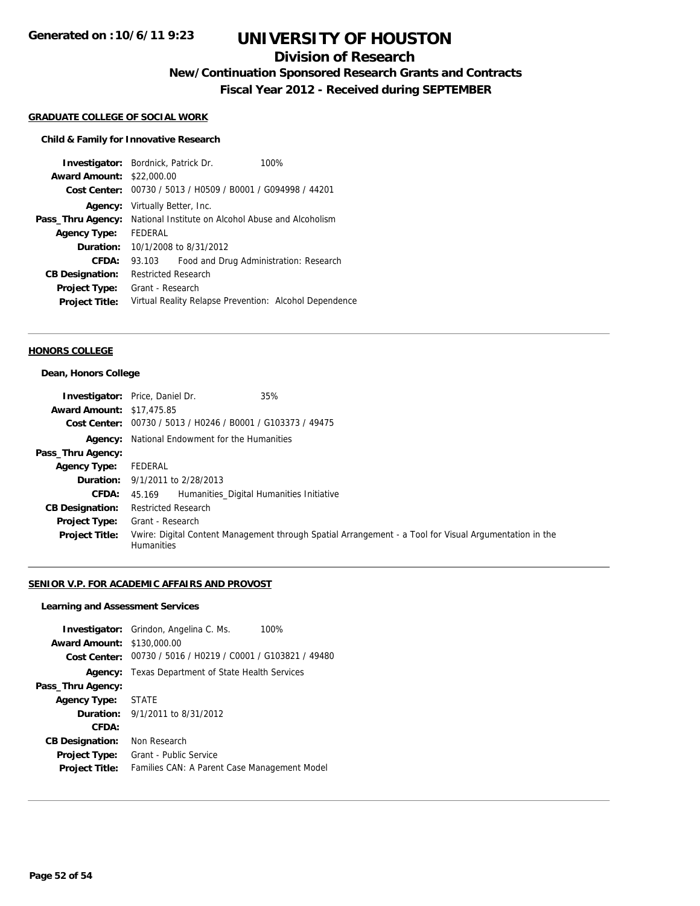# UNIVERSITY OF HOUSTON

## Division of Research

### New/Continuation Sponsored Research Grants and Contracts

### Fiscal Year 2012 - Received during SEPTEMBER

**Generated on : 10/6/11 9:23**

#### GRADUATE COLLEGE OF SOCIAL WORK

**Child & Family for Innovative Research**

**Investigator:** Bordnick, Patrick Dr. 100%
**Award Amount:** $22,000.00
**Cost Center:** 00730 / 5013 / H0509 / B0001 / G094998 / 44201
**Agency:** Virtually Better, Inc.
**Pass_Thru Agency:** National Institute on Alcohol Abuse and Alcoholism
**Agency Type:** FEDERAL
**Duration:** 10/1/2008 to 8/31/2012
**CFDA:** 93.103 Food and Drug Administration: Research
**CB Designation:** Restricted Research
**Project Type:** Grant - Research
**Project Title:** Virtual Reality Relapse Prevention: Alcohol Dependence

#### HONORS COLLEGE

**Dean, Honors College**

**Investigator:** Price, Daniel Dr. 35%
**Award Amount:** $17,475.85
**Cost Center:** 00730 / 5013 / H0246 / B0001 / G103373 / 49475
**Agency:** National Endowment for the Humanities
**Pass_Thru Agency:**
**Agency Type:** FEDERAL
**Duration:** 9/1/2011 to 2/28/2013
**CFDA:** 45.169 Humanities_Digital Humanities Initiative
**CB Designation:** Restricted Research
**Project Type:** Grant - Research
**Project Title:** Vwire: Digital Content Management through Spatial Arrangement - a Tool for Visual Argumentation in the Humanities

#### SENIOR V.P. FOR ACADEMIC AFFAIRS AND PROVOST

**Learning and Assessment Services**

**Investigator:** Grindon, Angelina C. Ms. 100%
**Award Amount:** $130,000.00
**Cost Center:** 00730 / 5016 / H0219 / C0001 / G103821 / 49480
**Agency:** Texas Department of State Health Services
**Pass_Thru Agency:**
**Agency Type:** STATE
**Duration:** 9/1/2011 to 8/31/2012
**CFDA:**
**CB Designation:** Non Research
**Project Type:** Grant - Public Service
**Project Title:** Families CAN: A Parent Case Management Model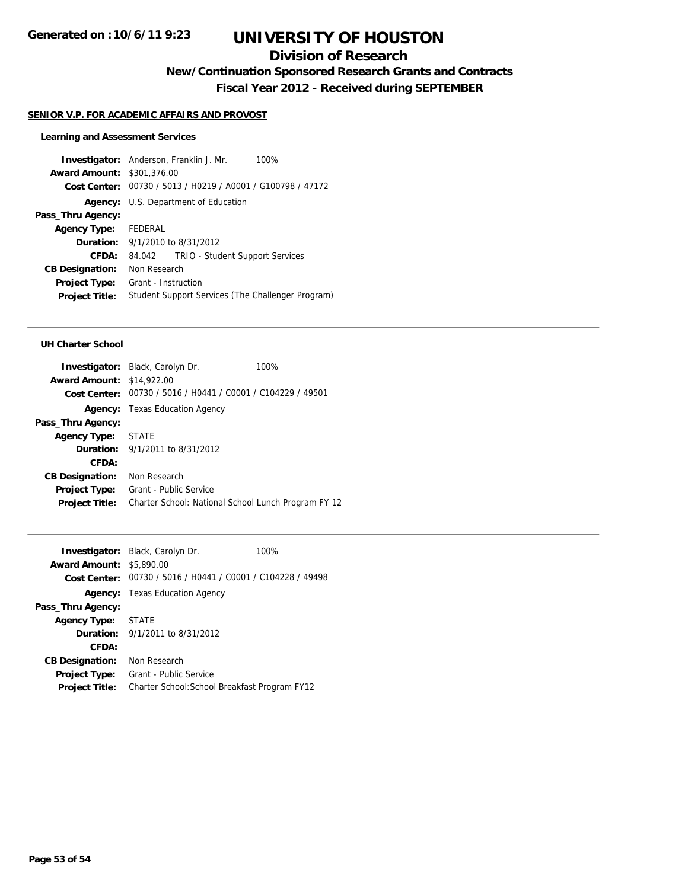# UNIVERSITY OF HOUSTON

## Division of Research

### New/Continuation Sponsored Research Grants and Contracts

### Fiscal Year 2012 - Received during SEPTEMBER

**Generated on :10/6/11 9:23**

#### SENIOR V.P. FOR ACADEMIC AFFAIRS AND PROVOST

**Learning and Assessment Services**

**Investigator:** Anderson, Franklin J. Mr. 100%
**Award Amount:** $301,376.00
**Cost Center:** 00730 / 5013 / H0219 / A0001 / G100798 / 47172
**Agency:** U.S. Department of Education
**Pass_Thru Agency:**
**Agency Type:** FEDERAL
**Duration:** 9/1/2010 to 8/31/2012
**CFDA:** 84.042 TRIO - Student Support Services
**CB Designation:** Non Research
**Project Type:** Grant - Instruction
**Project Title:** Student Support Services (The Challenger Program)

---

**UH Charter School**

**Investigator:** Black, Carolyn Dr. 100%
**Award Amount:** $14,922.00
**Cost Center:** 00730 / 5016 / H0441 / C0001 / C104229 / 49501
**Agency:** Texas Education Agency
**Pass_Thru Agency:**
**Agency Type:** STATE
**Duration:** 9/1/2011 to 8/31/2012
**CFDA:**
**CB Designation:** Non Research
**Project Type:** Grant - Public Service
**Project Title:** Charter School: National School Lunch Program FY 12

---

**Investigator:** Black, Carolyn Dr. 100%
**Award Amount:** $5,890.00
**Cost Center:** 00730 / 5016 / H0441 / C0001 / C104228 / 49498
**Agency:** Texas Education Agency
**Pass_Thru Agency:**
**Agency Type:** STATE
**Duration:** 9/1/2011 to 8/31/2012
**CFDA:**
**CB Designation:** Non Research
**Project Type:** Grant - Public Service
**Project Title:** Charter School:School Breakfast Program FY12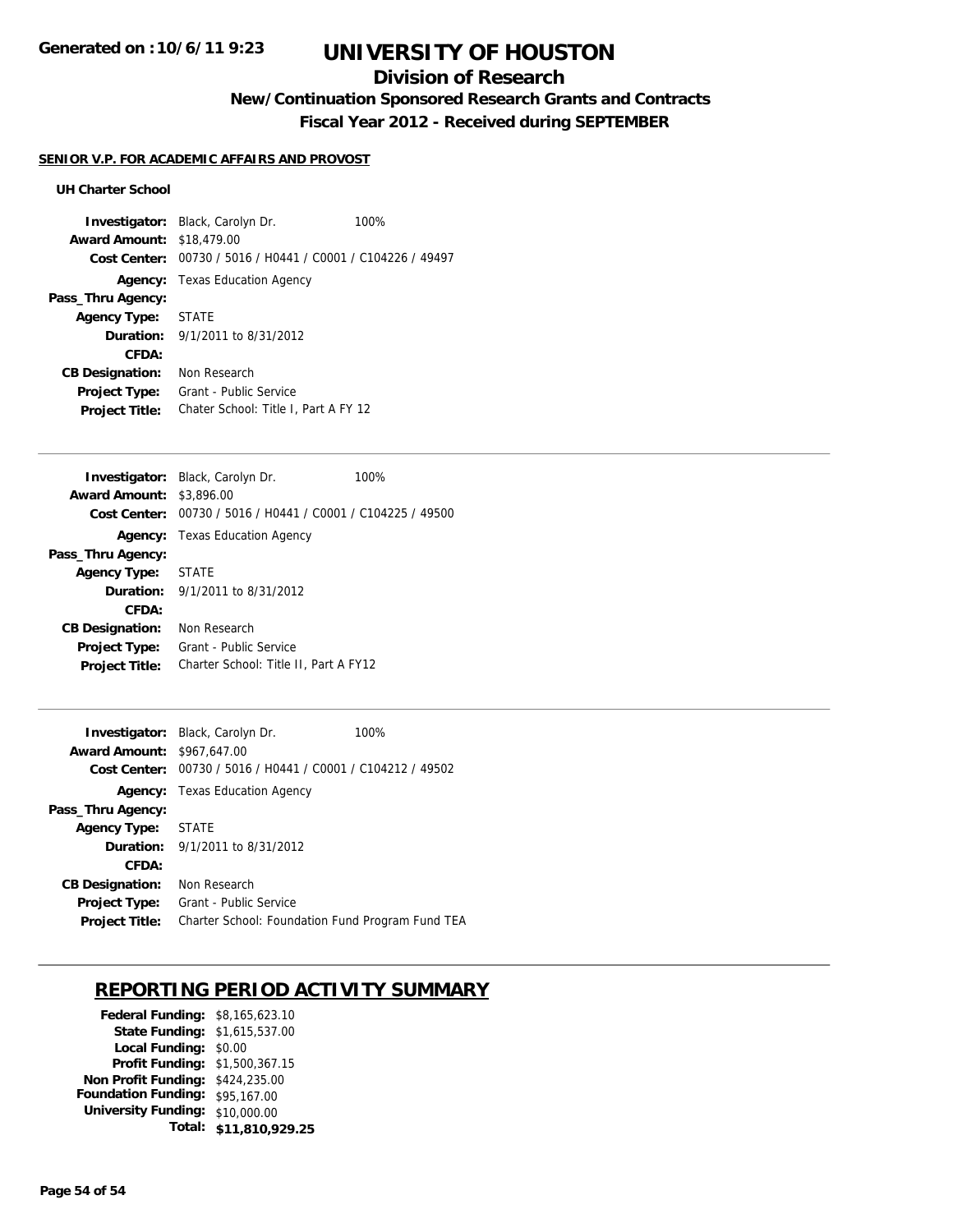**Generated on :10/6/11 9:23**

# UNIVERSITY OF HOUSTON

## Division of Research

### New/Continuation Sponsored Research Grants and Contracts

### Fiscal Year 2012 - Received during SEPTEMBER

**SENIOR V.P. FOR ACADEMIC AFFAIRS AND PROVOST**

**UH Charter School**

| | |
|---|---|
| **Investigator:** | Black, Carolyn Dr. 100% |
| **Award Amount:** | $18,479.00 |
| **Cost Center:** | 00730 / 5016 / H0441 / C0001 / C104226 / 49497 |
| **Agency:** | Texas Education Agency |
| **Pass_Thru Agency:** | |
| **Agency Type:** | STATE |
| **Duration:** | 9/1/2011 to 8/31/2012 |
| **CFDA:** | |
| **CB Designation:** | Non Research |
| **Project Type:** | Grant - Public Service |
| **Project Title:** | Chater School: Title I, Part A FY 12 |

| | |
|---|---|
| **Investigator:** | Black, Carolyn Dr. 100% |
| **Award Amount:** | $3,896.00 |
| **Cost Center:** | 00730 / 5016 / H0441 / C0001 / C104225 / 49500 |
| **Agency:** | Texas Education Agency |
| **Pass_Thru Agency:** | |
| **Agency Type:** | STATE |
| **Duration:** | 9/1/2011 to 8/31/2012 |
| **CFDA:** | |
| **CB Designation:** | Non Research |
| **Project Type:** | Grant - Public Service |
| **Project Title:** | Charter School: Title II, Part A FY12 |

| | |
|---|---|
| **Investigator:** | Black, Carolyn Dr. 100% |
| **Award Amount:** | $967,647.00 |
| **Cost Center:** | 00730 / 5016 / H0441 / C0001 / C104212 / 49502 |
| **Agency:** | Texas Education Agency |
| **Pass_Thru Agency:** | |
| **Agency Type:** | STATE |
| **Duration:** | 9/1/2011 to 8/31/2012 |
| **CFDA:** | |
| **CB Designation:** | Non Research |
| **Project Type:** | Grant - Public Service |
| **Project Title:** | Charter School: Foundation Fund Program Fund TEA |

## REPORTING PERIOD ACTIVITY SUMMARY

| | |
|---|---|
| **Federal Funding:** | $8,165,623.10 |
| **State Funding:** | $1,615,537.00 |
| **Local Funding:** | $0.00 |
| **Profit Funding:** | $1,500,367.15 |
| **Non Profit Funding:** | $424,235.00 |
| **Foundation Funding:** | $95,167.00 |
| **University Funding:** | $10,000.00 |
| **Total:** | **$11,810,929.25** |